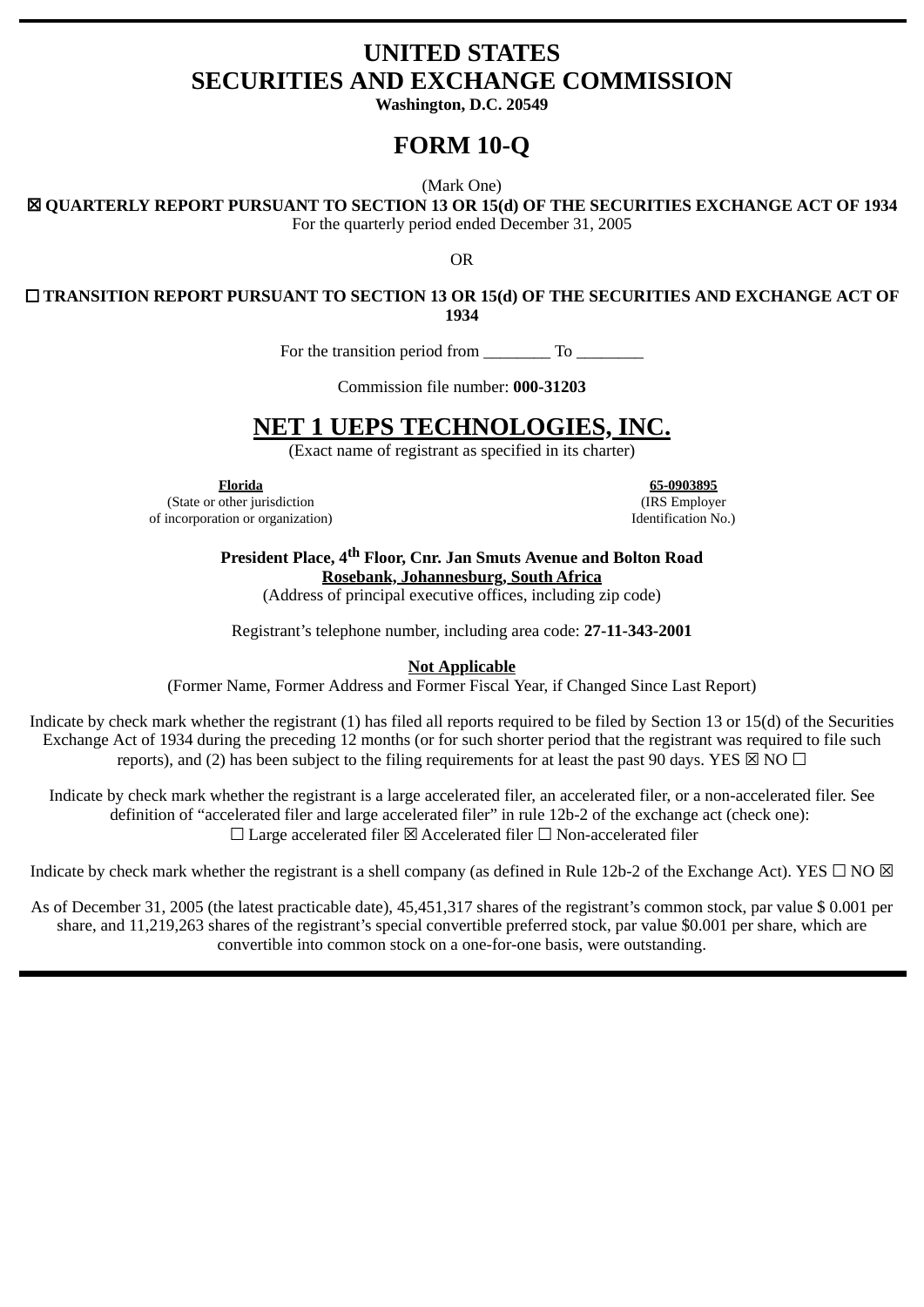# UNITED STATES
# SECURITIES AND EXCHANGE COMMISSION

**Washington, D.C. 20549**

# FORM 10-Q

(Mark One)

**☒ QUARTERLY REPORT PURSUANT TO SECTION 13 OR 15(d) OF THE SECURITIES EXCHANGE ACT OF 1934**

For the quarterly period ended December 31, 2005

OR

**☐ TRANSITION REPORT PURSUANT TO SECTION 13 OR 15(d) OF THE SECURITIES AND EXCHANGE ACT OF 1934**

For the transition period from ________ To ________

Commission file number: **000-31203**

# NET 1 UEPS TECHNOLOGIES, INC.

(Exact name of registrant as specified in its charter)

| **Florida** | **65-0903895** |
|---|---|
| (State or other jurisdiction of incorporation or organization) | (IRS Employer Identification No.) |

**President Place, 4th Floor, Cnr. Jan Smuts Avenue and Bolton Road**
**Rosebank, Johannesburg, South Africa**
(Address of principal executive offices, including zip code)

Registrant's telephone number, including area code: **27-11-343-2001**

**Not Applicable**
(Former Name, Former Address and Former Fiscal Year, if Changed Since Last Report)

Indicate by check mark whether the registrant (1) has filed all reports required to be filed by Section 13 or 15(d) of the Securities Exchange Act of 1934 during the preceding 12 months (or for such shorter period that the registrant was required to file such reports), and (2) has been subject to the filing requirements for at least the past 90 days. YES ☒ NO ☐

Indicate by check mark whether the registrant is a large accelerated filer, an accelerated filer, or a non-accelerated filer. See definition of "accelerated filer and large accelerated filer" in rule 12b-2 of the exchange act (check one):
☐ Large accelerated filer ☒ Accelerated filer ☐ Non-accelerated filer

Indicate by check mark whether the registrant is a shell company (as defined in Rule 12b-2 of the Exchange Act). YES ☐ NO ☒

As of December 31, 2005 (the latest practicable date), 45,451,317 shares of the registrant's common stock, par value $ 0.001 per share, and 11,219,263 shares of the registrant's special convertible preferred stock, par value $0.001 per share, which are convertible into common stock on a one-for-one basis, were outstanding.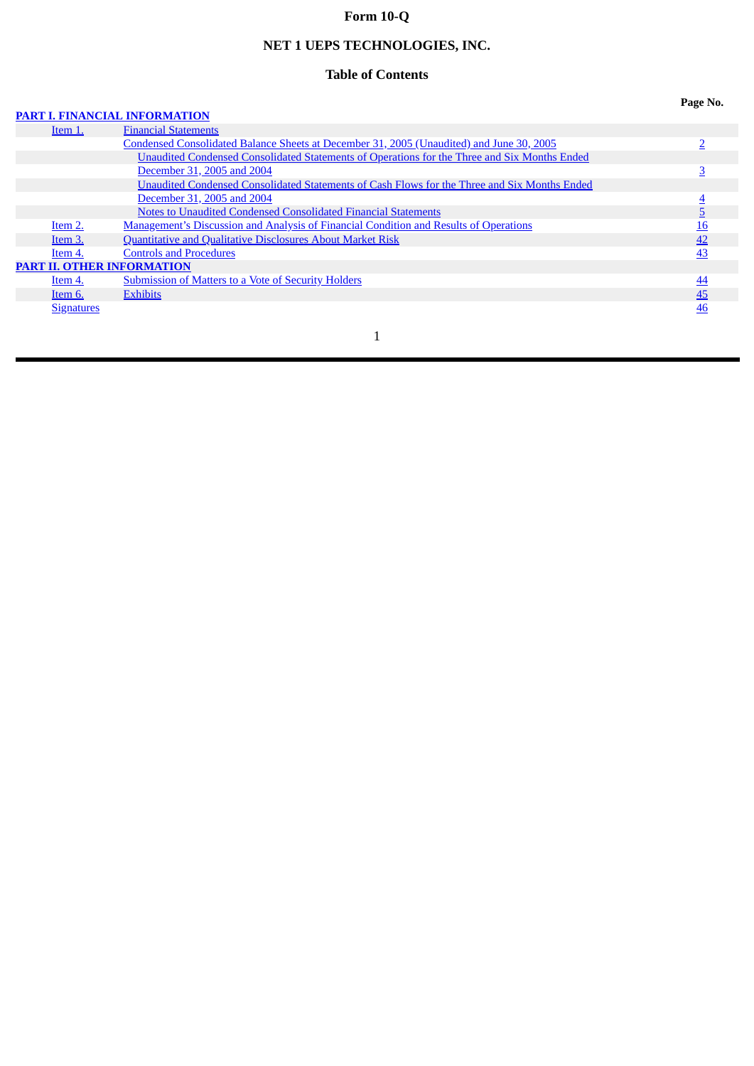# Form 10-Q

## NET 1 UEPS TECHNOLOGIES, INC.

### Table of Contents

| | | Page No. |
|---|---|---|
| **PART I. FINANCIAL INFORMATION** | | |
| Item 1. | Financial Statements | |
| | Condensed Consolidated Balance Sheets at December 31, 2005 (Unaudited) and June 30, 2005 | 2 |
| | Unaudited Condensed Consolidated Statements of Operations for the Three and Six Months Ended December 31, 2005 and 2004 | 3 |
| | Unaudited Condensed Consolidated Statements of Cash Flows for the Three and Six Months Ended December 31, 2005 and 2004 | 4 |
| | Notes to Unaudited Condensed Consolidated Financial Statements | 5 |
| Item 2. | Management's Discussion and Analysis of Financial Condition and Results of Operations | 16 |
| Item 3. | Quantitative and Qualitative Disclosures About Market Risk | 42 |
| Item 4. | Controls and Procedures | 43 |
| **PART II. OTHER INFORMATION** | | |
| Item 4. | Submission of Matters to a Vote of Security Holders | 44 |
| Item 6. | Exhibits | 45 |
| Signatures | | 46 |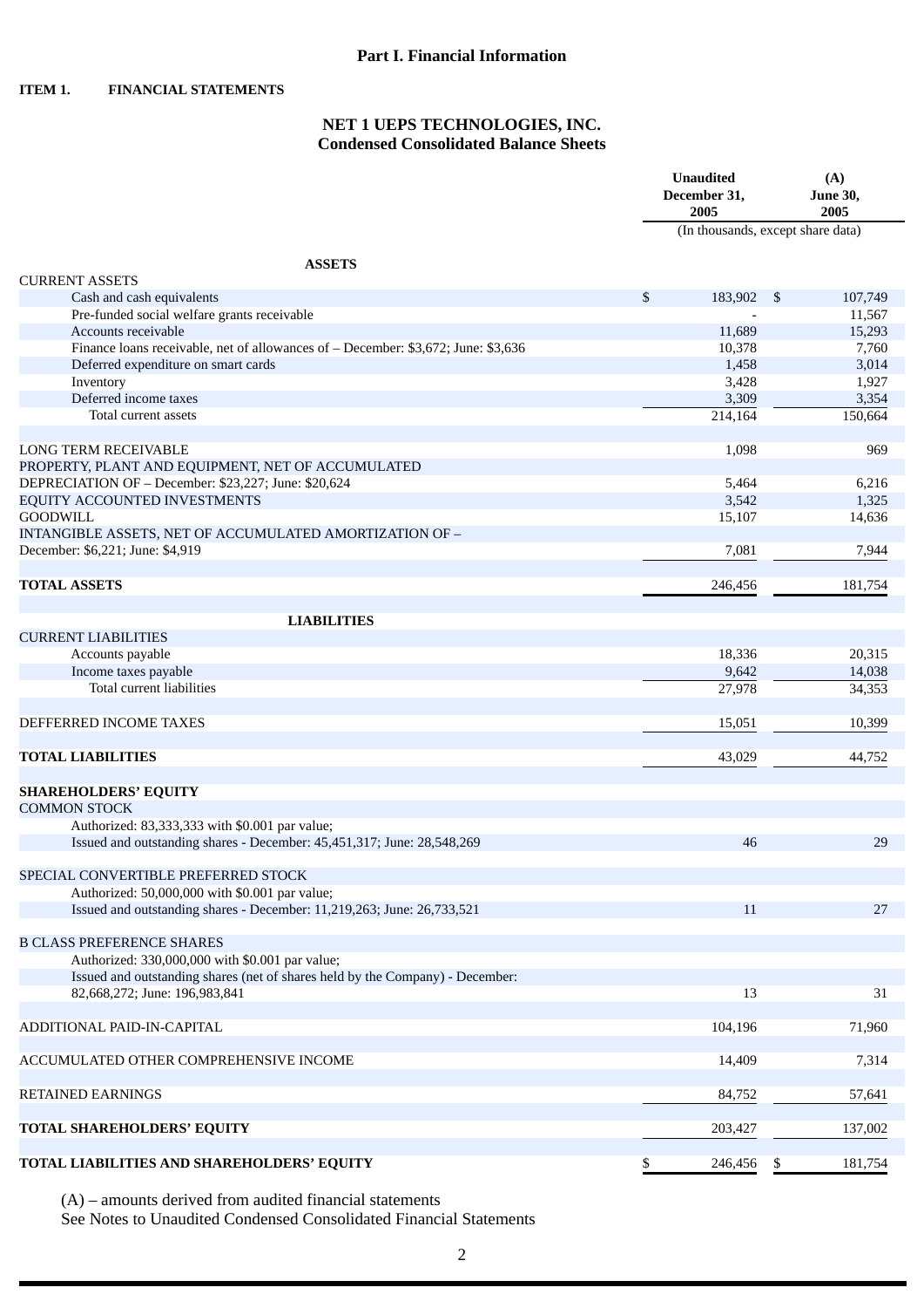## Part I. Financial Information

**ITEM 1. FINANCIAL STATEMENTS**

### NET 1 UEPS TECHNOLOGIES, INC.
### Condensed Consolidated Balance Sheets

| | Unaudited December 31, 2005 | (A) June 30, 2005 |
|---|---|---|
| | (In thousands, except share data) | |
| **ASSETS** | | |
| CURRENT ASSETS | | |
| Cash and cash equivalents | $ 183,902 | $ 107,749 |
| Pre-funded social welfare grants receivable | - | 11,567 |
| Accounts receivable | 11,689 | 15,293 |
| Finance loans receivable, net of allowances of – December: $3,672; June: $3,636 | 10,378 | 7,760 |
| Deferred expenditure on smart cards | 1,458 | 3,014 |
| Inventory | 3,428 | 1,927 |
| Deferred income taxes | 3,309 | 3,354 |
| Total current assets | 214,164 | 150,664 |
| | | |
| LONG TERM RECEIVABLE | 1,098 | 969 |
| PROPERTY, PLANT AND EQUIPMENT, NET OF ACCUMULATED DEPRECIATION OF – December: $23,227; June: $20,624 | 5,464 | 6,216 |
| EQUITY ACCOUNTED INVESTMENTS | 3,542 | 1,325 |
| GOODWILL | 15,107 | 14,636 |
| INTANGIBLE ASSETS, NET OF ACCUMULATED AMORTIZATION OF – December: $6,221; June: $4,919 | 7,081 | 7,944 |
| | | |
| **TOTAL ASSETS** | 246,456 | 181,754 |
| | | |
| **LIABILITIES** | | |
| CURRENT LIABILITIES | | |
| Accounts payable | 18,336 | 20,315 |
| Income taxes payable | 9,642 | 14,038 |
| Total current liabilities | 27,978 | 34,353 |
| | | |
| DEFFERRED INCOME TAXES | 15,051 | 10,399 |
| | | |
| **TOTAL LIABILITIES** | 43,029 | 44,752 |
| | | |
| **SHAREHOLDERS' EQUITY** | | |
| COMMON STOCK | | |
| Authorized: 83,333,333 with $0.001 par value; | | |
| Issued and outstanding shares - December: 45,451,317; June: 28,548,269 | 46 | 29 |
| | | |
| SPECIAL CONVERTIBLE PREFERRED STOCK | | |
| Authorized: 50,000,000 with $0.001 par value; | | |
| Issued and outstanding shares - December: 11,219,263; June: 26,733,521 | 11 | 27 |
| | | |
| B CLASS PREFERENCE SHARES | | |
| Authorized: 330,000,000 with $0.001 par value; | | |
| Issued and outstanding shares (net of shares held by the Company) - December: 82,668,272; June: 196,983,841 | 13 | 31 |
| | | |
| ADDITIONAL PAID-IN-CAPITAL | 104,196 | 71,960 |
| | | |
| ACCUMULATED OTHER COMPREHENSIVE INCOME | 14,409 | 7,314 |
| | | |
| RETAINED EARNINGS | 84,752 | 57,641 |
| | | |
| **TOTAL SHAREHOLDERS' EQUITY** | 203,427 | 137,002 |
| | | |
| **TOTAL LIABILITIES AND SHAREHOLDERS' EQUITY** | $ 246,456 | $ 181,754 |

(A) – amounts derived from audited financial statements
See Notes to Unaudited Condensed Consolidated Financial Statements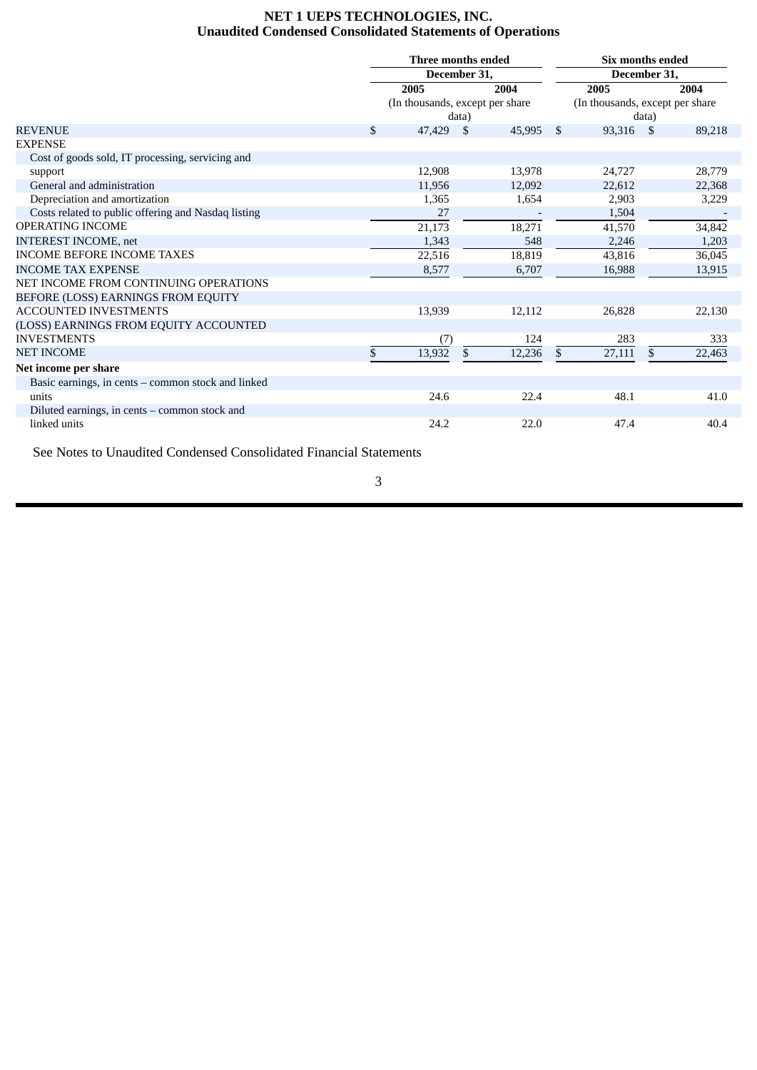# NET 1 UEPS TECHNOLOGIES, INC.
## Unaudited Condensed Consolidated Statements of Operations

| | Three months ended December 31, | | Six months ended December 31, | |
|---|---|---|---|---|
| | 2005 | 2004 | 2005 | 2004 |
| | (In thousands, except per share data) | | (In thousands, except per share data) | |
| REVENUE | $ 47,429 | $ 45,995 | $ 93,316 | $ 89,218 |
| EXPENSE | | | | |
| Cost of goods sold, IT processing, servicing and support | 12,908 | 13,978 | 24,727 | 28,779 |
| General and administration | 11,956 | 12,092 | 22,612 | 22,368 |
| Depreciation and amortization | 1,365 | 1,654 | 2,903 | 3,229 |
| Costs related to public offering and Nasdaq listing | 27 | - | 1,504 | - |
| OPERATING INCOME | 21,173 | 18,271 | 41,570 | 34,842 |
| INTEREST INCOME, net | 1,343 | 548 | 2,246 | 1,203 |
| INCOME BEFORE INCOME TAXES | 22,516 | 18,819 | 43,816 | 36,045 |
| INCOME TAX EXPENSE | 8,577 | 6,707 | 16,988 | 13,915 |
| NET INCOME FROM CONTINUING OPERATIONS BEFORE (LOSS) EARNINGS FROM EQUITY ACCOUNTED INVESTMENTS | 13,939 | 12,112 | 26,828 | 22,130 |
| (LOSS) EARNINGS FROM EQUITY ACCOUNTED INVESTMENTS | (7) | 124 | 283 | 333 |
| NET INCOME | $ 13,932 | $ 12,236 | $ 27,111 | $ 22,463 |
| **Net income per share** | | | | |
| Basic earnings, in cents – common stock and linked units | 24.6 | 22.4 | 48.1 | 41.0 |
| Diluted earnings, in cents – common stock and linked units | 24.2 | 22.0 | 47.4 | 40.4 |

See Notes to Unaudited Condensed Consolidated Financial Statements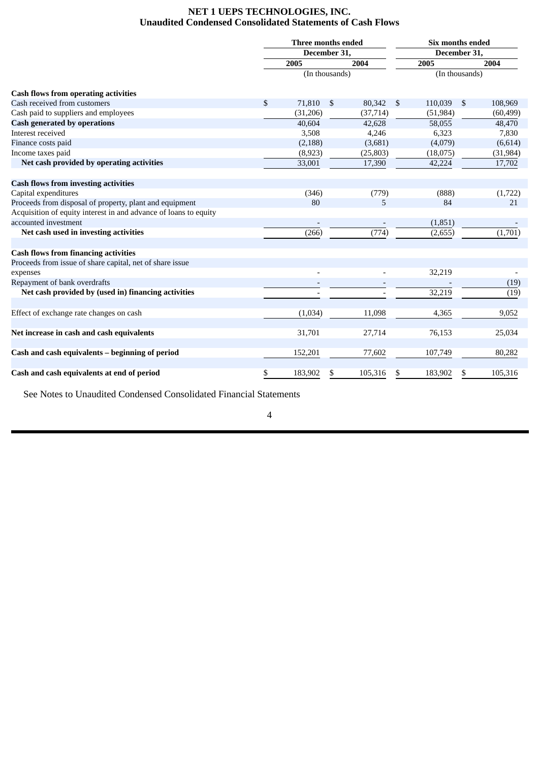# NET 1 UEPS TECHNOLOGIES, INC.
## Unaudited Condensed Consolidated Statements of Cash Flows

| | Three months ended December 31, | | Six months ended December 31, | |
|---|---|---|---|---|
| | 2005 | 2004 | 2005 | 2004 |
| | (In thousands) | | (In thousands) | |
| **Cash flows from operating activities** | | | | |
| Cash received from customers | $ 71,810 | $ 80,342 | $ 110,039 | $ 108,969 |
| Cash paid to suppliers and employees | (31,206) | (37,714) | (51,984) | (60,499) |
| **Cash generated by operations** | 40,604 | 42,628 | 58,055 | 48,470 |
| Interest received | 3,508 | 4,246 | 6,323 | 7,830 |
| Finance costs paid | (2,188) | (3,681) | (4,079) | (6,614) |
| Income taxes paid | (8,923) | (25,803) | (18,075) | (31,984) |
| **Net cash provided by operating activities** | 33,001 | 17,390 | 42,224 | 17,702 |
| **Cash flows from investing activities** | | | | |
| Capital expenditures | (346) | (779) | (888) | (1,722) |
| Proceeds from disposal of property, plant and equipment | 80 | 5 | 84 | 21 |
| Acquisition of equity interest in and advance of loans to equity accounted investment | - | - | (1,851) | - |
| **Net cash used in investing activities** | (266) | (774) | (2,655) | (1,701) |
| **Cash flows from financing activities** | | | | |
| Proceeds from issue of share capital, net of share issue expenses | - | - | 32,219 | - |
| Repayment of bank overdrafts | - | - | - | (19) |
| **Net cash provided by (used in) financing activities** | - | - | 32,219 | (19) |
| Effect of exchange rate changes on cash | (1,034) | 11,098 | 4,365 | 9,052 |
| **Net increase in cash and cash equivalents** | 31,701 | 27,714 | 76,153 | 25,034 |
| **Cash and cash equivalents – beginning of period** | 152,201 | 77,602 | 107,749 | 80,282 |
| **Cash and cash equivalents at end of period** | $ 183,902 | $ 105,316 | $ 183,902 | $ 105,316 |

See Notes to Unaudited Condensed Consolidated Financial Statements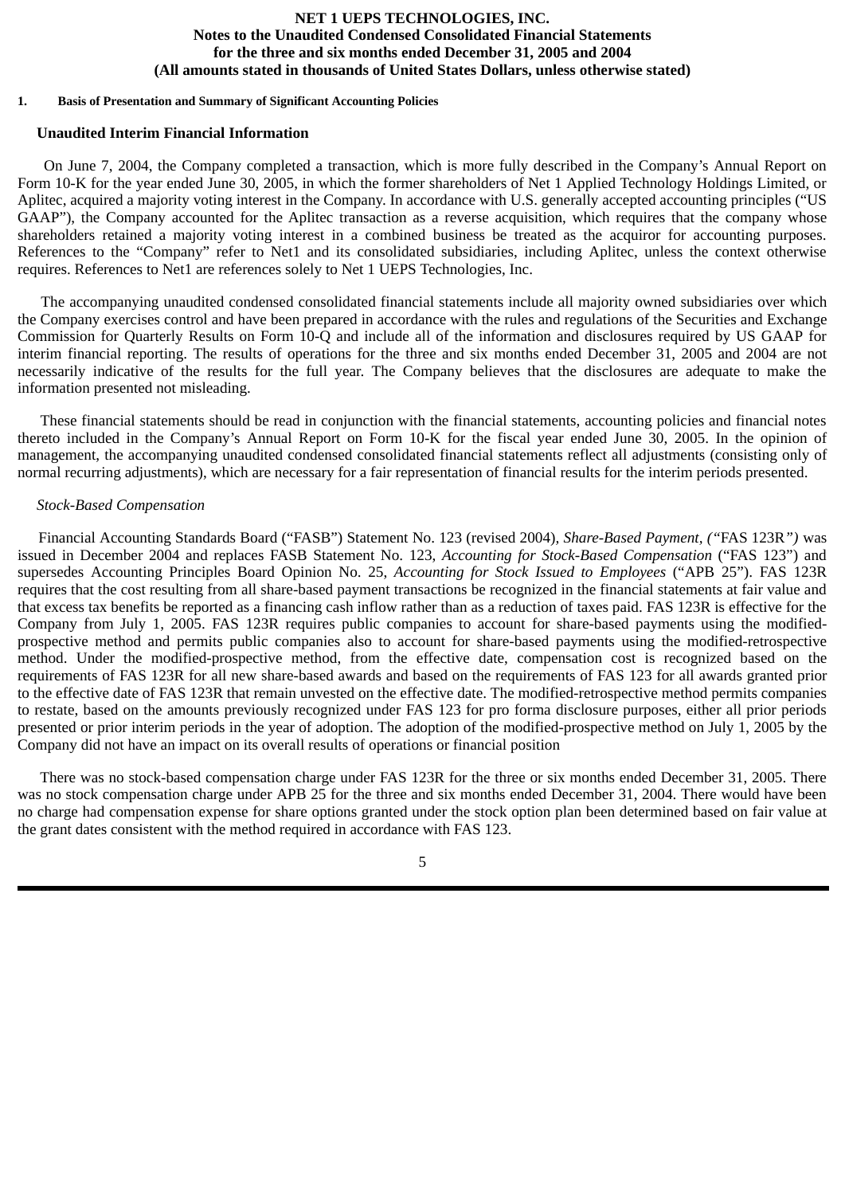**NET 1 UEPS TECHNOLOGIES, INC.**
**Notes to the Unaudited Condensed Consolidated Financial Statements**
**for the three and six months ended December 31, 2005 and 2004**
**(All amounts stated in thousands of United States Dollars, unless otherwise stated)**

**1. Basis of Presentation and Summary of Significant Accounting Policies**

**Unaudited Interim Financial Information**

On June 7, 2004, the Company completed a transaction, which is more fully described in the Company's Annual Report on Form 10-K for the year ended June 30, 2005, in which the former shareholders of Net 1 Applied Technology Holdings Limited, or Aplitec, acquired a majority voting interest in the Company. In accordance with U.S. generally accepted accounting principles ("US GAAP"), the Company accounted for the Aplitec transaction as a reverse acquisition, which requires that the company whose shareholders retained a majority voting interest in a combined business be treated as the acquiror for accounting purposes. References to the "Company" refer to Net1 and its consolidated subsidiaries, including Aplitec, unless the context otherwise requires. References to Net1 are references solely to Net 1 UEPS Technologies, Inc.

The accompanying unaudited condensed consolidated financial statements include all majority owned subsidiaries over which the Company exercises control and have been prepared in accordance with the rules and regulations of the Securities and Exchange Commission for Quarterly Results on Form 10-Q and include all of the information and disclosures required by US GAAP for interim financial reporting. The results of operations for the three and six months ended December 31, 2005 and 2004 are not necessarily indicative of the results for the full year. The Company believes that the disclosures are adequate to make the information presented not misleading.

These financial statements should be read in conjunction with the financial statements, accounting policies and financial notes thereto included in the Company's Annual Report on Form 10-K for the fiscal year ended June 30, 2005. In the opinion of management, the accompanying unaudited condensed consolidated financial statements reflect all adjustments (consisting only of normal recurring adjustments), which are necessary for a fair representation of financial results for the interim periods presented.

*Stock-Based Compensation*

Financial Accounting Standards Board ("FASB") Statement No. 123 (revised 2004), *Share-Based Payment, ("*FAS 123R*")* was issued in December 2004 and replaces FASB Statement No. 123, *Accounting for Stock-Based Compensation* ("FAS 123") and supersedes Accounting Principles Board Opinion No. 25, *Accounting for Stock Issued to Employees* ("APB 25"). FAS 123R requires that the cost resulting from all share-based payment transactions be recognized in the financial statements at fair value and that excess tax benefits be reported as a financing cash inflow rather than as a reduction of taxes paid. FAS 123R is effective for the Company from July 1, 2005. FAS 123R requires public companies to account for share-based payments using the modified-prospective method and permits public companies also to account for share-based payments using the modified-retrospective method. Under the modified-prospective method, from the effective date, compensation cost is recognized based on the requirements of FAS 123R for all new share-based awards and based on the requirements of FAS 123 for all awards granted prior to the effective date of FAS 123R that remain unvested on the effective date. The modified-retrospective method permits companies to restate, based on the amounts previously recognized under FAS 123 for pro forma disclosure purposes, either all prior periods presented or prior interim periods in the year of adoption. The adoption of the modified-prospective method on July 1, 2005 by the Company did not have an impact on its overall results of operations or financial position

There was no stock-based compensation charge under FAS 123R for the three or six months ended December 31, 2005. There was no stock compensation charge under APB 25 for the three and six months ended December 31, 2004. There would have been no charge had compensation expense for share options granted under the stock option plan been determined based on fair value at the grant dates consistent with the method required in accordance with FAS 123.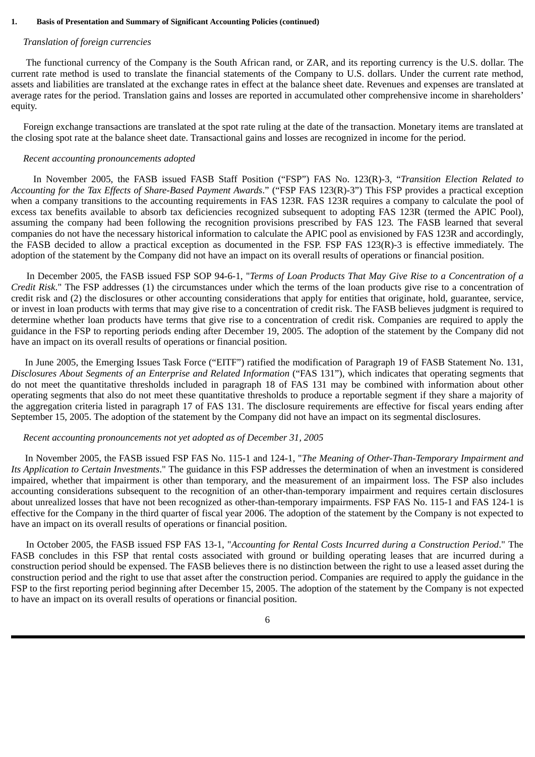**1. Basis of Presentation and Summary of Significant Accounting Policies (continued)**

*Translation of foreign currencies*

The functional currency of the Company is the South African rand, or ZAR, and its reporting currency is the U.S. dollar. The current rate method is used to translate the financial statements of the Company to U.S. dollars. Under the current rate method, assets and liabilities are translated at the exchange rates in effect at the balance sheet date. Revenues and expenses are translated at average rates for the period. Translation gains and losses are reported in accumulated other comprehensive income in shareholders' equity.

Foreign exchange transactions are translated at the spot rate ruling at the date of the transaction. Monetary items are translated at the closing spot rate at the balance sheet date. Transactional gains and losses are recognized in income for the period.

*Recent accounting pronouncements adopted*

In November 2005, the FASB issued FASB Staff Position ("FSP") FAS No. 123(R)-3, "*Transition Election Related to Accounting for the Tax Effects of Share-Based Payment Awards*." ("FSP FAS 123(R)-3") This FSP provides a practical exception when a company transitions to the accounting requirements in FAS 123R. FAS 123R requires a company to calculate the pool of excess tax benefits available to absorb tax deficiencies recognized subsequent to adopting FAS 123R (termed the APIC Pool), assuming the company had been following the recognition provisions prescribed by FAS 123. The FASB learned that several companies do not have the necessary historical information to calculate the APIC pool as envisioned by FAS 123R and accordingly, the FASB decided to allow a practical exception as documented in the FSP. FSP FAS 123(R)-3 is effective immediately. The adoption of the statement by the Company did not have an impact on its overall results of operations or financial position.

In December 2005, the FASB issued FSP SOP 94-6-1, "*Terms of Loan Products That May Give Rise to a Concentration of a Credit Risk*." The FSP addresses (1) the circumstances under which the terms of the loan products give rise to a concentration of credit risk and (2) the disclosures or other accounting considerations that apply for entities that originate, hold, guarantee, service, or invest in loan products with terms that may give rise to a concentration of credit risk. The FASB believes judgment is required to determine whether loan products have terms that give rise to a concentration of credit risk. Companies are required to apply the guidance in the FSP to reporting periods ending after December 19, 2005. The adoption of the statement by the Company did not have an impact on its overall results of operations or financial position.

In June 2005, the Emerging Issues Task Force ("EITF") ratified the modification of Paragraph 19 of FASB Statement No. 131, *Disclosures About Segments of an Enterprise and Related Information* ("FAS 131"), which indicates that operating segments that do not meet the quantitative thresholds included in paragraph 18 of FAS 131 may be combined with information about other operating segments that also do not meet these quantitative thresholds to produce a reportable segment if they share a majority of the aggregation criteria listed in paragraph 17 of FAS 131. The disclosure requirements are effective for fiscal years ending after September 15, 2005. The adoption of the statement by the Company did not have an impact on its segmental disclosures.

*Recent accounting pronouncements not yet adopted as of December 31, 2005*

In November 2005, the FASB issued FSP FAS No. 115-1 and 124-1, "*The Meaning of Other-Than-Temporary Impairment and Its Application to Certain Investments*." The guidance in this FSP addresses the determination of when an investment is considered impaired, whether that impairment is other than temporary, and the measurement of an impairment loss. The FSP also includes accounting considerations subsequent to the recognition of an other-than-temporary impairment and requires certain disclosures about unrealized losses that have not been recognized as other-than-temporary impairments. FSP FAS No. 115-1 and FAS 124-1 is effective for the Company in the third quarter of fiscal year 2006. The adoption of the statement by the Company is not expected to have an impact on its overall results of operations or financial position.

In October 2005, the FASB issued FSP FAS 13-1, "*Accounting for Rental Costs Incurred during a Construction Period*." The FASB concludes in this FSP that rental costs associated with ground or building operating leases that are incurred during a construction period should be expensed. The FASB believes there is no distinction between the right to use a leased asset during the construction period and the right to use that asset after the construction period. Companies are required to apply the guidance in the FSP to the first reporting period beginning after December 15, 2005. The adoption of the statement by the Company is not expected to have an impact on its overall results of operations or financial position.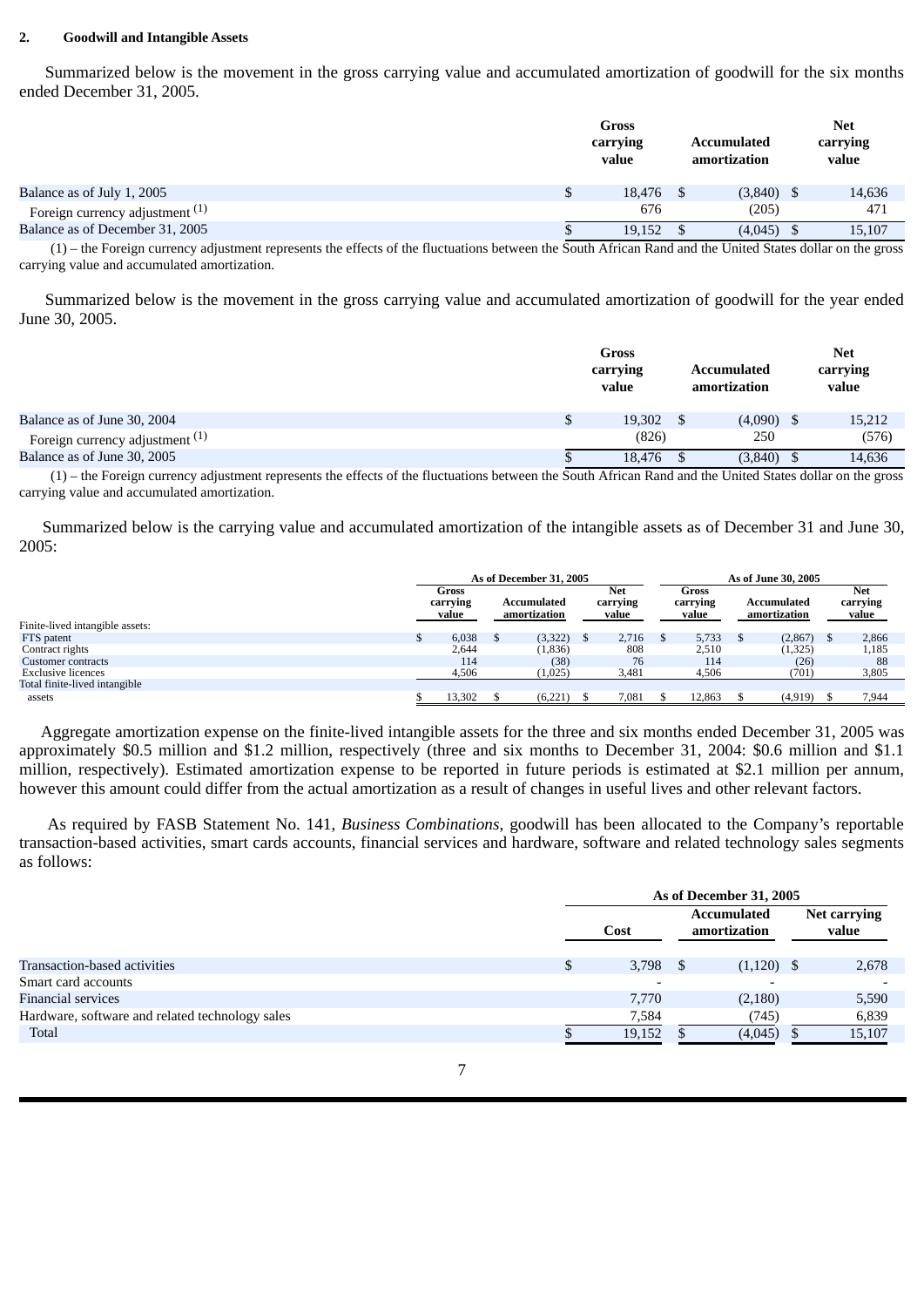## 2. Goodwill and Intangible Assets

Summarized below is the movement in the gross carrying value and accumulated amortization of goodwill for the six months ended December 31, 2005.

| | Gross carrying value | Accumulated amortization | Net carrying value |
|---|---|---|---|
| Balance as of July 1, 2005 | $ 18,476 | $ (3,840) | $ 14,636 |
| Foreign currency adjustment (1) | 676 | (205) | 471 |
| Balance as of December 31, 2005 | $ 19,152 | $ (4,045) | $ 15,107 |

(1) – the Foreign currency adjustment represents the effects of the fluctuations between the South African Rand and the United States dollar on the gross carrying value and accumulated amortization.

Summarized below is the movement in the gross carrying value and accumulated amortization of goodwill for the year ended June 30, 2005.

| | Gross carrying value | Accumulated amortization | Net carrying value |
|---|---|---|---|
| Balance as of June 30, 2004 | $ 19,302 | $ (4,090) | $ 15,212 |
| Foreign currency adjustment (1) | (826) | 250 | (576) |
| Balance as of June 30, 2005 | $ 18,476 | $ (3,840) | $ 14,636 |

(1) – the Foreign currency adjustment represents the effects of the fluctuations between the South African Rand and the United States dollar on the gross carrying value and accumulated amortization.

Summarized below is the carrying value and accumulated amortization of the intangible assets as of December 31 and June 30, 2005:

| | As of December 31, 2005 | | | As of June 30, 2005 | | |
|---|---|---|---|---|---|---|
| | Gross carrying value | Accumulated amortization | Net carrying value | Gross carrying value | Accumulated amortization | Net carrying value |
| Finite-lived intangible assets: | | | | | | |
| FTS patent | $ 6,038 | $ (3,322) | $ 2,716 | $ 5,733 | $ (2,867) | $ 2,866 |
| Contract rights | 2,644 | (1,836) | 808 | 2,510 | (1,325) | 1,185 |
| Customer contracts | 114 | (38) | 76 | 114 | (26) | 88 |
| Exclusive licences | 4,506 | (1,025) | 3,481 | 4,506 | (701) | 3,805 |
| Total finite-lived intangible assets | $ 13,302 | $ (6,221) | $ 7,081 | $ 12,863 | $ (4,919) | $ 7,944 |

Aggregate amortization expense on the finite-lived intangible assets for the three and six months ended December 31, 2005 was approximately \$0.5 million and \$1.2 million, respectively (three and six months to December 31, 2004: \$0.6 million and \$1.1 million, respectively). Estimated amortization expense to be reported in future periods is estimated at \$2.1 million per annum, however this amount could differ from the actual amortization as a result of changes in useful lives and other relevant factors.

As required by FASB Statement No. 141, *Business Combinations*, goodwill has been allocated to the Company's reportable transaction-based activities, smart cards accounts, financial services and hardware, software and related technology sales segments as follows:

| | As of December 31, 2005 | | |
|---|---|---|---|
| | Cost | Accumulated amortization | Net carrying value |
| Transaction-based activities | $ 3,798 | $ (1,120) | $ 2,678 |
| Smart card accounts | - | - | - |
| Financial services | 7,770 | (2,180) | 5,590 |
| Hardware, software and related technology sales | 7,584 | (745) | 6,839 |
| Total | $ 19,152 | $ (4,045) | $ 15,107 |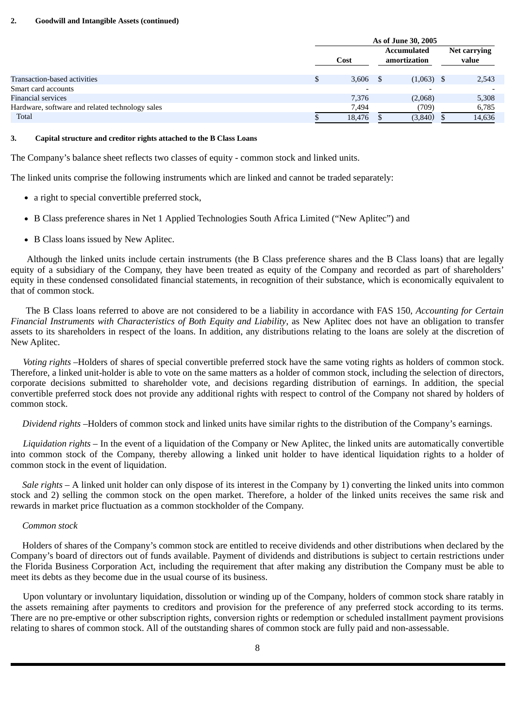**2. Goodwill and Intangible Assets (continued)**

| | As of June 30, 2005 | | |
|---|---|---|---|
| | Cost | Accumulated amortization | Net carrying value |
| Transaction-based activities | $ 3,606 | $ (1,063) | $ 2,543 |
| Smart card accounts | - | - | - |
| Financial services | 7,376 | (2,068) | 5,308 |
| Hardware, software and related technology sales | 7,494 | (709) | 6,785 |
| Total | $ 18,476 | $ (3,840) | $ 14,636 |

**3. Capital structure and creditor rights attached to the B Class Loans**

The Company's balance sheet reflects two classes of equity - common stock and linked units.

The linked units comprise the following instruments which are linked and cannot be traded separately:

- a right to special convertible preferred stock,
- B Class preference shares in Net 1 Applied Technologies South Africa Limited ("New Aplitec") and
- B Class loans issued by New Aplitec.

Although the linked units include certain instruments (the B Class preference shares and the B Class loans) that are legally equity of a subsidiary of the Company, they have been treated as equity of the Company and recorded as part of shareholders' equity in these condensed consolidated financial statements, in recognition of their substance, which is economically equivalent to that of common stock.

The B Class loans referred to above are not considered to be a liability in accordance with FAS 150, *Accounting for Certain Financial Instruments with Characteristics of Both Equity and Liability*, as New Aplitec does not have an obligation to transfer assets to its shareholders in respect of the loans. In addition, any distributions relating to the loans are solely at the discretion of New Aplitec.

*Voting rights* –Holders of shares of special convertible preferred stock have the same voting rights as holders of common stock. Therefore, a linked unit-holder is able to vote on the same matters as a holder of common stock, including the selection of directors, corporate decisions submitted to shareholder vote, and decisions regarding distribution of earnings. In addition, the special convertible preferred stock does not provide any additional rights with respect to control of the Company not shared by holders of common stock.

*Dividend rights* –Holders of common stock and linked units have similar rights to the distribution of the Company's earnings.

*Liquidation rights* – In the event of a liquidation of the Company or New Aplitec, the linked units are automatically convertible into common stock of the Company, thereby allowing a linked unit holder to have identical liquidation rights to a holder of common stock in the event of liquidation.

*Sale rights* – A linked unit holder can only dispose of its interest in the Company by 1) converting the linked units into common stock and 2) selling the common stock on the open market. Therefore, a holder of the linked units receives the same risk and rewards in market price fluctuation as a common stockholder of the Company.

*Common stock*

Holders of shares of the Company's common stock are entitled to receive dividends and other distributions when declared by the Company's board of directors out of funds available. Payment of dividends and distributions is subject to certain restrictions under the Florida Business Corporation Act, including the requirement that after making any distribution the Company must be able to meet its debts as they become due in the usual course of its business.

Upon voluntary or involuntary liquidation, dissolution or winding up of the Company, holders of common stock share ratably in the assets remaining after payments to creditors and provision for the preference of any preferred stock according to its terms. There are no pre-emptive or other subscription rights, conversion rights or redemption or scheduled installment payment provisions relating to shares of common stock. All of the outstanding shares of common stock are fully paid and non-assessable.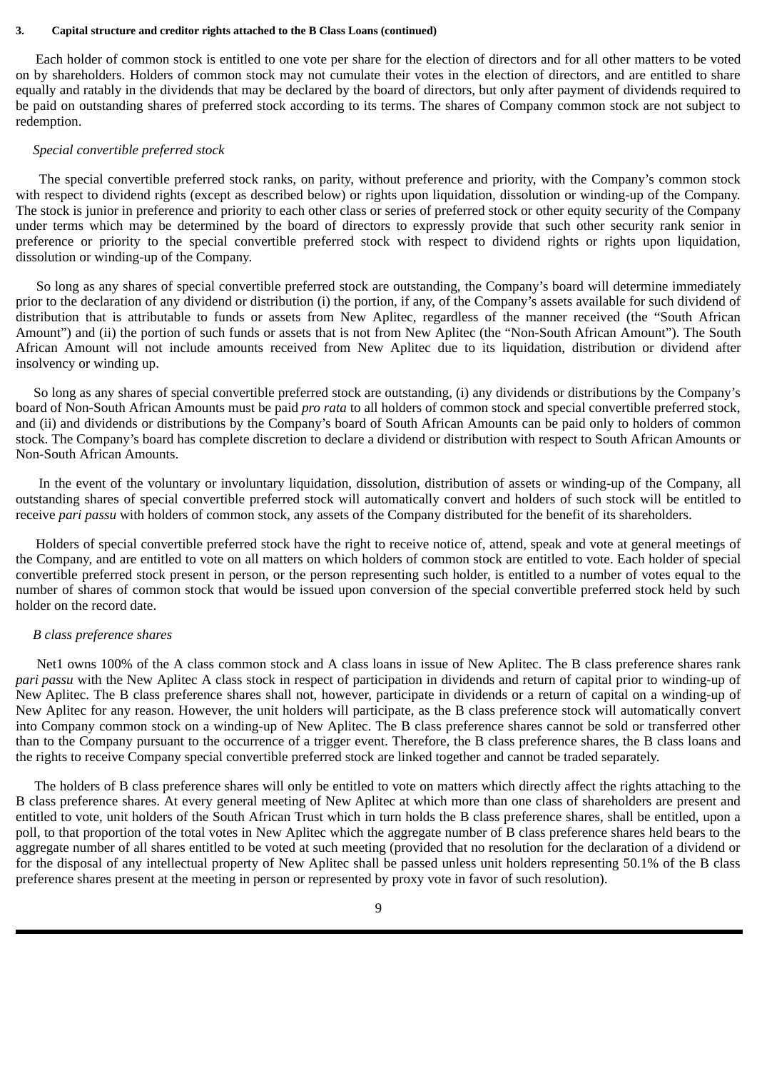**3. Capital structure and creditor rights attached to the B Class Loans (continued)**

Each holder of common stock is entitled to one vote per share for the election of directors and for all other matters to be voted on by shareholders. Holders of common stock may not cumulate their votes in the election of directors, and are entitled to share equally and ratably in the dividends that may be declared by the board of directors, but only after payment of dividends required to be paid on outstanding shares of preferred stock according to its terms. The shares of Company common stock are not subject to redemption.

*Special convertible preferred stock*

The special convertible preferred stock ranks, on parity, without preference and priority, with the Company's common stock with respect to dividend rights (except as described below) or rights upon liquidation, dissolution or winding-up of the Company. The stock is junior in preference and priority to each other class or series of preferred stock or other equity security of the Company under terms which may be determined by the board of directors to expressly provide that such other security rank senior in preference or priority to the special convertible preferred stock with respect to dividend rights or rights upon liquidation, dissolution or winding-up of the Company.

So long as any shares of special convertible preferred stock are outstanding, the Company's board will determine immediately prior to the declaration of any dividend or distribution (i) the portion, if any, of the Company's assets available for such dividend of distribution that is attributable to funds or assets from New Aplitec, regardless of the manner received (the "South African Amount") and (ii) the portion of such funds or assets that is not from New Aplitec (the "Non-South African Amount"). The South African Amount will not include amounts received from New Aplitec due to its liquidation, distribution or dividend after insolvency or winding up.

So long as any shares of special convertible preferred stock are outstanding, (i) any dividends or distributions by the Company's board of Non-South African Amounts must be paid *pro rata* to all holders of common stock and special convertible preferred stock, and (ii) and dividends or distributions by the Company's board of South African Amounts can be paid only to holders of common stock. The Company's board has complete discretion to declare a dividend or distribution with respect to South African Amounts or Non-South African Amounts.

In the event of the voluntary or involuntary liquidation, dissolution, distribution of assets or winding-up of the Company, all outstanding shares of special convertible preferred stock will automatically convert and holders of such stock will be entitled to receive *pari passu* with holders of common stock, any assets of the Company distributed for the benefit of its shareholders.

Holders of special convertible preferred stock have the right to receive notice of, attend, speak and vote at general meetings of the Company, and are entitled to vote on all matters on which holders of common stock are entitled to vote. Each holder of special convertible preferred stock present in person, or the person representing such holder, is entitled to a number of votes equal to the number of shares of common stock that would be issued upon conversion of the special convertible preferred stock held by such holder on the record date.

*B class preference shares*

Net1 owns 100% of the A class common stock and A class loans in issue of New Aplitec. The B class preference shares rank *pari passu* with the New Aplitec A class stock in respect of participation in dividends and return of capital prior to winding-up of New Aplitec. The B class preference shares shall not, however, participate in dividends or a return of capital on a winding-up of New Aplitec for any reason. However, the unit holders will participate, as the B class preference stock will automatically convert into Company common stock on a winding-up of New Aplitec. The B class preference shares cannot be sold or transferred other than to the Company pursuant to the occurrence of a trigger event. Therefore, the B class preference shares, the B class loans and the rights to receive Company special convertible preferred stock are linked together and cannot be traded separately.

The holders of B class preference shares will only be entitled to vote on matters which directly affect the rights attaching to the B class preference shares. At every general meeting of New Aplitec at which more than one class of shareholders are present and entitled to vote, unit holders of the South African Trust which in turn holds the B class preference shares, shall be entitled, upon a poll, to that proportion of the total votes in New Aplitec which the aggregate number of B class preference shares held bears to the aggregate number of all shares entitled to be voted at such meeting (provided that no resolution for the declaration of a dividend or for the disposal of any intellectual property of New Aplitec shall be passed unless unit holders representing 50.1% of the B class preference shares present at the meeting in person or represented by proxy vote in favor of such resolution).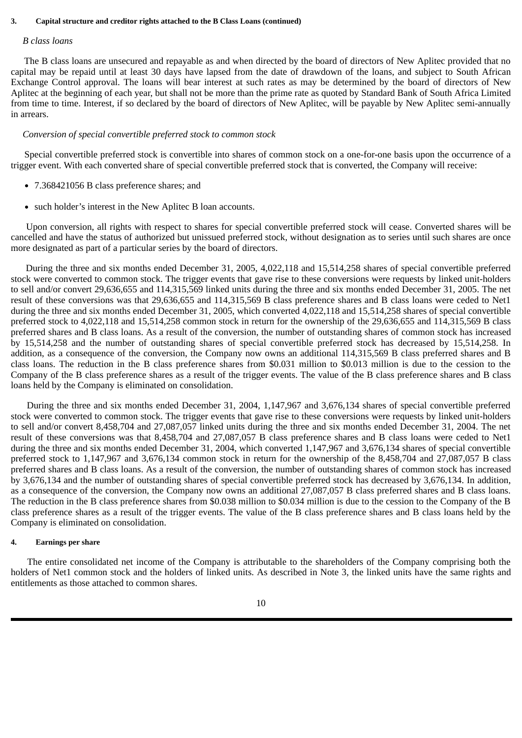**3. Capital structure and creditor rights attached to the B Class Loans (continued)**

*B class loans*

The B class loans are unsecured and repayable as and when directed by the board of directors of New Aplitec provided that no capital may be repaid until at least 30 days have lapsed from the date of drawdown of the loans, and subject to South African Exchange Control approval. The loans will bear interest at such rates as may be determined by the board of directors of New Aplitec at the beginning of each year, but shall not be more than the prime rate as quoted by Standard Bank of South Africa Limited from time to time. Interest, if so declared by the board of directors of New Aplitec, will be payable by New Aplitec semi-annually in arrears.

*Conversion of special convertible preferred stock to common stock*

Special convertible preferred stock is convertible into shares of common stock on a one-for-one basis upon the occurrence of a trigger event. With each converted share of special convertible preferred stock that is converted, the Company will receive:

- 7.368421056 B class preference shares; and
- such holder's interest in the New Aplitec B loan accounts.

Upon conversion, all rights with respect to shares for special convertible preferred stock will cease. Converted shares will be cancelled and have the status of authorized but unissued preferred stock, without designation as to series until such shares are once more designated as part of a particular series by the board of directors.

During the three and six months ended December 31, 2005, 4,022,118 and 15,514,258 shares of special convertible preferred stock were converted to common stock. The trigger events that gave rise to these conversions were requests by linked unit-holders to sell and/or convert 29,636,655 and 114,315,569 linked units during the three and six months ended December 31, 2005. The net result of these conversions was that 29,636,655 and 114,315,569 B class preference shares and B class loans were ceded to Net1 during the three and six months ended December 31, 2005, which converted 4,022,118 and 15,514,258 shares of special convertible preferred stock to 4,022,118 and 15,514,258 common stock in return for the ownership of the 29,636,655 and 114,315,569 B class preferred shares and B class loans. As a result of the conversion, the number of outstanding shares of common stock has increased by 15,514,258 and the number of outstanding shares of special convertible preferred stock has decreased by 15,514,258. In addition, as a consequence of the conversion, the Company now owns an additional 114,315,569 B class preferred shares and B class loans. The reduction in the B class preference shares from $0.031 million to $0.013 million is due to the cession to the Company of the B class preference shares as a result of the trigger events. The value of the B class preference shares and B class loans held by the Company is eliminated on consolidation.

During the three and six months ended December 31, 2004, 1,147,967 and 3,676,134 shares of special convertible preferred stock were converted to common stock. The trigger events that gave rise to these conversions were requests by linked unit-holders to sell and/or convert 8,458,704 and 27,087,057 linked units during the three and six months ended December 31, 2004. The net result of these conversions was that 8,458,704 and 27,087,057 B class preference shares and B class loans were ceded to Net1 during the three and six months ended December 31, 2004, which converted 1,147,967 and 3,676,134 shares of special convertible preferred stock to 1,147,967 and 3,676,134 common stock in return for the ownership of the 8,458,704 and 27,087,057 B class preferred shares and B class loans. As a result of the conversion, the number of outstanding shares of common stock has increased by 3,676,134 and the number of outstanding shares of special convertible preferred stock has decreased by 3,676,134. In addition, as a consequence of the conversion, the Company now owns an additional 27,087,057 B class preferred shares and B class loans. The reduction in the B class preference shares from $0.038 million to $0.034 million is due to the cession to the Company of the B class preference shares as a result of the trigger events. The value of the B class preference shares and B class loans held by the Company is eliminated on consolidation.

**4. Earnings per share**

The entire consolidated net income of the Company is attributable to the shareholders of the Company comprising both the holders of Net1 common stock and the holders of linked units. As described in Note 3, the linked units have the same rights and entitlements as those attached to common shares.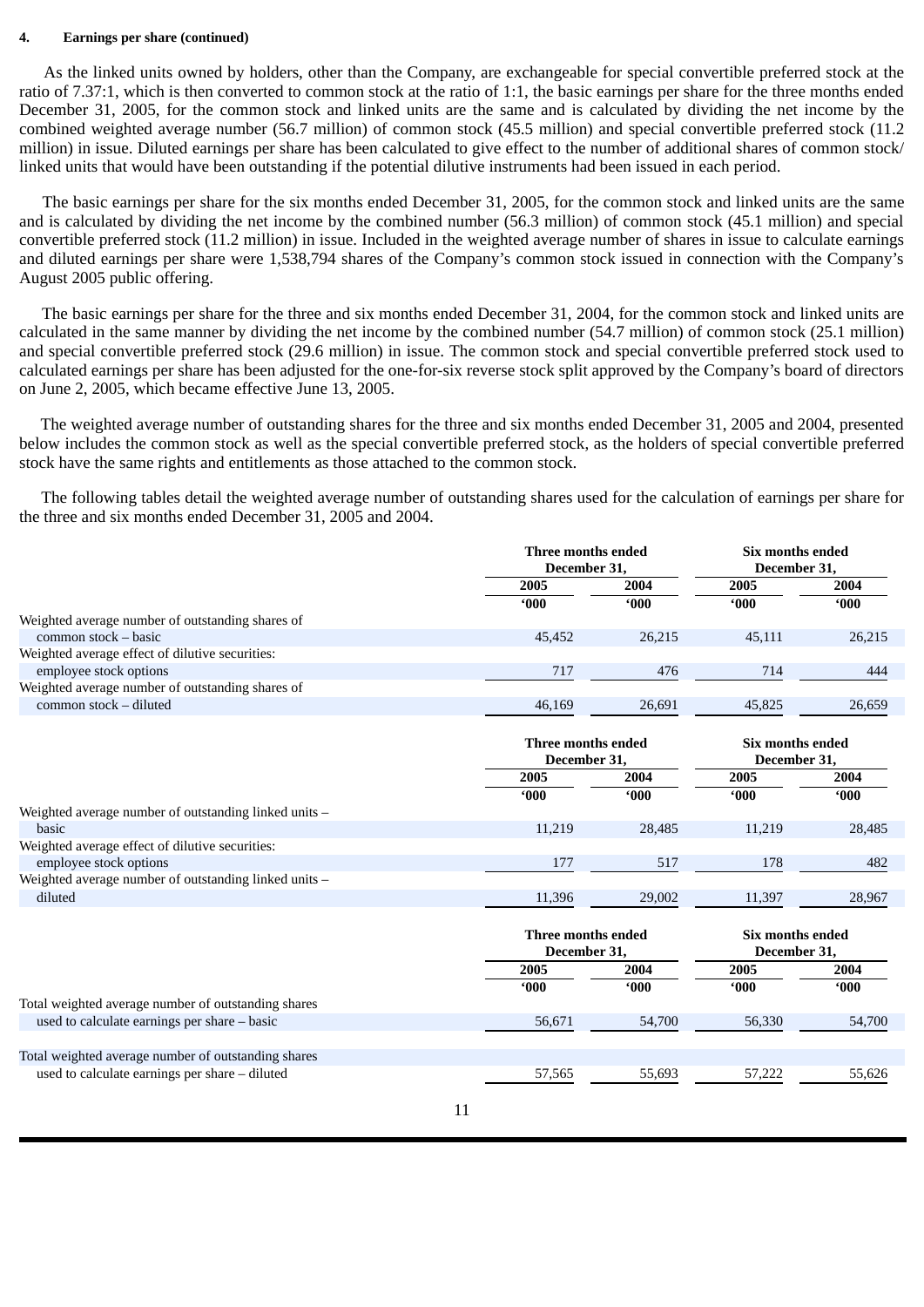**4. Earnings per share (continued)**

As the linked units owned by holders, other than the Company, are exchangeable for special convertible preferred stock at the ratio of 7.37:1, which is then converted to common stock at the ratio of 1:1, the basic earnings per share for the three months ended December 31, 2005, for the common stock and linked units are the same and is calculated by dividing the net income by the combined weighted average number (56.7 million) of common stock (45.5 million) and special convertible preferred stock (11.2 million) in issue. Diluted earnings per share has been calculated to give effect to the number of additional shares of common stock/ linked units that would have been outstanding if the potential dilutive instruments had been issued in each period.

The basic earnings per share for the six months ended December 31, 2005, for the common stock and linked units are the same and is calculated by dividing the net income by the combined number (56.3 million) of common stock (45.1 million) and special convertible preferred stock (11.2 million) in issue. Included in the weighted average number of shares in issue to calculate earnings and diluted earnings per share were 1,538,794 shares of the Company's common stock issued in connection with the Company's August 2005 public offering.

The basic earnings per share for the three and six months ended December 31, 2004, for the common stock and linked units are calculated in the same manner by dividing the net income by the combined number (54.7 million) of common stock (25.1 million) and special convertible preferred stock (29.6 million) in issue. The common stock and special convertible preferred stock used to calculated earnings per share has been adjusted for the one-for-six reverse stock split approved by the Company's board of directors on June 2, 2005, which became effective June 13, 2005.

The weighted average number of outstanding shares for the three and six months ended December 31, 2005 and 2004, presented below includes the common stock as well as the special convertible preferred stock, as the holders of special convertible preferred stock have the same rights and entitlements as those attached to the common stock.

The following tables detail the weighted average number of outstanding shares used for the calculation of earnings per share for the three and six months ended December 31, 2005 and 2004.

| | Three months ended December 31, | | Six months ended December 31, | |
|---|---|---|---|---|
| | 2005 | 2004 | 2005 | 2004 |
| | '000 | '000 | '000 | '000 |
| Weighted average number of outstanding shares of common stock – basic | 45,452 | 26,215 | 45,111 | 26,215 |
| Weighted average effect of dilutive securities: employee stock options | 717 | 476 | 714 | 444 |
| Weighted average number of outstanding shares of common stock – diluted | 46,169 | 26,691 | 45,825 | 26,659 |

| | Three months ended December 31, | | Six months ended December 31, | |
|---|---|---|---|---|
| | 2005 | 2004 | 2005 | 2004 |
| | '000 | '000 | '000 | '000 |
| Weighted average number of outstanding linked units – basic | 11,219 | 28,485 | 11,219 | 28,485 |
| Weighted average effect of dilutive securities: employee stock options | 177 | 517 | 178 | 482 |
| Weighted average number of outstanding linked units – diluted | 11,396 | 29,002 | 11,397 | 28,967 |

| | Three months ended December 31, | | Six months ended December 31, | |
|---|---|---|---|---|
| | 2005 | 2004 | 2005 | 2004 |
| | '000 | '000 | '000 | '000 |
| Total weighted average number of outstanding shares used to calculate earnings per share – basic | 56,671 | 54,700 | 56,330 | 54,700 |
| Total weighted average number of outstanding shares used to calculate earnings per share – diluted | 57,565 | 55,693 | 57,222 | 55,626 |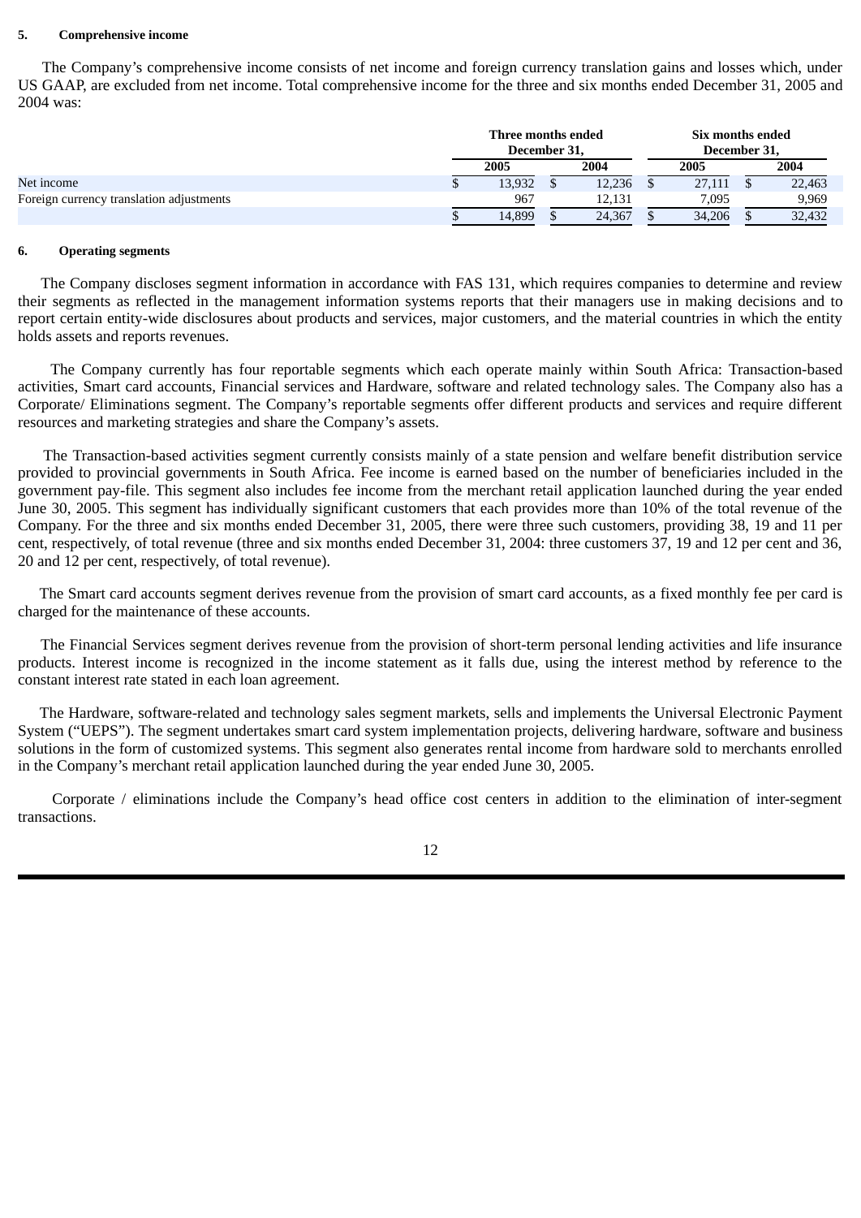**5. Comprehensive income**

The Company's comprehensive income consists of net income and foreign currency translation gains and losses which, under US GAAP, are excluded from net income. Total comprehensive income for the three and six months ended December 31, 2005 and 2004 was:

| | Three months ended December 31, | | Six months ended December 31, | |
|---|---|---|---|---|
| | 2005 | 2004 | 2005 | 2004 |
| Net income | $ 13,932 | $ 12,236 | $ 27,111 | $ 22,463 |
| Foreign currency translation adjustments | 967 | 12,131 | 7,095 | 9,969 |
| | $ 14,899 | $ 24,367 | $ 34,206 | $ 32,432 |

**6. Operating segments**

The Company discloses segment information in accordance with FAS 131, which requires companies to determine and review their segments as reflected in the management information systems reports that their managers use in making decisions and to report certain entity-wide disclosures about products and services, major customers, and the material countries in which the entity holds assets and reports revenues.

The Company currently has four reportable segments which each operate mainly within South Africa: Transaction-based activities, Smart card accounts, Financial services and Hardware, software and related technology sales. The Company also has a Corporate/ Eliminations segment. The Company's reportable segments offer different products and services and require different resources and marketing strategies and share the Company's assets.

The Transaction-based activities segment currently consists mainly of a state pension and welfare benefit distribution service provided to provincial governments in South Africa. Fee income is earned based on the number of beneficiaries included in the government pay-file. This segment also includes fee income from the merchant retail application launched during the year ended June 30, 2005. This segment has individually significant customers that each provides more than 10% of the total revenue of the Company. For the three and six months ended December 31, 2005, there were three such customers, providing 38, 19 and 11 per cent, respectively, of total revenue (three and six months ended December 31, 2004: three customers 37, 19 and 12 per cent and 36, 20 and 12 per cent, respectively, of total revenue).

The Smart card accounts segment derives revenue from the provision of smart card accounts, as a fixed monthly fee per card is charged for the maintenance of these accounts.

The Financial Services segment derives revenue from the provision of short-term personal lending activities and life insurance products. Interest income is recognized in the income statement as it falls due, using the interest method by reference to the constant interest rate stated in each loan agreement.

The Hardware, software-related and technology sales segment markets, sells and implements the Universal Electronic Payment System ("UEPS"). The segment undertakes smart card system implementation projects, delivering hardware, software and business solutions in the form of customized systems. This segment also generates rental income from hardware sold to merchants enrolled in the Company's merchant retail application launched during the year ended June 30, 2005.

Corporate / eliminations include the Company's head office cost centers in addition to the elimination of inter-segment transactions.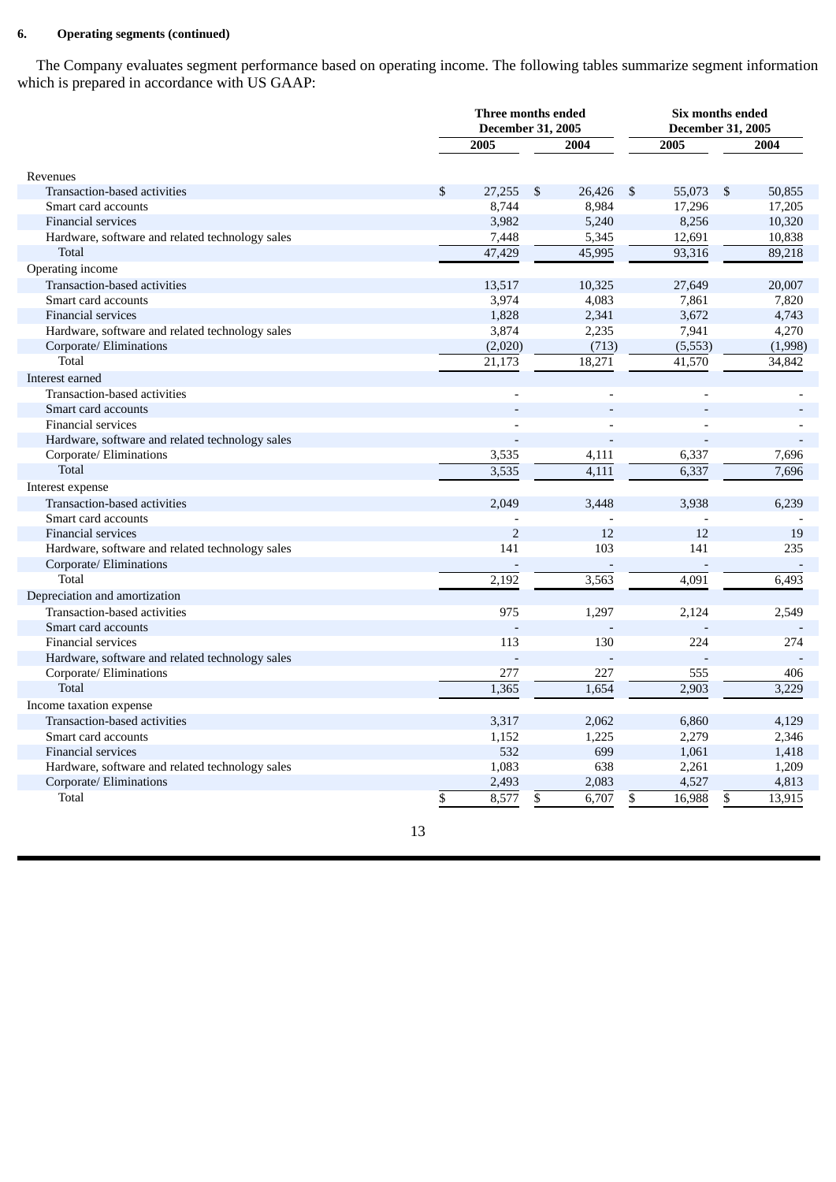**6. Operating segments (continued)**

The Company evaluates segment performance based on operating income. The following tables summarize segment information which is prepared in accordance with US GAAP:

| | Three months ended December 31, 2005 | | Six months ended December 31, 2005 | |
|---|---|---|---|---|
| | 2005 | 2004 | 2005 | 2004 |
| **Revenues** | | | | |
| Transaction-based activities | $ 27,255 | $ 26,426 | $ 55,073 | $ 50,855 |
| Smart card accounts | 8,744 | 8,984 | 17,296 | 17,205 |
| Financial services | 3,982 | 5,240 | 8,256 | 10,320 |
| Hardware, software and related technology sales | 7,448 | 5,345 | 12,691 | 10,838 |
| Total | 47,429 | 45,995 | 93,316 | 89,218 |
| **Operating income** | | | | |
| Transaction-based activities | 13,517 | 10,325 | 27,649 | 20,007 |
| Smart card accounts | 3,974 | 4,083 | 7,861 | 7,820 |
| Financial services | 1,828 | 2,341 | 3,672 | 4,743 |
| Hardware, software and related technology sales | 3,874 | 2,235 | 7,941 | 4,270 |
| Corporate/ Eliminations | (2,020) | (713) | (5,553) | (1,998) |
| Total | 21,173 | 18,271 | 41,570 | 34,842 |
| **Interest earned** | | | | |
| Transaction-based activities | - | - | - | - |
| Smart card accounts | - | - | - | - |
| Financial services | - | - | - | - |
| Hardware, software and related technology sales | - | - | - | - |
| Corporate/ Eliminations | 3,535 | 4,111 | 6,337 | 7,696 |
| Total | 3,535 | 4,111 | 6,337 | 7,696 |
| **Interest expense** | | | | |
| Transaction-based activities | 2,049 | 3,448 | 3,938 | 6,239 |
| Smart card accounts | - | - | - | - |
| Financial services | 2 | 12 | 12 | 19 |
| Hardware, software and related technology sales | 141 | 103 | 141 | 235 |
| Corporate/ Eliminations | - | - | - | - |
| Total | 2,192 | 3,563 | 4,091 | 6,493 |
| **Depreciation and amortization** | | | | |
| Transaction-based activities | 975 | 1,297 | 2,124 | 2,549 |
| Smart card accounts | - | - | - | - |
| Financial services | 113 | 130 | 224 | 274 |
| Hardware, software and related technology sales | - | - | - | - |
| Corporate/ Eliminations | 277 | 227 | 555 | 406 |
| Total | 1,365 | 1,654 | 2,903 | 3,229 |
| **Income taxation expense** | | | | |
| Transaction-based activities | 3,317 | 2,062 | 6,860 | 4,129 |
| Smart card accounts | 1,152 | 1,225 | 2,279 | 2,346 |
| Financial services | 532 | 699 | 1,061 | 1,418 |
| Hardware, software and related technology sales | 1,083 | 638 | 2,261 | 1,209 |
| Corporate/ Eliminations | 2,493 | 2,083 | 4,527 | 4,813 |
| Total | $ 8,577 | $ 6,707 | $ 16,988 | $ 13,915 |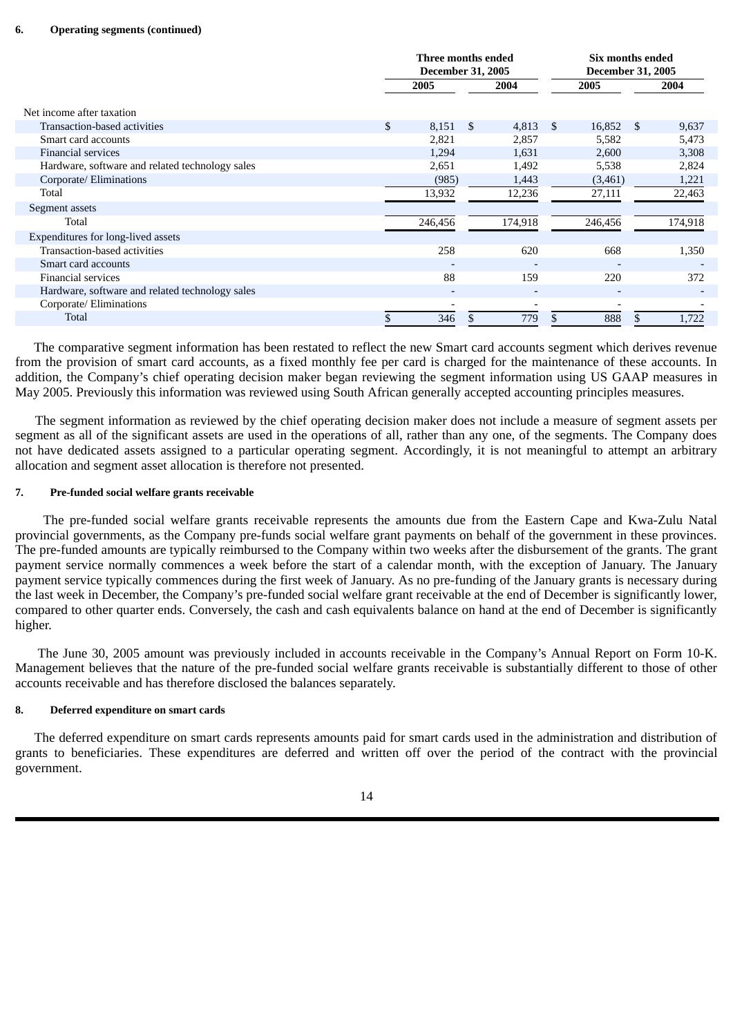**6. Operating segments (continued)**

| | Three months ended December 31, 2005 | | Six months ended December 31, 2005 | |
|---|---|---|---|---|
| | 2005 | 2004 | 2005 | 2004 |
| Net income after taxation | | | | |
| Transaction-based activities | $ 8,151 | $ 4,813 | $ 16,852 | $ 9,637 |
| Smart card accounts | 2,821 | 2,857 | 5,582 | 5,473 |
| Financial services | 1,294 | 1,631 | 2,600 | 3,308 |
| Hardware, software and related technology sales | 2,651 | 1,492 | 5,538 | 2,824 |
| Corporate/ Eliminations | (985) | 1,443 | (3,461) | 1,221 |
| Total | 13,932 | 12,236 | 27,111 | 22,463 |
| Segment assets | | | | |
| Total | 246,456 | 174,918 | 246,456 | 174,918 |
| Expenditures for long-lived assets | | | | |
| Transaction-based activities | 258 | 620 | 668 | 1,350 |
| Smart card accounts | - | - | - | - |
| Financial services | 88 | 159 | 220 | 372 |
| Hardware, software and related technology sales | - | - | - | - |
| Corporate/ Eliminations | - | - | - | - |
| Total | $ 346 | $ 779 | $ 888 | $ 1,722 |

The comparative segment information has been restated to reflect the new Smart card accounts segment which derives revenue from the provision of smart card accounts, as a fixed monthly fee per card is charged for the maintenance of these accounts. In addition, the Company's chief operating decision maker began reviewing the segment information using US GAAP measures in May 2005. Previously this information was reviewed using South African generally accepted accounting principles measures.

The segment information as reviewed by the chief operating decision maker does not include a measure of segment assets per segment as all of the significant assets are used in the operations of all, rather than any one, of the segments. The Company does not have dedicated assets assigned to a particular operating segment. Accordingly, it is not meaningful to attempt an arbitrary allocation and segment asset allocation is therefore not presented.

**7. Pre-funded social welfare grants receivable**

The pre-funded social welfare grants receivable represents the amounts due from the Eastern Cape and Kwa-Zulu Natal provincial governments, as the Company pre-funds social welfare grant payments on behalf of the government in these provinces. The pre-funded amounts are typically reimbursed to the Company within two weeks after the disbursement of the grants. The grant payment service normally commences a week before the start of a calendar month, with the exception of January. The January payment service typically commences during the first week of January. As no pre-funding of the January grants is necessary during the last week in December, the Company's pre-funded social welfare grant receivable at the end of December is significantly lower, compared to other quarter ends. Conversely, the cash and cash equivalents balance on hand at the end of December is significantly higher.

The June 30, 2005 amount was previously included in accounts receivable in the Company's Annual Report on Form 10-K. Management believes that the nature of the pre-funded social welfare grants receivable is substantially different to those of other accounts receivable and has therefore disclosed the balances separately.

**8. Deferred expenditure on smart cards**

The deferred expenditure on smart cards represents amounts paid for smart cards used in the administration and distribution of grants to beneficiaries. These expenditures are deferred and written off over the period of the contract with the provincial government.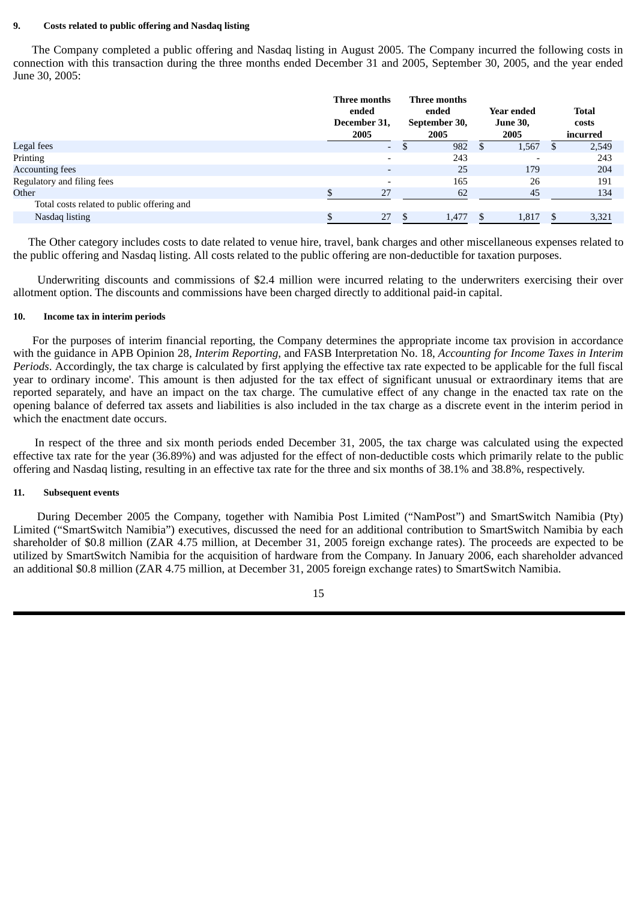**9. Costs related to public offering and Nasdaq listing**

The Company completed a public offering and Nasdaq listing in August 2005. The Company incurred the following costs in connection with this transaction during the three months ended December 31 and 2005, September 30, 2005, and the year ended June 30, 2005:

| | Three months ended December 31, 2005 | Three months ended September 30, 2005 | Year ended June 30, 2005 | Total costs incurred |
|---|---|---|---|---|
| Legal fees | - | $ 982 | $ 1,567 | $ 2,549 |
| Printing | - | 243 | - | 243 |
| Accounting fees | - | 25 | 179 | 204 |
| Regulatory and filing fees | - | 165 | 26 | 191 |
| Other | $ 27 | 62 | 45 | 134 |
| Total costs related to public offering and Nasdaq listing | $ 27 | $ 1,477 | $ 1,817 | $ 3,321 |

The Other category includes costs to date related to venue hire, travel, bank charges and other miscellaneous expenses related to the public offering and Nasdaq listing. All costs related to the public offering are non-deductible for taxation purposes.

Underwriting discounts and commissions of $2.4 million were incurred relating to the underwriters exercising their over allotment option. The discounts and commissions have been charged directly to additional paid-in capital.

**10. Income tax in interim periods**

For the purposes of interim financial reporting, the Company determines the appropriate income tax provision in accordance with the guidance in APB Opinion 28, *Interim Reporting*, and FASB Interpretation No. 18, *Accounting for Income Taxes in Interim Periods*. Accordingly, the tax charge is calculated by first applying the effective tax rate expected to be applicable for the full fiscal year to ordinary income'. This amount is then adjusted for the tax effect of significant unusual or extraordinary items that are reported separately, and have an impact on the tax charge. The cumulative effect of any change in the enacted tax rate on the opening balance of deferred tax assets and liabilities is also included in the tax charge as a discrete event in the interim period in which the enactment date occurs.

In respect of the three and six month periods ended December 31, 2005, the tax charge was calculated using the expected effective tax rate for the year (36.89%) and was adjusted for the effect of non-deductible costs which primarily relate to the public offering and Nasdaq listing, resulting in an effective tax rate for the three and six months of 38.1% and 38.8%, respectively.

**11. Subsequent events**

During December 2005 the Company, together with Namibia Post Limited ("NamPost") and SmartSwitch Namibia (Pty) Limited ("SmartSwitch Namibia") executives, discussed the need for an additional contribution to SmartSwitch Namibia by each shareholder of $0.8 million (ZAR 4.75 million, at December 31, 2005 foreign exchange rates). The proceeds are expected to be utilized by SmartSwitch Namibia for the acquisition of hardware from the Company. In January 2006, each shareholder advanced an additional $0.8 million (ZAR 4.75 million, at December 31, 2005 foreign exchange rates) to SmartSwitch Namibia.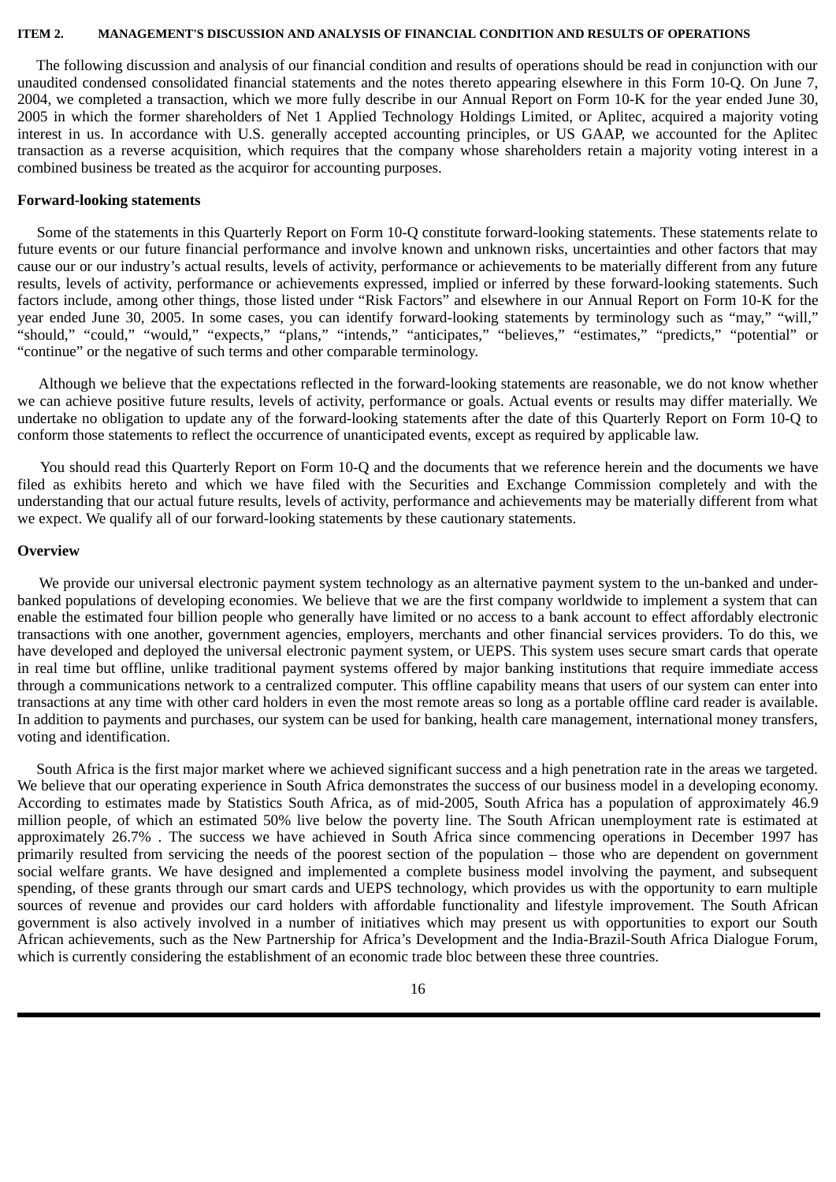## ITEM 2. MANAGEMENT'S DISCUSSION AND ANALYSIS OF FINANCIAL CONDITION AND RESULTS OF OPERATIONS

The following discussion and analysis of our financial condition and results of operations should be read in conjunction with our unaudited condensed consolidated financial statements and the notes thereto appearing elsewhere in this Form 10-Q. On June 7, 2004, we completed a transaction, which we more fully describe in our Annual Report on Form 10-K for the year ended June 30, 2005 in which the former shareholders of Net 1 Applied Technology Holdings Limited, or Aplitec, acquired a majority voting interest in us. In accordance with U.S. generally accepted accounting principles, or US GAAP, we accounted for the Aplitec transaction as a reverse acquisition, which requires that the company whose shareholders retain a majority voting interest in a combined business be treated as the acquiror for accounting purposes.

**Forward-looking statements**

Some of the statements in this Quarterly Report on Form 10-Q constitute forward-looking statements. These statements relate to future events or our future financial performance and involve known and unknown risks, uncertainties and other factors that may cause our or our industry's actual results, levels of activity, performance or achievements to be materially different from any future results, levels of activity, performance or achievements expressed, implied or inferred by these forward-looking statements. Such factors include, among other things, those listed under "Risk Factors" and elsewhere in our Annual Report on Form 10-K for the year ended June 30, 2005. In some cases, you can identify forward-looking statements by terminology such as "may," "will," "should," "could," "would," "expects," "plans," "intends," "anticipates," "believes," "estimates," "predicts," "potential" or "continue" or the negative of such terms and other comparable terminology.

Although we believe that the expectations reflected in the forward-looking statements are reasonable, we do not know whether we can achieve positive future results, levels of activity, performance or goals. Actual events or results may differ materially. We undertake no obligation to update any of the forward-looking statements after the date of this Quarterly Report on Form 10-Q to conform those statements to reflect the occurrence of unanticipated events, except as required by applicable law.

You should read this Quarterly Report on Form 10-Q and the documents that we reference herein and the documents we have filed as exhibits hereto and which we have filed with the Securities and Exchange Commission completely and with the understanding that our actual future results, levels of activity, performance and achievements may be materially different from what we expect. We qualify all of our forward-looking statements by these cautionary statements.

**Overview**

We provide our universal electronic payment system technology as an alternative payment system to the un-banked and under-banked populations of developing economies. We believe that we are the first company worldwide to implement a system that can enable the estimated four billion people who generally have limited or no access to a bank account to effect affordably electronic transactions with one another, government agencies, employers, merchants and other financial services providers. To do this, we have developed and deployed the universal electronic payment system, or UEPS. This system uses secure smart cards that operate in real time but offline, unlike traditional payment systems offered by major banking institutions that require immediate access through a communications network to a centralized computer. This offline capability means that users of our system can enter into transactions at any time with other card holders in even the most remote areas so long as a portable offline card reader is available. In addition to payments and purchases, our system can be used for banking, health care management, international money transfers, voting and identification.

South Africa is the first major market where we achieved significant success and a high penetration rate in the areas we targeted. We believe that our operating experience in South Africa demonstrates the success of our business model in a developing economy. According to estimates made by Statistics South Africa, as of mid-2005, South Africa has a population of approximately 46.9 million people, of which an estimated 50% live below the poverty line. The South African unemployment rate is estimated at approximately 26.7% . The success we have achieved in South Africa since commencing operations in December 1997 has primarily resulted from servicing the needs of the poorest section of the population – those who are dependent on government social welfare grants. We have designed and implemented a complete business model involving the payment, and subsequent spending, of these grants through our smart cards and UEPS technology, which provides us with the opportunity to earn multiple sources of revenue and provides our card holders with affordable functionality and lifestyle improvement. The South African government is also actively involved in a number of initiatives which may present us with opportunities to export our South African achievements, such as the New Partnership for Africa's Development and the India-Brazil-South Africa Dialogue Forum, which is currently considering the establishment of an economic trade bloc between these three countries.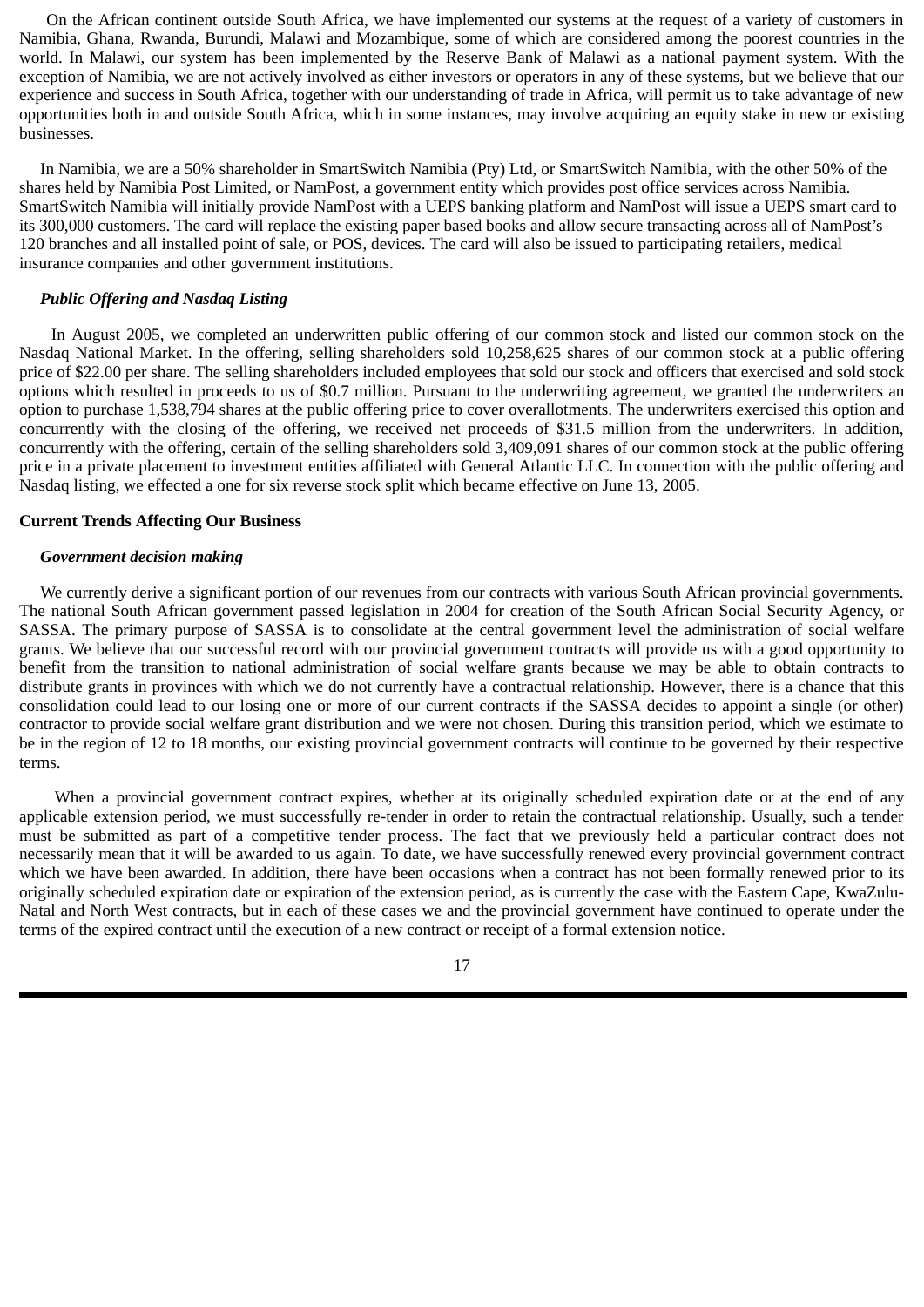On the African continent outside South Africa, we have implemented our systems at the request of a variety of customers in Namibia, Ghana, Rwanda, Burundi, Malawi and Mozambique, some of which are considered among the poorest countries in the world. In Malawi, our system has been implemented by the Reserve Bank of Malawi as a national payment system. With the exception of Namibia, we are not actively involved as either investors or operators in any of these systems, but we believe that our experience and success in South Africa, together with our understanding of trade in Africa, will permit us to take advantage of new opportunities both in and outside South Africa, which in some instances, may involve acquiring an equity stake in new or existing businesses.

In Namibia, we are a 50% shareholder in SmartSwitch Namibia (Pty) Ltd, or SmartSwitch Namibia, with the other 50% of the shares held by Namibia Post Limited, or NamPost, a government entity which provides post office services across Namibia. SmartSwitch Namibia will initially provide NamPost with a UEPS banking platform and NamPost will issue a UEPS smart card to its 300,000 customers. The card will replace the existing paper based books and allow secure transacting across all of NamPost's 120 branches and all installed point of sale, or POS, devices. The card will also be issued to participating retailers, medical insurance companies and other government institutions.

***Public Offering and Nasdaq Listing***

In August 2005, we completed an underwritten public offering of our common stock and listed our common stock on the Nasdaq National Market. In the offering, selling shareholders sold 10,258,625 shares of our common stock at a public offering price of $22.00 per share. The selling shareholders included employees that sold our stock and officers that exercised and sold stock options which resulted in proceeds to us of $0.7 million. Pursuant to the underwriting agreement, we granted the underwriters an option to purchase 1,538,794 shares at the public offering price to cover overallotments. The underwriters exercised this option and concurrently with the closing of the offering, we received net proceeds of $31.5 million from the underwriters. In addition, concurrently with the offering, certain of the selling shareholders sold 3,409,091 shares of our common stock at the public offering price in a private placement to investment entities affiliated with General Atlantic LLC. In connection with the public offering and Nasdaq listing, we effected a one for six reverse stock split which became effective on June 13, 2005.

**Current Trends Affecting Our Business**

***Government decision making***

We currently derive a significant portion of our revenues from our contracts with various South African provincial governments. The national South African government passed legislation in 2004 for creation of the South African Social Security Agency, or SASSA. The primary purpose of SASSA is to consolidate at the central government level the administration of social welfare grants. We believe that our successful record with our provincial government contracts will provide us with a good opportunity to benefit from the transition to national administration of social welfare grants because we may be able to obtain contracts to distribute grants in provinces with which we do not currently have a contractual relationship. However, there is a chance that this consolidation could lead to our losing one or more of our current contracts if the SASSA decides to appoint a single (or other) contractor to provide social welfare grant distribution and we were not chosen. During this transition period, which we estimate to be in the region of 12 to 18 months, our existing provincial government contracts will continue to be governed by their respective terms.

When a provincial government contract expires, whether at its originally scheduled expiration date or at the end of any applicable extension period, we must successfully re-tender in order to retain the contractual relationship. Usually, such a tender must be submitted as part of a competitive tender process. The fact that we previously held a particular contract does not necessarily mean that it will be awarded to us again. To date, we have successfully renewed every provincial government contract which we have been awarded. In addition, there have been occasions when a contract has not been formally renewed prior to its originally scheduled expiration date or expiration of the extension period, as is currently the case with the Eastern Cape, KwaZulu-Natal and North West contracts, but in each of these cases we and the provincial government have continued to operate under the terms of the expired contract until the execution of a new contract or receipt of a formal extension notice.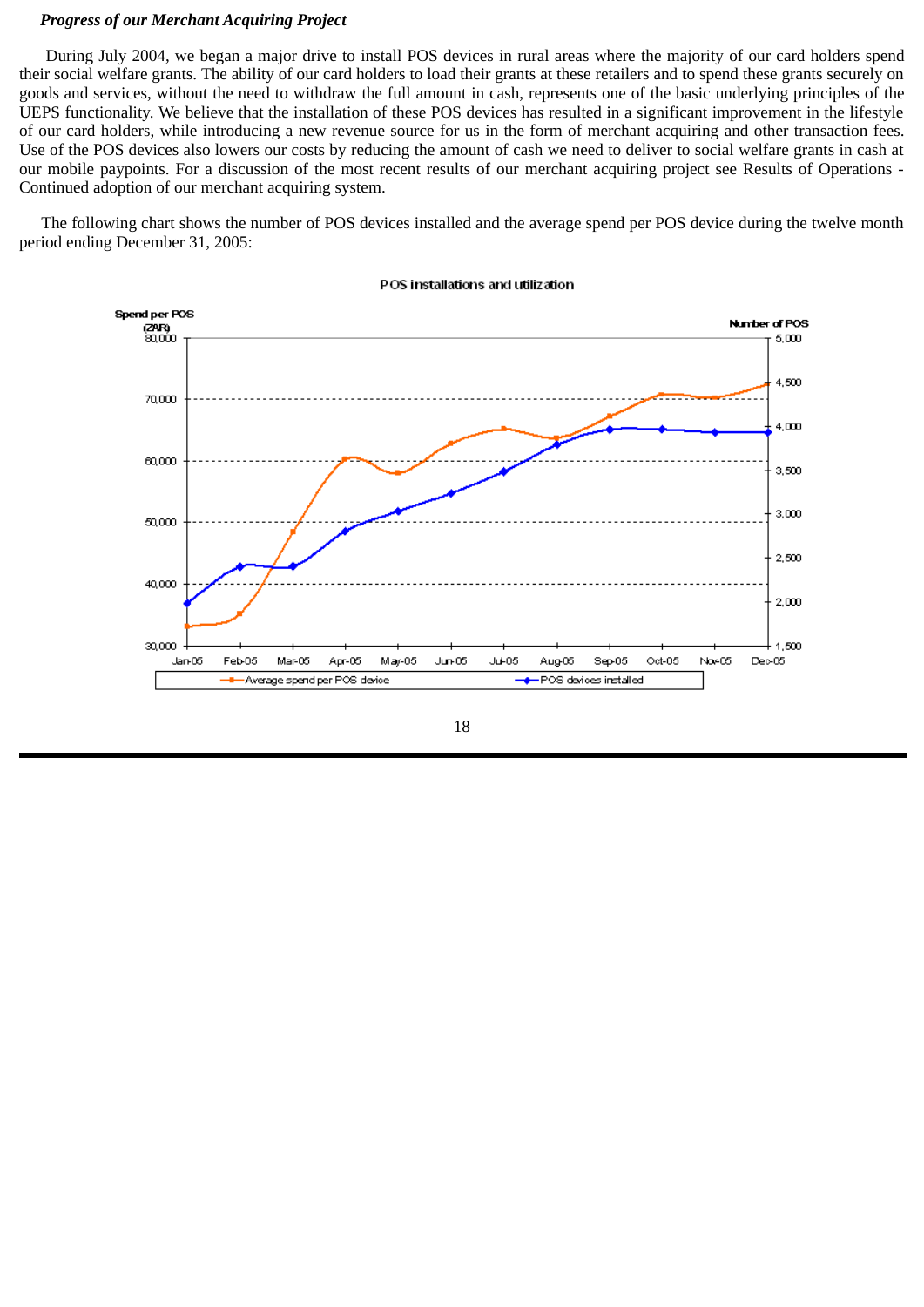***Progress of our Merchant Acquiring Project***

During July 2004, we began a major drive to install POS devices in rural areas where the majority of our card holders spend their social welfare grants. The ability of our card holders to load their grants at these retailers and to spend these grants securely on goods and services, without the need to withdraw the full amount in cash, represents one of the basic underlying principles of the UEPS functionality. We believe that the installation of these POS devices has resulted in a significant improvement in the lifestyle of our card holders, while introducing a new revenue source for us in the form of merchant acquiring and other transaction fees. Use of the POS devices also lowers our costs by reducing the amount of cash we need to deliver to social welfare grants in cash at our mobile paypoints. For a discussion of the most recent results of our merchant acquiring project see Results of Operations - Continued adoption of our merchant acquiring system.

The following chart shows the number of POS devices installed and the average spend per POS device during the twelve month period ending December 31, 2005:

POS installations and utilization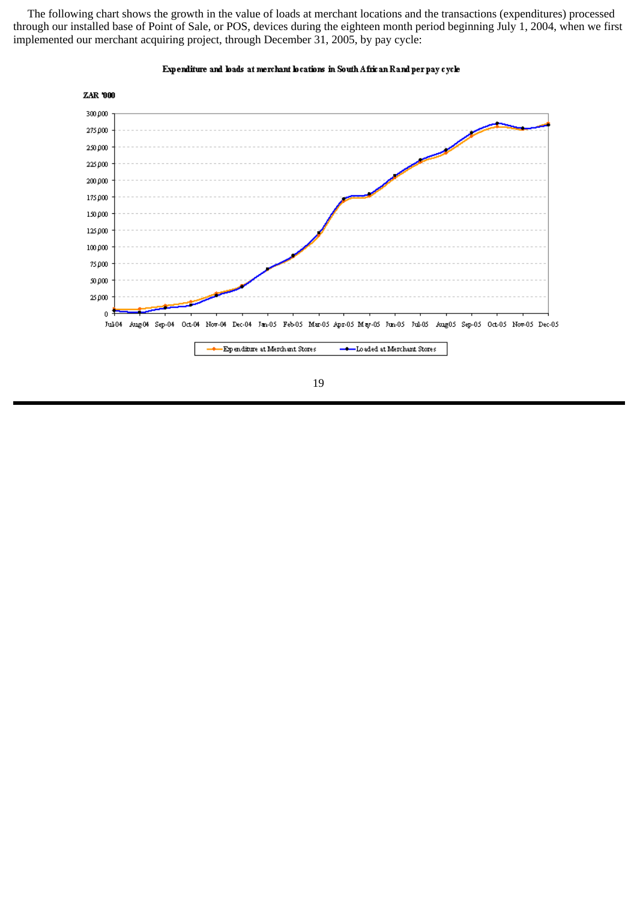The following chart shows the growth in the value of loads at merchant locations and the transactions (expenditures) processed through our installed base of Point of Sale, or POS, devices during the eighteen month period beginning July 1, 2004, when we first implemented our merchant acquiring project, through December 31, 2005, by pay cycle:

**Expenditure and loads at merchant locations in South African Rand per pay cycle**

ZAR '000

Legend: Expenditure at Merchant Stores; Loaded at Merchant Stores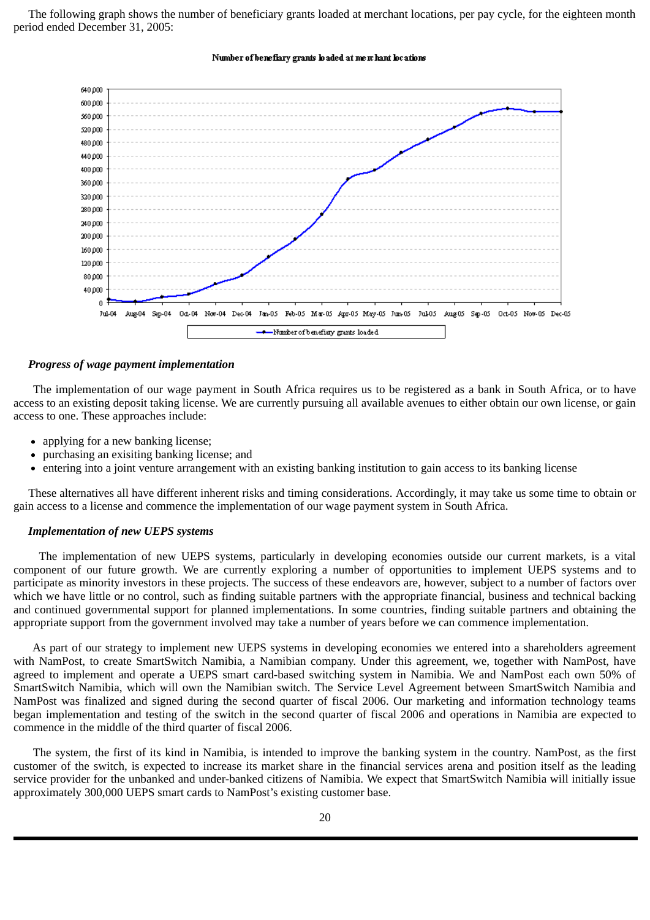The following graph shows the number of beneficiary grants loaded at merchant locations, per pay cycle, for the eighteen month period ended December 31, 2005:

### *Progress of wage payment implementation*

The implementation of our wage payment in South Africa requires us to be registered as a bank in South Africa, or to have access to an existing deposit taking license. We are currently pursuing all available avenues to either obtain our own license, or gain access to one. These approaches include:

- applying for a new banking license;
- purchasing an exisiting banking license; and
- entering into a joint venture arrangement with an existing banking institution to gain access to its banking license

These alternatives all have different inherent risks and timing considerations. Accordingly, it may take us some time to obtain or gain access to a license and commence the implementation of our wage payment system in South Africa.

### *Implementation of new UEPS systems*

The implementation of new UEPS systems, particularly in developing economies outside our current markets, is a vital component of our future growth. We are currently exploring a number of opportunities to implement UEPS systems and to participate as minority investors in these projects. The success of these endeavors are, however, subject to a number of factors over which we have little or no control, such as finding suitable partners with the appropriate financial, business and technical backing and continued governmental support for planned implementations. In some countries, finding suitable partners and obtaining the appropriate support from the government involved may take a number of years before we can commence implementation.

As part of our strategy to implement new UEPS systems in developing economies we entered into a shareholders agreement with NamPost, to create SmartSwitch Namibia, a Namibian company. Under this agreement, we, together with NamPost, have agreed to implement and operate a UEPS smart card-based switching system in Namibia. We and NamPost each own 50% of SmartSwitch Namibia, which will own the Namibian switch. The Service Level Agreement between SmartSwitch Namibia and NamPost was finalized and signed during the second quarter of fiscal 2006. Our marketing and information technology teams began implementation and testing of the switch in the second quarter of fiscal 2006 and operations in Namibia are expected to commence in the middle of the third quarter of fiscal 2006.

The system, the first of its kind in Namibia, is intended to improve the banking system in the country. NamPost, as the first customer of the switch, is expected to increase its market share in the financial services arena and position itself as the leading service provider for the unbanked and under-banked citizens of Namibia. We expect that SmartSwitch Namibia will initially issue approximately 300,000 UEPS smart cards to NamPost's existing customer base.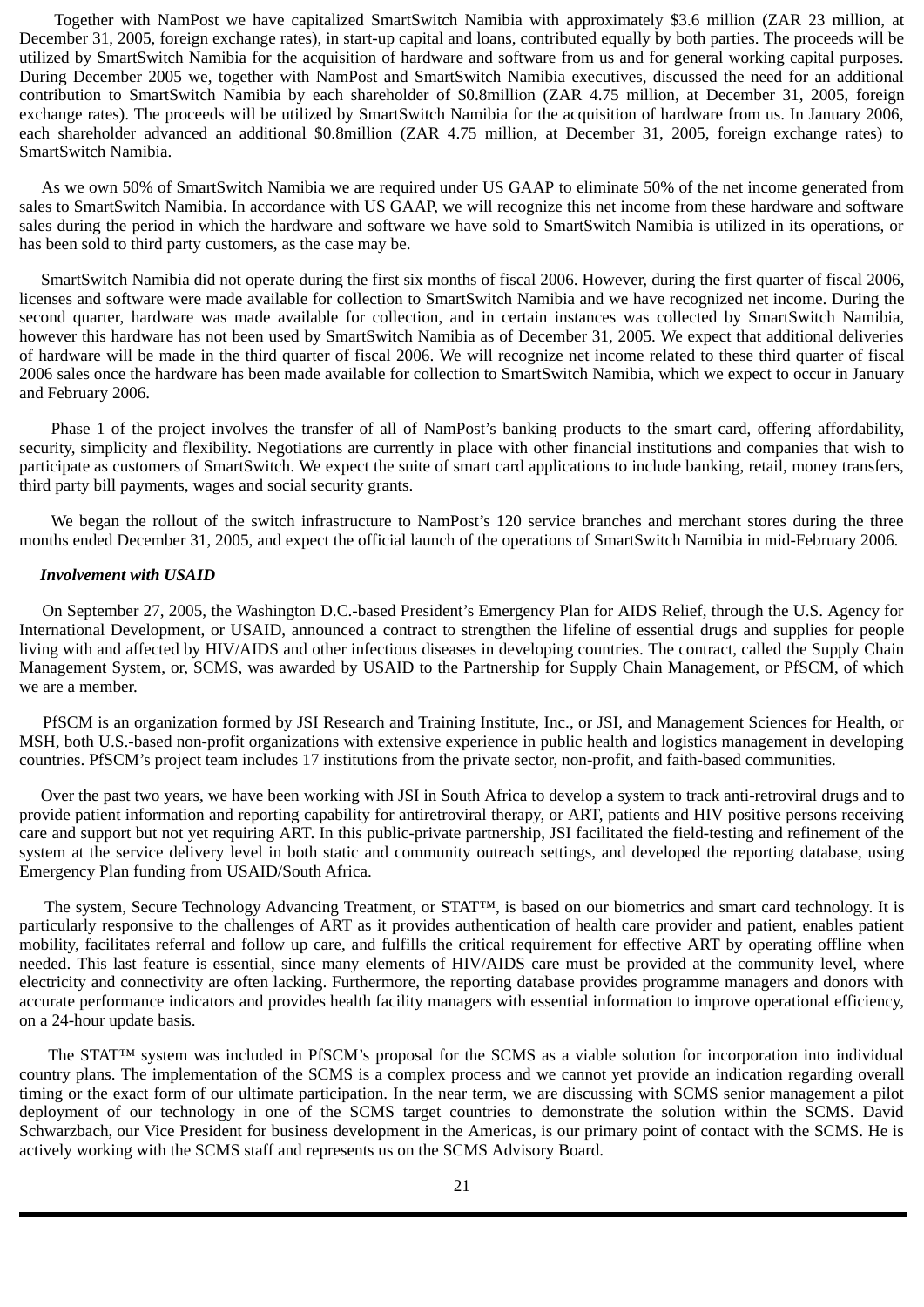Together with NamPost we have capitalized SmartSwitch Namibia with approximately $3.6 million (ZAR 23 million, at December 31, 2005, foreign exchange rates), in start-up capital and loans, contributed equally by both parties. The proceeds will be utilized by SmartSwitch Namibia for the acquisition of hardware and software from us and for general working capital purposes. During December 2005 we, together with NamPost and SmartSwitch Namibia executives, discussed the need for an additional contribution to SmartSwitch Namibia by each shareholder of $0.8million (ZAR 4.75 million, at December 31, 2005, foreign exchange rates). The proceeds will be utilized by SmartSwitch Namibia for the acquisition of hardware from us. In January 2006, each shareholder advanced an additional $0.8million (ZAR 4.75 million, at December 31, 2005, foreign exchange rates) to SmartSwitch Namibia.

As we own 50% of SmartSwitch Namibia we are required under US GAAP to eliminate 50% of the net income generated from sales to SmartSwitch Namibia. In accordance with US GAAP, we will recognize this net income from these hardware and software sales during the period in which the hardware and software we have sold to SmartSwitch Namibia is utilized in its operations, or has been sold to third party customers, as the case may be.

SmartSwitch Namibia did not operate during the first six months of fiscal 2006. However, during the first quarter of fiscal 2006, licenses and software were made available for collection to SmartSwitch Namibia and we have recognized net income. During the second quarter, hardware was made available for collection, and in certain instances was collected by SmartSwitch Namibia, however this hardware has not been used by SmartSwitch Namibia as of December 31, 2005. We expect that additional deliveries of hardware will be made in the third quarter of fiscal 2006. We will recognize net income related to these third quarter of fiscal 2006 sales once the hardware has been made available for collection to SmartSwitch Namibia, which we expect to occur in January and February 2006.

Phase 1 of the project involves the transfer of all of NamPost's banking products to the smart card, offering affordability, security, simplicity and flexibility. Negotiations are currently in place with other financial institutions and companies that wish to participate as customers of SmartSwitch. We expect the suite of smart card applications to include banking, retail, money transfers, third party bill payments, wages and social security grants.

We began the rollout of the switch infrastructure to NamPost's 120 service branches and merchant stores during the three months ended December 31, 2005, and expect the official launch of the operations of SmartSwitch Namibia in mid-February 2006.

***Involvement with USAID***

On September 27, 2005, the Washington D.C.-based President's Emergency Plan for AIDS Relief, through the U.S. Agency for International Development, or USAID, announced a contract to strengthen the lifeline of essential drugs and supplies for people living with and affected by HIV/AIDS and other infectious diseases in developing countries. The contract, called the Supply Chain Management System, or, SCMS, was awarded by USAID to the Partnership for Supply Chain Management, or PfSCM, of which we are a member.

PfSCM is an organization formed by JSI Research and Training Institute, Inc., or JSI, and Management Sciences for Health, or MSH, both U.S.-based non-profit organizations with extensive experience in public health and logistics management in developing countries. PfSCM's project team includes 17 institutions from the private sector, non-profit, and faith-based communities.

Over the past two years, we have been working with JSI in South Africa to develop a system to track anti-retroviral drugs and to provide patient information and reporting capability for antiretroviral therapy, or ART, patients and HIV positive persons receiving care and support but not yet requiring ART. In this public-private partnership, JSI facilitated the field-testing and refinement of the system at the service delivery level in both static and community outreach settings, and developed the reporting database, using Emergency Plan funding from USAID/South Africa.

The system, Secure Technology Advancing Treatment, or STAT™, is based on our biometrics and smart card technology. It is particularly responsive to the challenges of ART as it provides authentication of health care provider and patient, enables patient mobility, facilitates referral and follow up care, and fulfills the critical requirement for effective ART by operating offline when needed. This last feature is essential, since many elements of HIV/AIDS care must be provided at the community level, where electricity and connectivity are often lacking. Furthermore, the reporting database provides programme managers and donors with accurate performance indicators and provides health facility managers with essential information to improve operational efficiency, on a 24-hour update basis.

The STAT™ system was included in PfSCM's proposal for the SCMS as a viable solution for incorporation into individual country plans. The implementation of the SCMS is a complex process and we cannot yet provide an indication regarding overall timing or the exact form of our ultimate participation. In the near term, we are discussing with SCMS senior management a pilot deployment of our technology in one of the SCMS target countries to demonstrate the solution within the SCMS. David Schwarzbach, our Vice President for business development in the Americas, is our primary point of contact with the SCMS. He is actively working with the SCMS staff and represents us on the SCMS Advisory Board.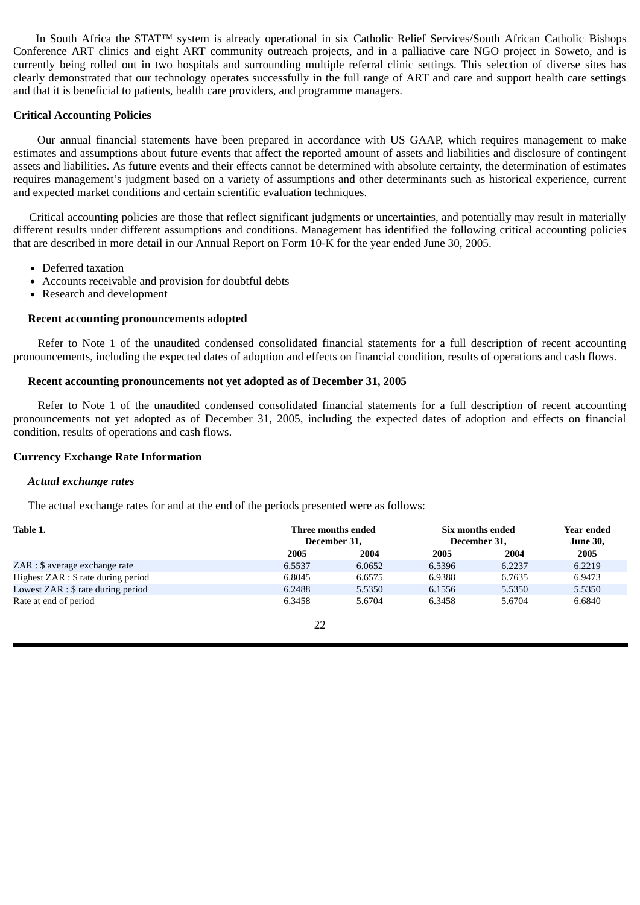In South Africa the STAT™ system is already operational in six Catholic Relief Services/South African Catholic Bishops Conference ART clinics and eight ART community outreach projects, and in a palliative care NGO project in Soweto, and is currently being rolled out in two hospitals and surrounding multiple referral clinic settings. This selection of diverse sites has clearly demonstrated that our technology operates successfully in the full range of ART and care and support health care settings and that it is beneficial to patients, health care providers, and programme managers.

**Critical Accounting Policies**

Our annual financial statements have been prepared in accordance with US GAAP, which requires management to make estimates and assumptions about future events that affect the reported amount of assets and liabilities and disclosure of contingent assets and liabilities. As future events and their effects cannot be determined with absolute certainty, the determination of estimates requires management's judgment based on a variety of assumptions and other determinants such as historical experience, current and expected market conditions and certain scientific evaluation techniques.

Critical accounting policies are those that reflect significant judgments or uncertainties, and potentially may result in materially different results under different assumptions and conditions. Management has identified the following critical accounting policies that are described in more detail in our Annual Report on Form 10-K for the year ended June 30, 2005.

- Deferred taxation
- Accounts receivable and provision for doubtful debts
- Research and development

**Recent accounting pronouncements adopted**

Refer to Note 1 of the unaudited condensed consolidated financial statements for a full description of recent accounting pronouncements, including the expected dates of adoption and effects on financial condition, results of operations and cash flows.

**Recent accounting pronouncements not yet adopted as of December 31, 2005**

Refer to Note 1 of the unaudited condensed consolidated financial statements for a full description of recent accounting pronouncements not yet adopted as of December 31, 2005, including the expected dates of adoption and effects on financial condition, results of operations and cash flows.

**Currency Exchange Rate Information**

***Actual exchange rates***

The actual exchange rates for and at the end of the periods presented were as follows:

| Table 1. | Three months ended December 31, | | Six months ended December 31, | | Year ended June 30, |
|---|---|---|---|---|---|
| | 2005 | 2004 | 2005 | 2004 | 2005 |
| ZAR : $ average exchange rate | 6.5537 | 6.0652 | 6.5396 | 6.2237 | 6.2219 |
| Highest ZAR : $ rate during period | 6.8045 | 6.6575 | 6.9388 | 6.7635 | 6.9473 |
| Lowest ZAR : $ rate during period | 6.2488 | 5.5350 | 6.1556 | 5.5350 | 5.5350 |
| Rate at end of period | 6.3458 | 5.6704 | 6.3458 | 5.6704 | 6.6840 |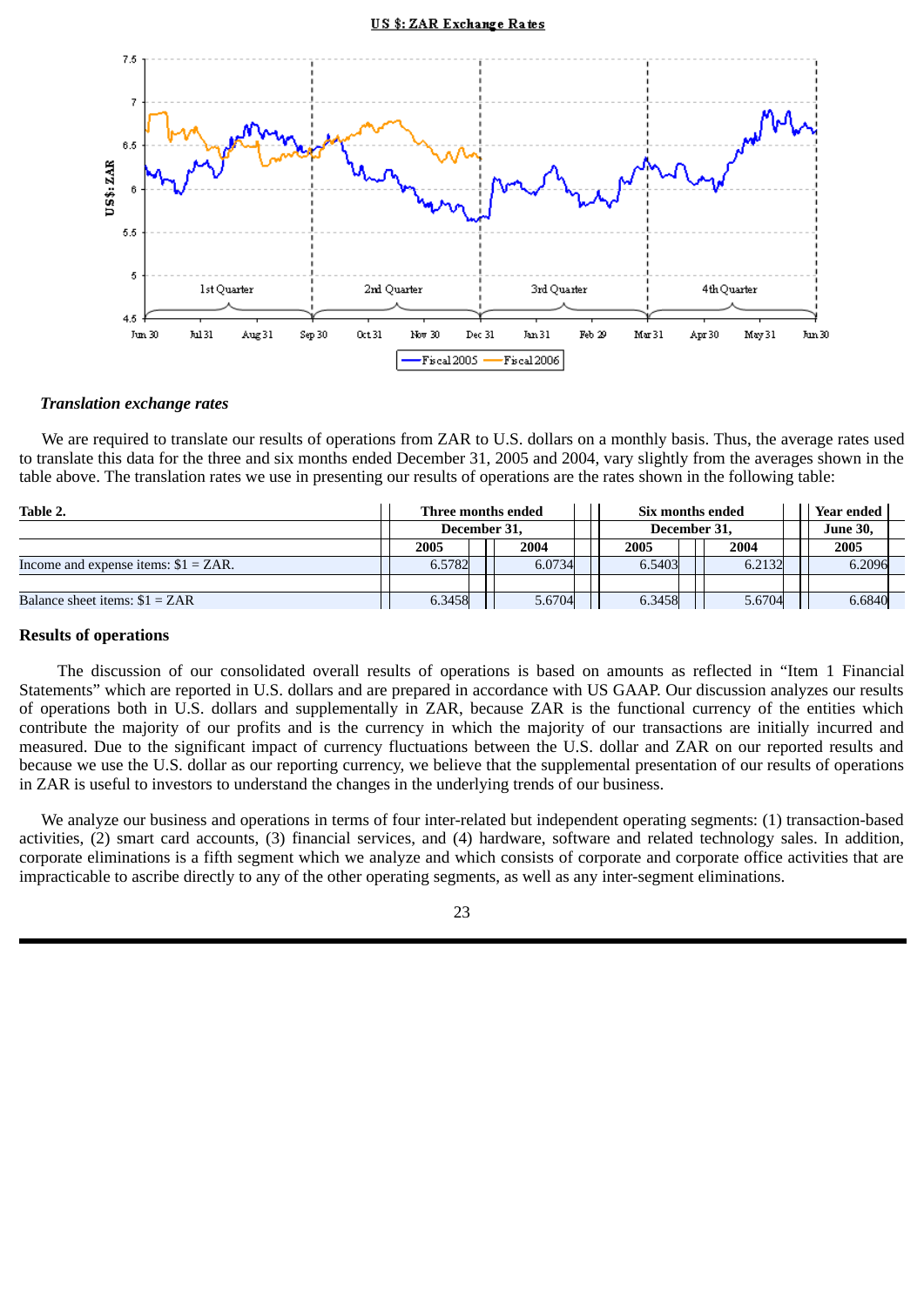US $: ZAR Exchange Rates

### *Translation exchange rates*

We are required to translate our results of operations from ZAR to U.S. dollars on a monthly basis. Thus, the average rates used to translate this data for the three and six months ended December 31, 2005 and 2004, vary slightly from the averages shown in the table above. The translation rates we use in presenting our results of operations are the rates shown in the following table:

| Table 2. | Three months ended December 31, | | Six months ended December 31, | | Year ended June 30, |
|---|---|---|---|---|---|
| | 2005 | 2004 | 2005 | 2004 | 2005 |
| Income and expense items: $1 = ZAR. | 6.5782 | 6.0734 | 6.5403 | 6.2132 | 6.2096 |
| Balance sheet items: $1 = ZAR | 6.3458 | 5.6704 | 6.3458 | 5.6704 | 6.6840 |

## Results of operations

The discussion of our consolidated overall results of operations is based on amounts as reflected in “Item 1 Financial Statements” which are reported in U.S. dollars and are prepared in accordance with US GAAP. Our discussion analyzes our results of operations both in U.S. dollars and supplementally in ZAR, because ZAR is the functional currency of the entities which contribute the majority of our profits and is the currency in which the majority of our transactions are initially incurred and measured. Due to the significant impact of currency fluctuations between the U.S. dollar and ZAR on our reported results and because we use the U.S. dollar as our reporting currency, we believe that the supplemental presentation of our results of operations in ZAR is useful to investors to understand the changes in the underlying trends of our business.

We analyze our business and operations in terms of four inter-related but independent operating segments: (1) transaction-based activities, (2) smart card accounts, (3) financial services, and (4) hardware, software and related technology sales. In addition, corporate eliminations is a fifth segment which we analyze and which consists of corporate and corporate office activities that are impracticable to ascribe directly to any of the other operating segments, as well as any inter-segment eliminations.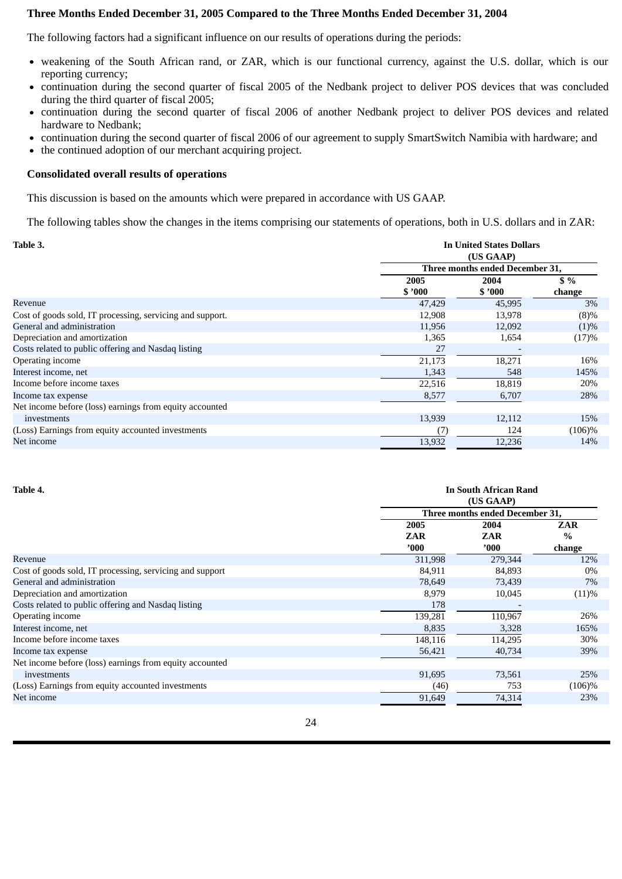**Three Months Ended December 31, 2005 Compared to the Three Months Ended December 31, 2004**

The following factors had a significant influence on our results of operations during the periods:

- weakening of the South African rand, or ZAR, which is our functional currency, against the U.S. dollar, which is our reporting currency;
- continuation during the second quarter of fiscal 2005 of the Nedbank project to deliver POS devices that was concluded during the third quarter of fiscal 2005;
- continuation during the second quarter of fiscal 2006 of another Nedbank project to deliver POS devices and related hardware to Nedbank;
- continuation during the second quarter of fiscal 2006 of our agreement to supply SmartSwitch Namibia with hardware; and
- the continued adoption of our merchant acquiring project.

**Consolidated overall results of operations**

This discussion is based on the amounts which were prepared in accordance with US GAAP.

The following tables show the changes in the items comprising our statements of operations, both in U.S. dollars and in ZAR:

**Table 3.**

| | In United States Dollars (US GAAP) | | |
|---|---|---|---|
| | Three months ended December 31, | | |
| | 2005 $ '000 | 2004 $ '000 | $ % change |
| Revenue | 47,429 | 45,995 | 3% |
| Cost of goods sold, IT processing, servicing and support. | 12,908 | 13,978 | (8)% |
| General and administration | 11,956 | 12,092 | (1)% |
| Depreciation and amortization | 1,365 | 1,654 | (17)% |
| Costs related to public offering and Nasdaq listing | 27 | - | |
| Operating income | 21,173 | 18,271 | 16% |
| Interest income, net | 1,343 | 548 | 145% |
| Income before income taxes | 22,516 | 18,819 | 20% |
| Income tax expense | 8,577 | 6,707 | 28% |
| Net income before (loss) earnings from equity accounted investments | 13,939 | 12,112 | 15% |
| (Loss) Earnings from equity accounted investments | (7) | 124 | (106)% |
| Net income | 13,932 | 12,236 | 14% |

**Table 4.**

| | In South African Rand (US GAAP) | | |
|---|---|---|---|
| | Three months ended December 31, | | |
| | 2005 ZAR '000 | 2004 ZAR '000 | ZAR % change |
| Revenue | 311,998 | 279,344 | 12% |
| Cost of goods sold, IT processing, servicing and support | 84,911 | 84,893 | 0% |
| General and administration | 78,649 | 73,439 | 7% |
| Depreciation and amortization | 8,979 | 10,045 | (11)% |
| Costs related to public offering and Nasdaq listing | 178 | - | |
| Operating income | 139,281 | 110,967 | 26% |
| Interest income, net | 8,835 | 3,328 | 165% |
| Income before income taxes | 148,116 | 114,295 | 30% |
| Income tax expense | 56,421 | 40,734 | 39% |
| Net income before (loss) earnings from equity accounted investments | 91,695 | 73,561 | 25% |
| (Loss) Earnings from equity accounted investments | (46) | 753 | (106)% |
| Net income | 91,649 | 74,314 | 23% |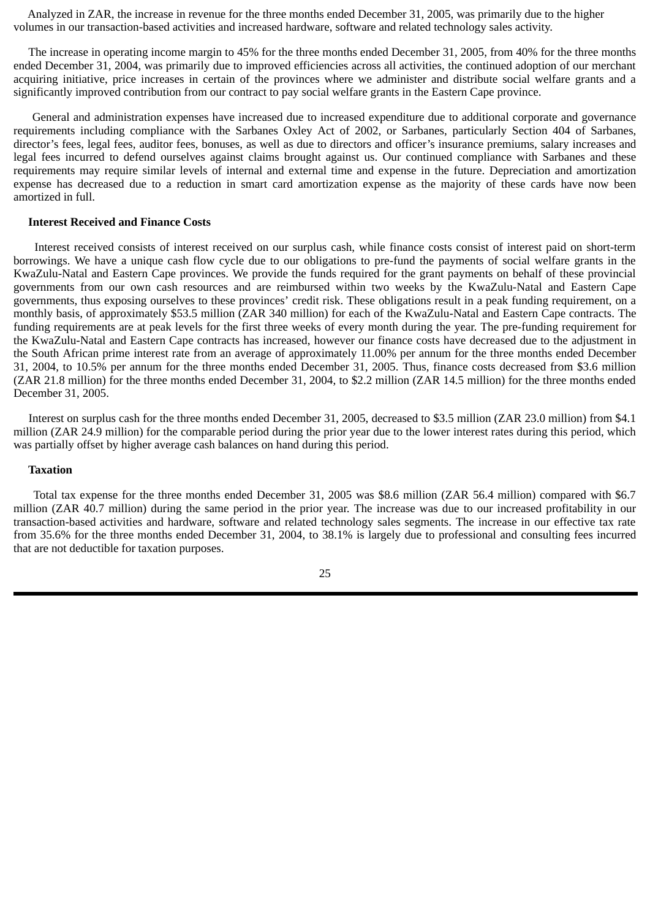Analyzed in ZAR, the increase in revenue for the three months ended December 31, 2005, was primarily due to the higher volumes in our transaction-based activities and increased hardware, software and related technology sales activity.

The increase in operating income margin to 45% for the three months ended December 31, 2005, from 40% for the three months ended December 31, 2004, was primarily due to improved efficiencies across all activities, the continued adoption of our merchant acquiring initiative, price increases in certain of the provinces where we administer and distribute social welfare grants and a significantly improved contribution from our contract to pay social welfare grants in the Eastern Cape province.

General and administration expenses have increased due to increased expenditure due to additional corporate and governance requirements including compliance with the Sarbanes Oxley Act of 2002, or Sarbanes, particularly Section 404 of Sarbanes, director's fees, legal fees, auditor fees, bonuses, as well as due to directors and officer's insurance premiums, salary increases and legal fees incurred to defend ourselves against claims brought against us. Our continued compliance with Sarbanes and these requirements may require similar levels of internal and external time and expense in the future. Depreciation and amortization expense has decreased due to a reduction in smart card amortization expense as the majority of these cards have now been amortized in full.

**Interest Received and Finance Costs**

Interest received consists of interest received on our surplus cash, while finance costs consist of interest paid on short-term borrowings. We have a unique cash flow cycle due to our obligations to pre-fund the payments of social welfare grants in the KwaZulu-Natal and Eastern Cape provinces. We provide the funds required for the grant payments on behalf of these provincial governments from our own cash resources and are reimbursed within two weeks by the KwaZulu-Natal and Eastern Cape governments, thus exposing ourselves to these provinces' credit risk. These obligations result in a peak funding requirement, on a monthly basis, of approximately $53.5 million (ZAR 340 million) for each of the KwaZulu-Natal and Eastern Cape contracts. The funding requirements are at peak levels for the first three weeks of every month during the year. The pre-funding requirement for the KwaZulu-Natal and Eastern Cape contracts has increased, however our finance costs have decreased due to the adjustment in the South African prime interest rate from an average of approximately 11.00% per annum for the three months ended December 31, 2004, to 10.5% per annum for the three months ended December 31, 2005. Thus, finance costs decreased from $3.6 million (ZAR 21.8 million) for the three months ended December 31, 2004, to $2.2 million (ZAR 14.5 million) for the three months ended December 31, 2005.

Interest on surplus cash for the three months ended December 31, 2005, decreased to $3.5 million (ZAR 23.0 million) from $4.1 million (ZAR 24.9 million) for the comparable period during the prior year due to the lower interest rates during this period, which was partially offset by higher average cash balances on hand during this period.

**Taxation**

Total tax expense for the three months ended December 31, 2005 was $8.6 million (ZAR 56.4 million) compared with $6.7 million (ZAR 40.7 million) during the same period in the prior year. The increase was due to our increased profitability in our transaction-based activities and hardware, software and related technology sales segments. The increase in our effective tax rate from 35.6% for the three months ended December 31, 2004, to 38.1% is largely due to professional and consulting fees incurred that are not deductible for taxation purposes.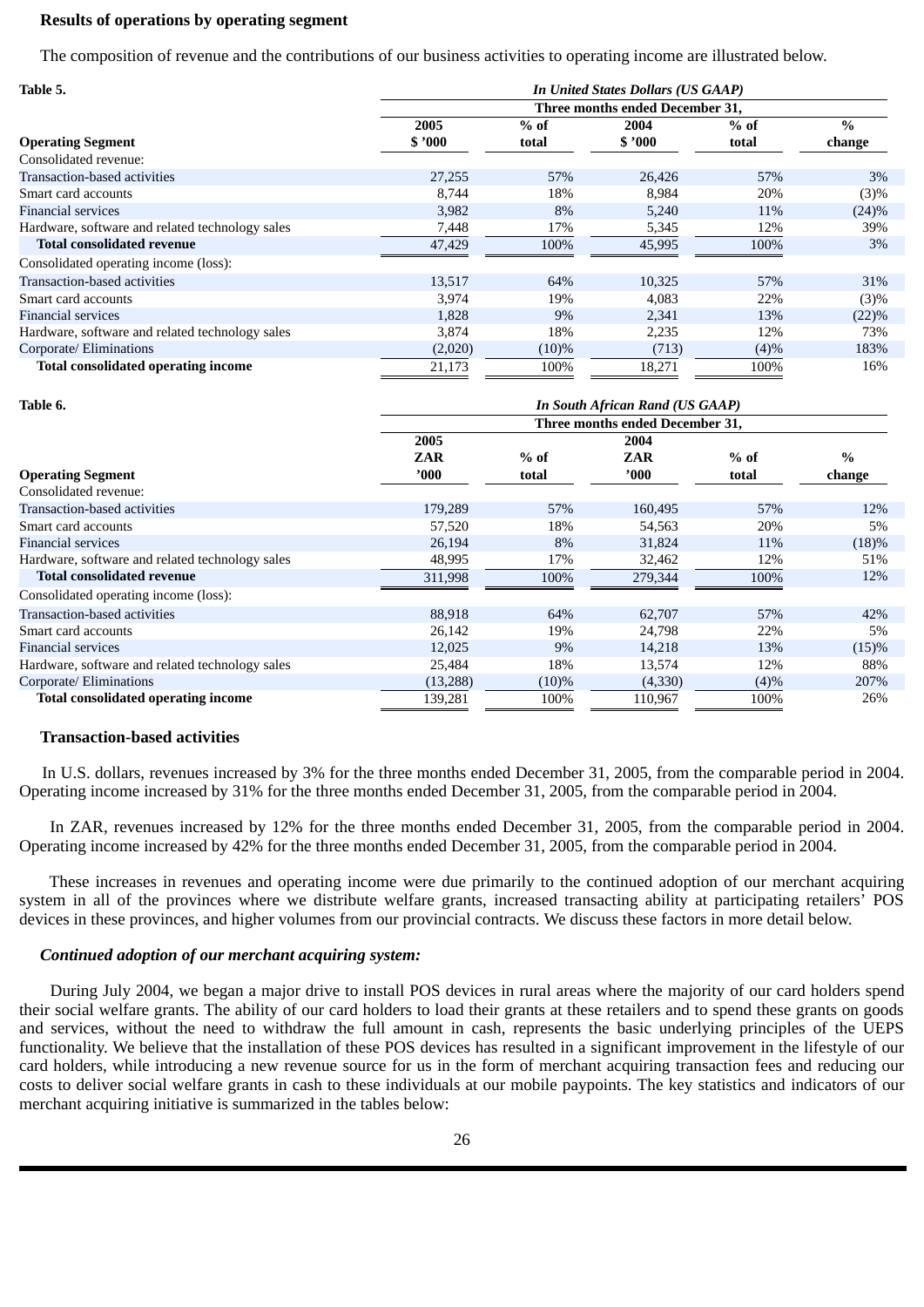## Results of operations by operating segment

The composition of revenue and the contributions of our business activities to operating income are illustrated below.

| Table 5. | In United States Dollars (US GAAP) | | | | |
|---|---|---|---|---|---|
| | Three months ended December 31, | | | | |
| Operating Segment | 2005 $ '000 | % of total | 2004 $ '000 | % of total | % change |
| Consolidated revenue: | | | | | |
| Transaction-based activities | 27,255 | 57% | 26,426 | 57% | 3% |
| Smart card accounts | 8,744 | 18% | 8,984 | 20% | (3)% |
| Financial services | 3,982 | 8% | 5,240 | 11% | (24)% |
| Hardware, software and related technology sales | 7,448 | 17% | 5,345 | 12% | 39% |
| **Total consolidated revenue** | 47,429 | 100% | 45,995 | 100% | 3% |
| Consolidated operating income (loss): | | | | | |
| Transaction-based activities | 13,517 | 64% | 10,325 | 57% | 31% |
| Smart card accounts | 3,974 | 19% | 4,083 | 22% | (3)% |
| Financial services | 1,828 | 9% | 2,341 | 13% | (22)% |
| Hardware, software and related technology sales | 3,874 | 18% | 2,235 | 12% | 73% |
| Corporate/ Eliminations | (2,020) | (10)% | (713) | (4)% | 183% |
| **Total consolidated operating income** | 21,173 | 100% | 18,271 | 100% | 16% |

| Table 6. | In South African Rand (US GAAP) | | | | |
|---|---|---|---|---|---|
| | Three months ended December 31, | | | | |
| Operating Segment | 2005 ZAR '000 | % of total | 2004 ZAR '000 | % of total | % change |
| Consolidated revenue: | | | | | |
| Transaction-based activities | 179,289 | 57% | 160,495 | 57% | 12% |
| Smart card accounts | 57,520 | 18% | 54,563 | 20% | 5% |
| Financial services | 26,194 | 8% | 31,824 | 11% | (18)% |
| Hardware, software and related technology sales | 48,995 | 17% | 32,462 | 12% | 51% |
| **Total consolidated revenue** | 311,998 | 100% | 279,344 | 100% | 12% |
| Consolidated operating income (loss): | | | | | |
| Transaction-based activities | 88,918 | 64% | 62,707 | 57% | 42% |
| Smart card accounts | 26,142 | 19% | 24,798 | 22% | 5% |
| Financial services | 12,025 | 9% | 14,218 | 13% | (15)% |
| Hardware, software and related technology sales | 25,484 | 18% | 13,574 | 12% | 88% |
| Corporate/ Eliminations | (13,288) | (10)% | (4,330) | (4)% | 207% |
| **Total consolidated operating income** | 139,281 | 100% | 110,967 | 100% | 26% |

### Transaction-based activities

In U.S. dollars, revenues increased by 3% for the three months ended December 31, 2005, from the comparable period in 2004. Operating income increased by 31% for the three months ended December 31, 2005, from the comparable period in 2004.

In ZAR, revenues increased by 12% for the three months ended December 31, 2005, from the comparable period in 2004. Operating income increased by 42% for the three months ended December 31, 2005, from the comparable period in 2004.

These increases in revenues and operating income were due primarily to the continued adoption of our merchant acquiring system in all of the provinces where we distribute welfare grants, increased transacting ability at participating retailers' POS devices in these provinces, and higher volumes from our provincial contracts. We discuss these factors in more detail below.

***Continued adoption of our merchant acquiring system:***

During July 2004, we began a major drive to install POS devices in rural areas where the majority of our card holders spend their social welfare grants. The ability of our card holders to load their grants at these retailers and to spend these grants on goods and services, without the need to withdraw the full amount in cash, represents the basic underlying principles of the UEPS functionality. We believe that the installation of these POS devices has resulted in a significant improvement in the lifestyle of our card holders, while introducing a new revenue source for us in the form of merchant acquiring transaction fees and reducing our costs to deliver social welfare grants in cash to these individuals at our mobile paypoints. The key statistics and indicators of our merchant acquiring initiative is summarized in the tables below: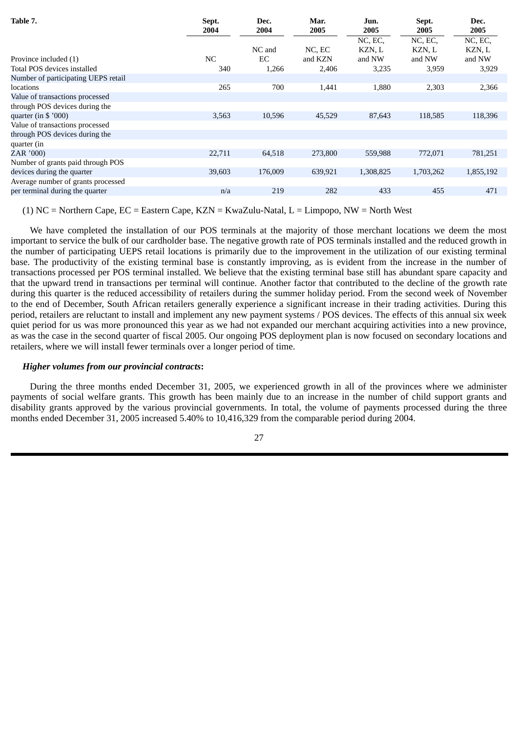| Table 7. | Sept. 2004 | Dec. 2004 | Mar. 2005 | Jun. 2005 | Sept. 2005 | Dec. 2005 |
|---|---|---|---|---|---|---|
| Province included (1) | NC | NC and EC | NC, EC and KZN | NC, EC, KZN, L and NW | NC, EC, KZN, L and NW | NC, EC, KZN, L and NW |
| Total POS devices installed | 340 | 1,266 | 2,406 | 3,235 | 3,959 | 3,929 |
| Number of participating UEPS retail locations | 265 | 700 | 1,441 | 1,880 | 2,303 | 2,366 |
| Value of transactions processed through POS devices during the quarter (in $ ’000) | 3,563 | 10,596 | 45,529 | 87,643 | 118,585 | 118,396 |
| Value of transactions processed through POS devices during the quarter (in ZAR ’000) | 22,711 | 64,518 | 273,800 | 559,988 | 772,071 | 781,251 |
| Number of grants paid through POS devices during the quarter | 39,603 | 176,009 | 639,921 | 1,308,825 | 1,703,262 | 1,855,192 |
| Average number of grants processed per terminal during the quarter | n/a | 219 | 282 | 433 | 455 | 471 |

(1) NC = Northern Cape, EC = Eastern Cape, KZN = KwaZulu-Natal, L = Limpopo, NW = North West

We have completed the installation of our POS terminals at the majority of those merchant locations we deem the most important to service the bulk of our cardholder base. The negative growth rate of POS terminals installed and the reduced growth in the number of participating UEPS retail locations is primarily due to the improvement in the utilization of our existing terminal base. The productivity of the existing terminal base is constantly improving, as is evident from the increase in the number of transactions processed per POS terminal installed. We believe that the existing terminal base still has abundant spare capacity and that the upward trend in transactions per terminal will continue. Another factor that contributed to the decline of the growth rate during this quarter is the reduced accessibility of retailers during the summer holiday period. From the second week of November to the end of December, South African retailers generally experience a significant increase in their trading activities. During this period, retailers are reluctant to install and implement any new payment systems / POS devices. The effects of this annual six week quiet period for us was more pronounced this year as we had not expanded our merchant acquiring activities into a new province, as was the case in the second quarter of fiscal 2005. Our ongoing POS deployment plan is now focused on secondary locations and retailers, where we will install fewer terminals over a longer period of time.

***Higher volumes from our provincial contracts*:**

During the three months ended December 31, 2005, we experienced growth in all of the provinces where we administer payments of social welfare grants. This growth has been mainly due to an increase in the number of child support grants and disability grants approved by the various provincial governments. In total, the volume of payments processed during the three months ended December 31, 2005 increased 5.40% to 10,416,329 from the comparable period during 2004.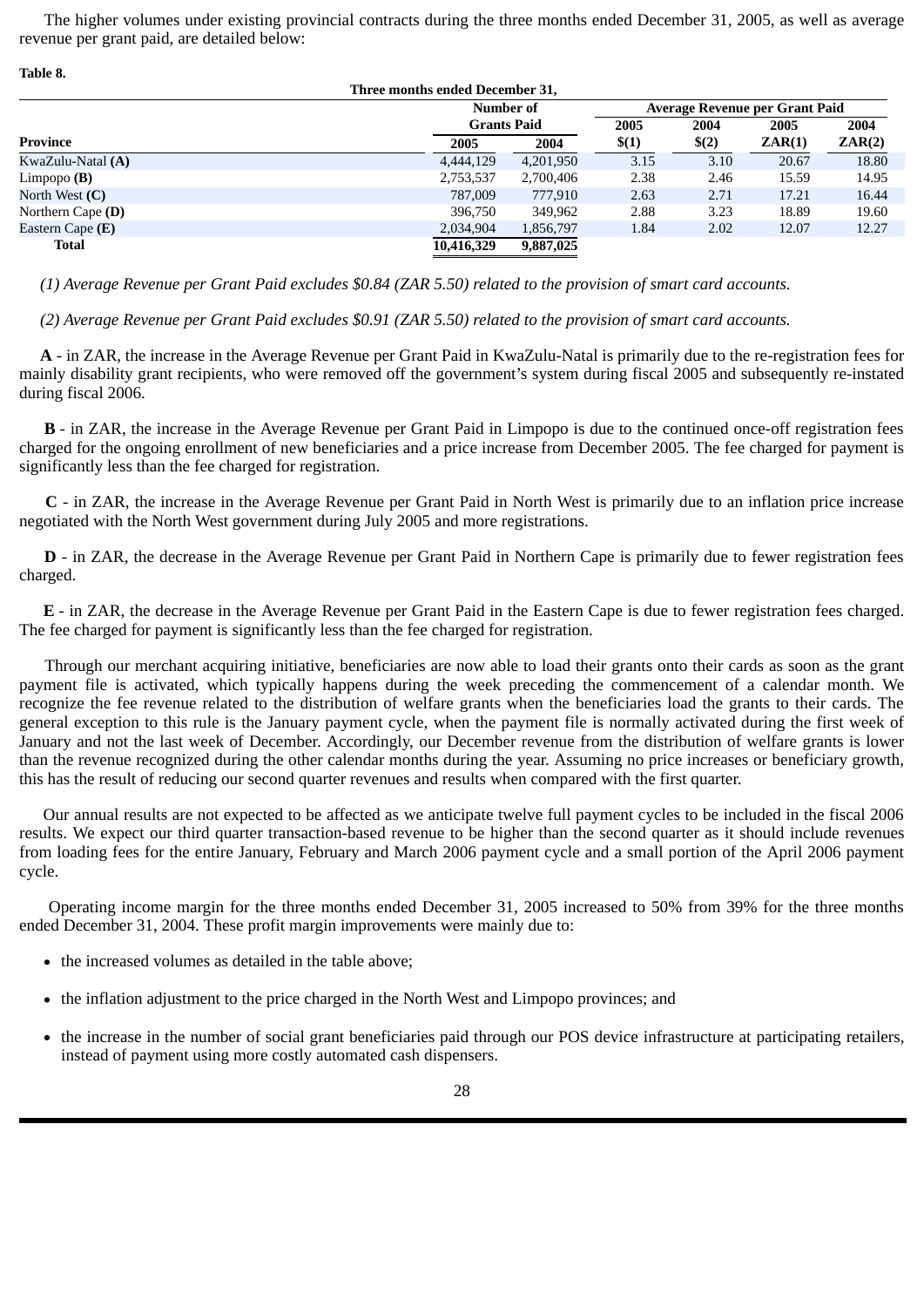The higher volumes under existing provincial contracts during the three months ended December 31, 2005, as well as average revenue per grant paid, are detailed below:

**Table 8.**

| | Three months ended December 31, | | | | | |
|---|---|---|---|---|---|---|
| | Number of Grants Paid | | Average Revenue per Grant Paid | | | |
| **Province** | **2005** | **2004** | **2005 $(1)** | **2004 $(2)** | **2005 ZAR(1)** | **2004 ZAR(2)** |
| KwaZulu-Natal **(A)** | 4,444,129 | 4,201,950 | 3.15 | 3.10 | 20.67 | 18.80 |
| Limpopo **(B)** | 2,753,537 | 2,700,406 | 2.38 | 2.46 | 15.59 | 14.95 |
| North West **(C)** | 787,009 | 777,910 | 2.63 | 2.71 | 17.21 | 16.44 |
| Northern Cape **(D)** | 396,750 | 349,962 | 2.88 | 3.23 | 18.89 | 19.60 |
| Eastern Cape **(E)** | 2,034,904 | 1,856,797 | 1.84 | 2.02 | 12.07 | 12.27 |
| **Total** | **10,416,329** | **9,887,025** | | | | |

*(1) Average Revenue per Grant Paid excludes $0.84 (ZAR 5.50) related to the provision of smart card accounts.*

*(2) Average Revenue per Grant Paid excludes $0.91 (ZAR 5.50) related to the provision of smart card accounts.*

**A** - in ZAR, the increase in the Average Revenue per Grant Paid in KwaZulu-Natal is primarily due to the re-registration fees for mainly disability grant recipients, who were removed off the government's system during fiscal 2005 and subsequently re-instated during fiscal 2006.

**B** - in ZAR, the increase in the Average Revenue per Grant Paid in Limpopo is due to the continued once-off registration fees charged for the ongoing enrollment of new beneficiaries and a price increase from December 2005. The fee charged for payment is significantly less than the fee charged for registration.

**C** - in ZAR, the increase in the Average Revenue per Grant Paid in North West is primarily due to an inflation price increase negotiated with the North West government during July 2005 and more registrations.

**D** - in ZAR, the decrease in the Average Revenue per Grant Paid in Northern Cape is primarily due to fewer registration fees charged.

**E** - in ZAR, the decrease in the Average Revenue per Grant Paid in the Eastern Cape is due to fewer registration fees charged. The fee charged for payment is significantly less than the fee charged for registration.

Through our merchant acquiring initiative, beneficiaries are now able to load their grants onto their cards as soon as the grant payment file is activated, which typically happens during the week preceding the commencement of a calendar month. We recognize the fee revenue related to the distribution of welfare grants when the beneficiaries load the grants to their cards. The general exception to this rule is the January payment cycle, when the payment file is normally activated during the first week of January and not the last week of December. Accordingly, our December revenue from the distribution of welfare grants is lower than the revenue recognized during the other calendar months during the year. Assuming no price increases or beneficiary growth, this has the result of reducing our second quarter revenues and results when compared with the first quarter.

Our annual results are not expected to be affected as we anticipate twelve full payment cycles to be included in the fiscal 2006 results. We expect our third quarter transaction-based revenue to be higher than the second quarter as it should include revenues from loading fees for the entire January, February and March 2006 payment cycle and a small portion of the April 2006 payment cycle.

Operating income margin for the three months ended December 31, 2005 increased to 50% from 39% for the three months ended December 31, 2004. These profit margin improvements were mainly due to:

- the increased volumes as detailed in the table above;
- the inflation adjustment to the price charged in the North West and Limpopo provinces; and
- the increase in the number of social grant beneficiaries paid through our POS device infrastructure at participating retailers, instead of payment using more costly automated cash dispensers.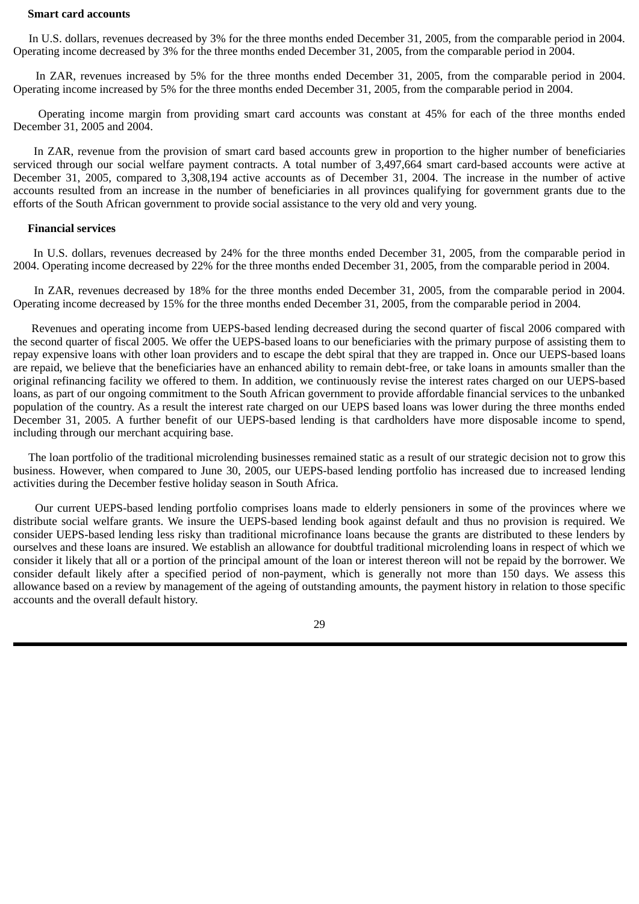**Smart card accounts**

In U.S. dollars, revenues decreased by 3% for the three months ended December 31, 2005, from the comparable period in 2004. Operating income decreased by 3% for the three months ended December 31, 2005, from the comparable period in 2004.

In ZAR, revenues increased by 5% for the three months ended December 31, 2005, from the comparable period in 2004. Operating income increased by 5% for the three months ended December 31, 2005, from the comparable period in 2004.

Operating income margin from providing smart card accounts was constant at 45% for each of the three months ended December 31, 2005 and 2004.

In ZAR, revenue from the provision of smart card based accounts grew in proportion to the higher number of beneficiaries serviced through our social welfare payment contracts. A total number of 3,497,664 smart card-based accounts were active at December 31, 2005, compared to 3,308,194 active accounts as of December 31, 2004. The increase in the number of active accounts resulted from an increase in the number of beneficiaries in all provinces qualifying for government grants due to the efforts of the South African government to provide social assistance to the very old and very young.

**Financial services**

In U.S. dollars, revenues decreased by 24% for the three months ended December 31, 2005, from the comparable period in 2004. Operating income decreased by 22% for the three months ended December 31, 2005, from the comparable period in 2004.

In ZAR, revenues decreased by 18% for the three months ended December 31, 2005, from the comparable period in 2004. Operating income decreased by 15% for the three months ended December 31, 2005, from the comparable period in 2004.

Revenues and operating income from UEPS-based lending decreased during the second quarter of fiscal 2006 compared with the second quarter of fiscal 2005. We offer the UEPS-based loans to our beneficiaries with the primary purpose of assisting them to repay expensive loans with other loan providers and to escape the debt spiral that they are trapped in. Once our UEPS-based loans are repaid, we believe that the beneficiaries have an enhanced ability to remain debt-free, or take loans in amounts smaller than the original refinancing facility we offered to them. In addition, we continuously revise the interest rates charged on our UEPS-based loans, as part of our ongoing commitment to the South African government to provide affordable financial services to the unbanked population of the country. As a result the interest rate charged on our UEPS based loans was lower during the three months ended December 31, 2005. A further benefit of our UEPS-based lending is that cardholders have more disposable income to spend, including through our merchant acquiring base.

The loan portfolio of the traditional microlending businesses remained static as a result of our strategic decision not to grow this business. However, when compared to June 30, 2005, our UEPS-based lending portfolio has increased due to increased lending activities during the December festive holiday season in South Africa.

Our current UEPS-based lending portfolio comprises loans made to elderly pensioners in some of the provinces where we distribute social welfare grants. We insure the UEPS-based lending book against default and thus no provision is required. We consider UEPS-based lending less risky than traditional microfinance loans because the grants are distributed to these lenders by ourselves and these loans are insured. We establish an allowance for doubtful traditional microlending loans in respect of which we consider it likely that all or a portion of the principal amount of the loan or interest thereon will not be repaid by the borrower. We consider default likely after a specified period of non-payment, which is generally not more than 150 days. We assess this allowance based on a review by management of the ageing of outstanding amounts, the payment history in relation to those specific accounts and the overall default history.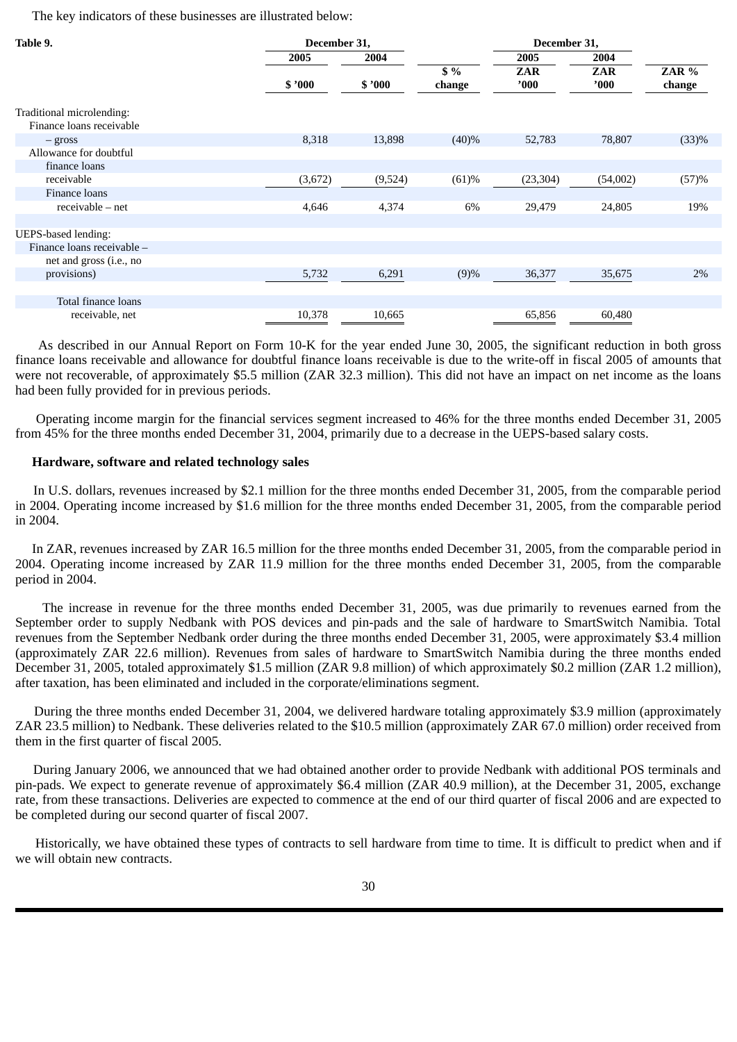The key indicators of these businesses are illustrated below:

| Table 9. | December 31, 2005 | December 31, 2004 | | December 31, 2005 | December 31, 2004 | |
|---|---|---|---|---|---|---|
| | $ '000 | $ '000 | $ % change | ZAR '000 | ZAR '000 | ZAR % change |
| Traditional microlending: | | | | | | |
| Finance loans receivable – gross | 8,318 | 13,898 | (40)% | 52,783 | 78,807 | (33)% |
| Allowance for doubtful finance loans receivable | (3,672) | (9,524) | (61)% | (23,304) | (54,002) | (57)% |
| Finance loans receivable – net | 4,646 | 4,374 | 6% | 29,479 | 24,805 | 19% |
| UEPS-based lending: | | | | | | |
| Finance loans receivable – net and gross (i.e., no provisions) | 5,732 | 6,291 | (9)% | 36,377 | 35,675 | 2% |
| Total finance loans receivable, net | 10,378 | 10,665 | | 65,856 | 60,480 | |

As described in our Annual Report on Form 10-K for the year ended June 30, 2005, the significant reduction in both gross finance loans receivable and allowance for doubtful finance loans receivable is due to the write-off in fiscal 2005 of amounts that were not recoverable, of approximately $5.5 million (ZAR 32.3 million). This did not have an impact on net income as the loans had been fully provided for in previous periods.

Operating income margin for the financial services segment increased to 46% for the three months ended December 31, 2005 from 45% for the three months ended December 31, 2004, primarily due to a decrease in the UEPS-based salary costs.

**Hardware, software and related technology sales**

In U.S. dollars, revenues increased by $2.1 million for the three months ended December 31, 2005, from the comparable period in 2004. Operating income increased by $1.6 million for the three months ended December 31, 2005, from the comparable period in 2004.

In ZAR, revenues increased by ZAR 16.5 million for the three months ended December 31, 2005, from the comparable period in 2004. Operating income increased by ZAR 11.9 million for the three months ended December 31, 2005, from the comparable period in 2004.

The increase in revenue for the three months ended December 31, 2005, was due primarily to revenues earned from the September order to supply Nedbank with POS devices and pin-pads and the sale of hardware to SmartSwitch Namibia. Total revenues from the September Nedbank order during the three months ended December 31, 2005, were approximately $3.4 million (approximately ZAR 22.6 million). Revenues from sales of hardware to SmartSwitch Namibia during the three months ended December 31, 2005, totaled approximately $1.5 million (ZAR 9.8 million) of which approximately $0.2 million (ZAR 1.2 million), after taxation, has been eliminated and included in the corporate/eliminations segment.

During the three months ended December 31, 2004, we delivered hardware totaling approximately $3.9 million (approximately ZAR 23.5 million) to Nedbank. These deliveries related to the $10.5 million (approximately ZAR 67.0 million) order received from them in the first quarter of fiscal 2005.

During January 2006, we announced that we had obtained another order to provide Nedbank with additional POS terminals and pin-pads. We expect to generate revenue of approximately $6.4 million (ZAR 40.9 million), at the December 31, 2005, exchange rate, from these transactions. Deliveries are expected to commence at the end of our third quarter of fiscal 2006 and are expected to be completed during our second quarter of fiscal 2007.

Historically, we have obtained these types of contracts to sell hardware from time to time. It is difficult to predict when and if we will obtain new contracts.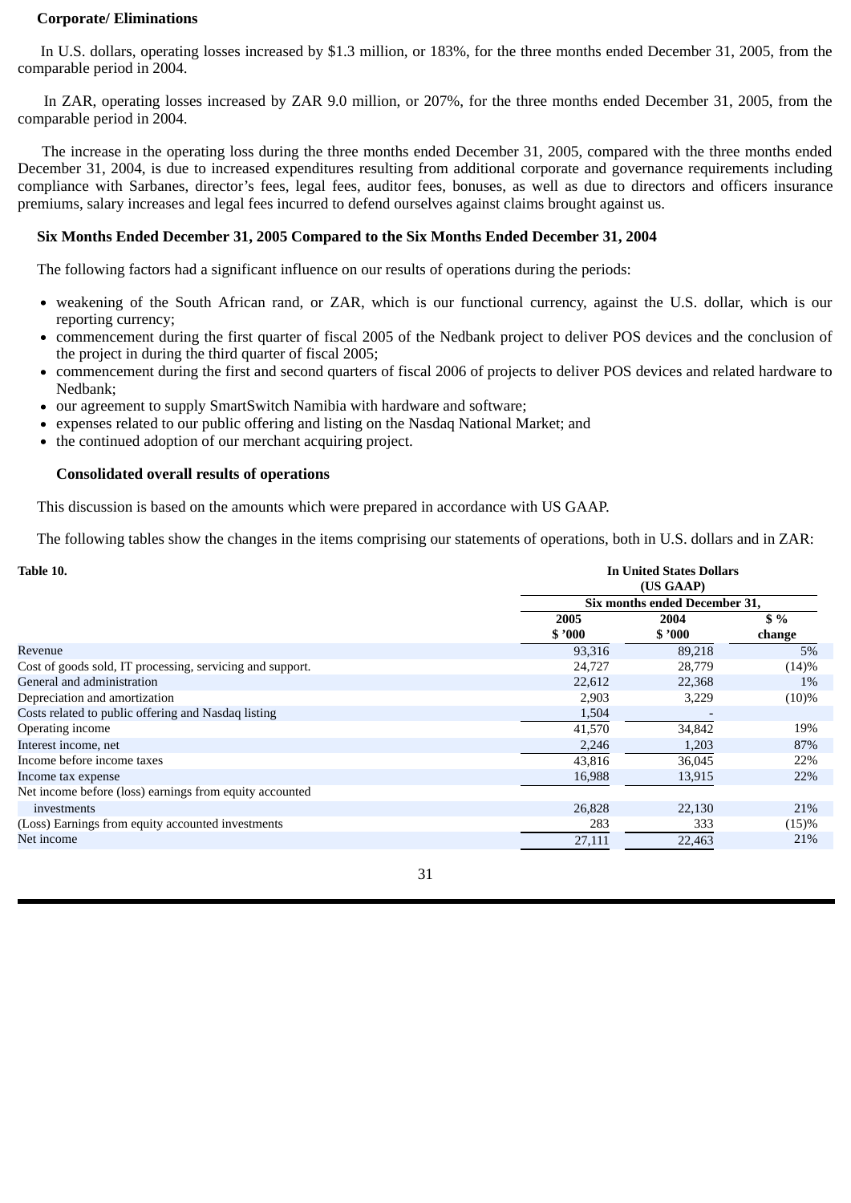**Corporate/ Eliminations**

In U.S. dollars, operating losses increased by $1.3 million, or 183%, for the three months ended December 31, 2005, from the comparable period in 2004.

In ZAR, operating losses increased by ZAR 9.0 million, or 207%, for the three months ended December 31, 2005, from the comparable period in 2004.

The increase in the operating loss during the three months ended December 31, 2005, compared with the three months ended December 31, 2004, is due to increased expenditures resulting from additional corporate and governance requirements including compliance with Sarbanes, director's fees, legal fees, auditor fees, bonuses, as well as due to directors and officers insurance premiums, salary increases and legal fees incurred to defend ourselves against claims brought against us.

**Six Months Ended December 31, 2005 Compared to the Six Months Ended December 31, 2004**

The following factors had a significant influence on our results of operations during the periods:

- weakening of the South African rand, or ZAR, which is our functional currency, against the U.S. dollar, which is our reporting currency;
- commencement during the first quarter of fiscal 2005 of the Nedbank project to deliver POS devices and the conclusion of the project in during the third quarter of fiscal 2005;
- commencement during the first and second quarters of fiscal 2006 of projects to deliver POS devices and related hardware to Nedbank;
- our agreement to supply SmartSwitch Namibia with hardware and software;
- expenses related to our public offering and listing on the Nasdaq National Market; and
- the continued adoption of our merchant acquiring project.

**Consolidated overall results of operations**

This discussion is based on the amounts which were prepared in accordance with US GAAP.

The following tables show the changes in the items comprising our statements of operations, both in U.S. dollars and in ZAR:

**Table 10.**

| | In United States Dollars (US GAAP) | | |
|---|---|---|---|
| | Six months ended December 31, | | |
| | 2005 $ '000 | 2004 $ '000 | $ % change |
| Revenue | 93,316 | 89,218 | 5% |
| Cost of goods sold, IT processing, servicing and support. | 24,727 | 28,779 | (14)% |
| General and administration | 22,612 | 22,368 | 1% |
| Depreciation and amortization | 2,903 | 3,229 | (10)% |
| Costs related to public offering and Nasdaq listing | 1,504 | - | |
| Operating income | 41,570 | 34,842 | 19% |
| Interest income, net | 2,246 | 1,203 | 87% |
| Income before income taxes | 43,816 | 36,045 | 22% |
| Income tax expense | 16,988 | 13,915 | 22% |
| Net income before (loss) earnings from equity accounted investments | 26,828 | 22,130 | 21% |
| (Loss) Earnings from equity accounted investments | 283 | 333 | (15)% |
| Net income | 27,111 | 22,463 | 21% |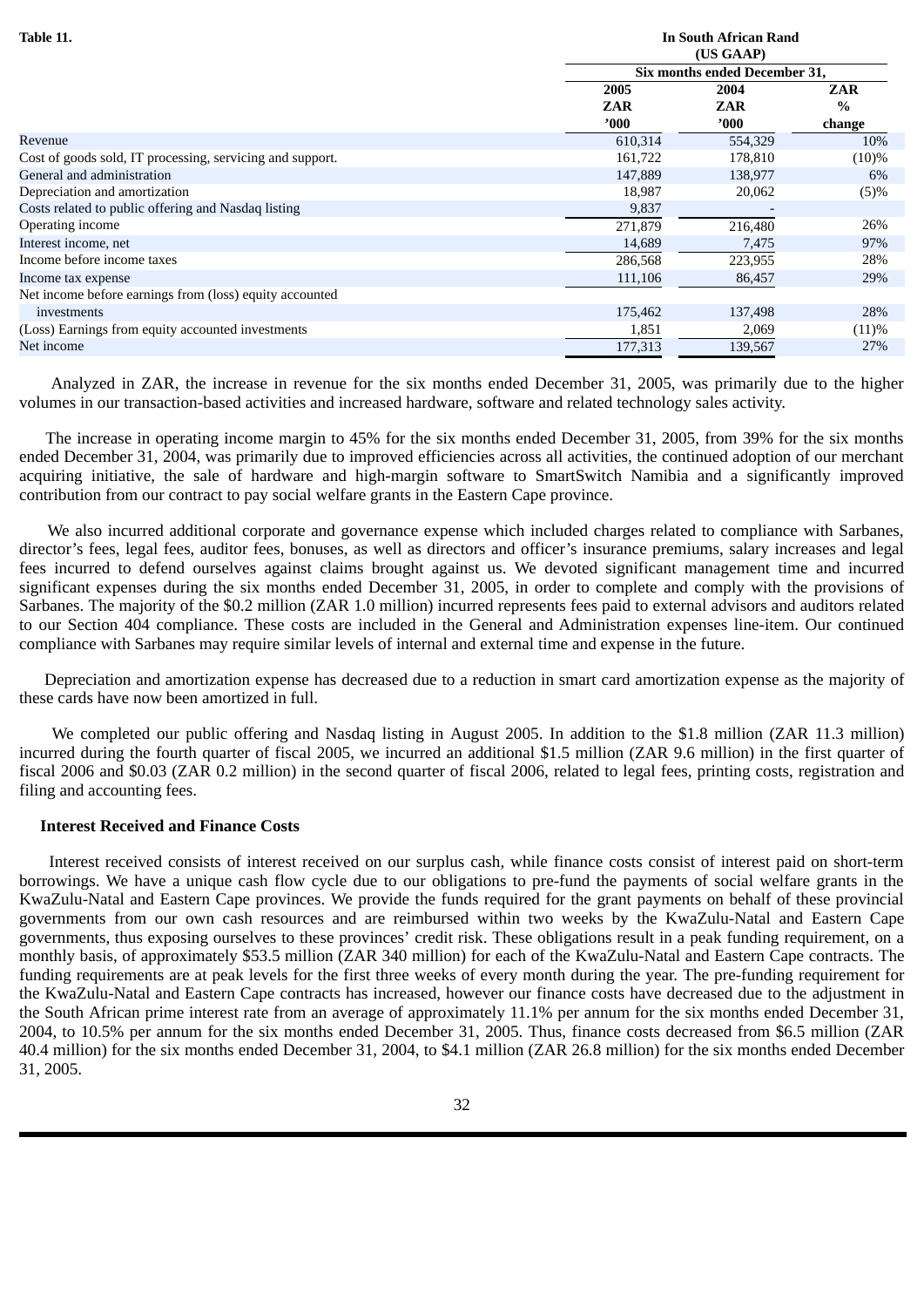**Table 11.**

| | In South African Rand (US GAAP) | | |
|---|---|---|---|
| | Six months ended December 31, | | |
| | 2005 ZAR '000 | 2004 ZAR '000 | ZAR % change |
| Revenue | 610,314 | 554,329 | 10% |
| Cost of goods sold, IT processing, servicing and support. | 161,722 | 178,810 | (10)% |
| General and administration | 147,889 | 138,977 | 6% |
| Depreciation and amortization | 18,987 | 20,062 | (5)% |
| Costs related to public offering and Nasdaq listing | 9,837 | - | |
| Operating income | 271,879 | 216,480 | 26% |
| Interest income, net | 14,689 | 7,475 | 97% |
| Income before income taxes | 286,568 | 223,955 | 28% |
| Income tax expense | 111,106 | 86,457 | 29% |
| Net income before earnings from (loss) equity accounted investments | 175,462 | 137,498 | 28% |
| (Loss) Earnings from equity accounted investments | 1,851 | 2,069 | (11)% |
| Net income | 177,313 | 139,567 | 27% |

Analyzed in ZAR, the increase in revenue for the six months ended December 31, 2005, was primarily due to the higher volumes in our transaction-based activities and increased hardware, software and related technology sales activity.

The increase in operating income margin to 45% for the six months ended December 31, 2005, from 39% for the six months ended December 31, 2004, was primarily due to improved efficiencies across all activities, the continued adoption of our merchant acquiring initiative, the sale of hardware and high-margin software to SmartSwitch Namibia and a significantly improved contribution from our contract to pay social welfare grants in the Eastern Cape province.

We also incurred additional corporate and governance expense which included charges related to compliance with Sarbanes, director's fees, legal fees, auditor fees, bonuses, as well as directors and officer's insurance premiums, salary increases and legal fees incurred to defend ourselves against claims brought against us. We devoted significant management time and incurred significant expenses during the six months ended December 31, 2005, in order to complete and comply with the provisions of Sarbanes. The majority of the $0.2 million (ZAR 1.0 million) incurred represents fees paid to external advisors and auditors related to our Section 404 compliance. These costs are included in the General and Administration expenses line-item. Our continued compliance with Sarbanes may require similar levels of internal and external time and expense in the future.

Depreciation and amortization expense has decreased due to a reduction in smart card amortization expense as the majority of these cards have now been amortized in full.

We completed our public offering and Nasdaq listing in August 2005. In addition to the $1.8 million (ZAR 11.3 million) incurred during the fourth quarter of fiscal 2005, we incurred an additional $1.5 million (ZAR 9.6 million) in the first quarter of fiscal 2006 and $0.03 (ZAR 0.2 million) in the second quarter of fiscal 2006, related to legal fees, printing costs, registration and filing and accounting fees.

**Interest Received and Finance Costs**

Interest received consists of interest received on our surplus cash, while finance costs consist of interest paid on short-term borrowings. We have a unique cash flow cycle due to our obligations to pre-fund the payments of social welfare grants in the KwaZulu-Natal and Eastern Cape provinces. We provide the funds required for the grant payments on behalf of these provincial governments from our own cash resources and are reimbursed within two weeks by the KwaZulu-Natal and Eastern Cape governments, thus exposing ourselves to these provinces' credit risk. These obligations result in a peak funding requirement, on a monthly basis, of approximately $53.5 million (ZAR 340 million) for each of the KwaZulu-Natal and Eastern Cape contracts. The funding requirements are at peak levels for the first three weeks of every month during the year. The pre-funding requirement for the KwaZulu-Natal and Eastern Cape contracts has increased, however our finance costs have decreased due to the adjustment in the South African prime interest rate from an average of approximately 11.1% per annum for the six months ended December 31, 2004, to 10.5% per annum for the six months ended December 31, 2005. Thus, finance costs decreased from $6.5 million (ZAR 40.4 million) for the six months ended December 31, 2004, to $4.1 million (ZAR 26.8 million) for the six months ended December 31, 2005.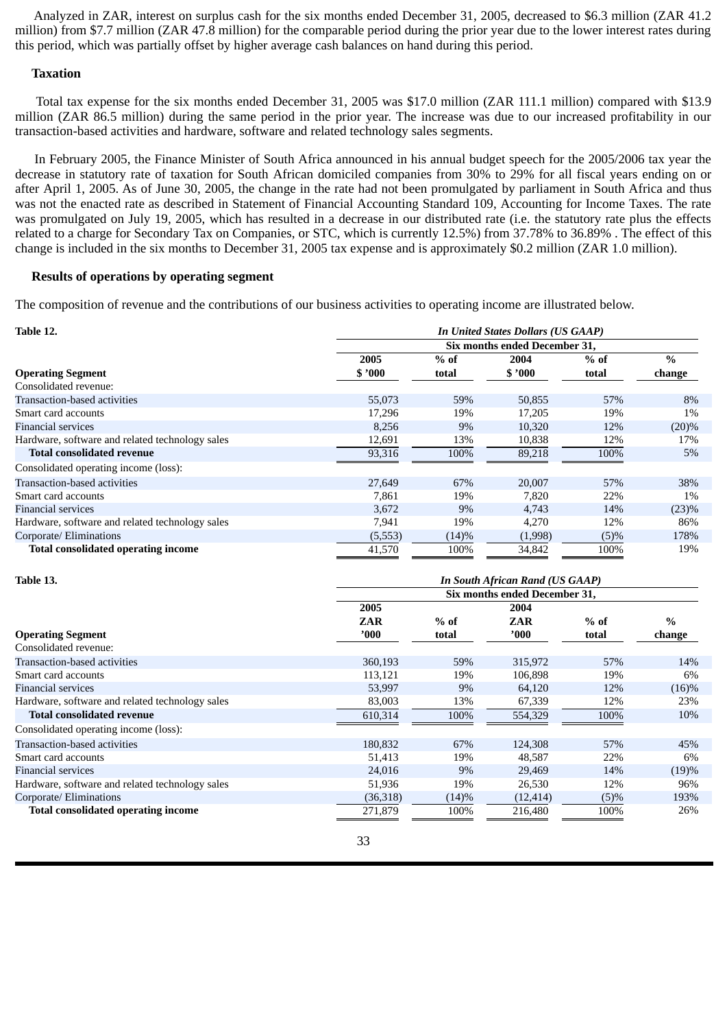Analyzed in ZAR, interest on surplus cash for the six months ended December 31, 2005, decreased to \$6.3 million (ZAR 41.2 million) from \$7.7 million (ZAR 47.8 million) for the comparable period during the prior year due to the lower interest rates during this period, which was partially offset by higher average cash balances on hand during this period.

### Taxation

Total tax expense for the six months ended December 31, 2005 was \$17.0 million (ZAR 111.1 million) compared with \$13.9 million (ZAR 86.5 million) during the same period in the prior year. The increase was due to our increased profitability in our transaction-based activities and hardware, software and related technology sales segments.

In February 2005, the Finance Minister of South Africa announced in his annual budget speech for the 2005/2006 tax year the decrease in statutory rate of taxation for South African domiciled companies from 30% to 29% for all fiscal years ending on or after April 1, 2005. As of June 30, 2005, the change in the rate had not been promulgated by parliament in South Africa and thus was not the enacted rate as described in Statement of Financial Accounting Standard 109, Accounting for Income Taxes. The rate was promulgated on July 19, 2005, which has resulted in a decrease in our distributed rate (i.e. the statutory rate plus the effects related to a charge for Secondary Tax on Companies, or STC, which is currently 12.5%) from 37.78% to 36.89% . The effect of this change is included in the six months to December 31, 2005 tax expense and is approximately \$0.2 million (ZAR 1.0 million).

### Results of operations by operating segment

The composition of revenue and the contributions of our business activities to operating income are illustrated below.

**Table 12.**

| | *In United States Dollars (US GAAP)* | | | | |
|---|---|---|---|---|---|
| | Six months ended December 31, | | | | |
| **Operating Segment** | **2005 $ '000** | **% of total** | **2004 $ '000** | **% of total** | **% change** |
| Consolidated revenue: | | | | | |
| Transaction-based activities | 55,073 | 59% | 50,855 | 57% | 8% |
| Smart card accounts | 17,296 | 19% | 17,205 | 19% | 1% |
| Financial services | 8,256 | 9% | 10,320 | 12% | (20)% |
| Hardware, software and related technology sales | 12,691 | 13% | 10,838 | 12% | 17% |
| **Total consolidated revenue** | 93,316 | 100% | 89,218 | 100% | 5% |
| Consolidated operating income (loss): | | | | | |
| Transaction-based activities | 27,649 | 67% | 20,007 | 57% | 38% |
| Smart card accounts | 7,861 | 19% | 7,820 | 22% | 1% |
| Financial services | 3,672 | 9% | 4,743 | 14% | (23)% |
| Hardware, software and related technology sales | 7,941 | 19% | 4,270 | 12% | 86% |
| Corporate/ Eliminations | (5,553) | (14)% | (1,998) | (5)% | 178% |
| **Total consolidated operating income** | 41,570 | 100% | 34,842 | 100% | 19% |

**Table 13.**

| | *In South African Rand (US GAAP)* | | | | |
|---|---|---|---|---|---|
| | Six months ended December 31, | | | | |
| **Operating Segment** | **2005 ZAR '000** | **% of total** | **2004 ZAR '000** | **% of total** | **% change** |
| Consolidated revenue: | | | | | |
| Transaction-based activities | 360,193 | 59% | 315,972 | 57% | 14% |
| Smart card accounts | 113,121 | 19% | 106,898 | 19% | 6% |
| Financial services | 53,997 | 9% | 64,120 | 12% | (16)% |
| Hardware, software and related technology sales | 83,003 | 13% | 67,339 | 12% | 23% |
| **Total consolidated revenue** | 610,314 | 100% | 554,329 | 100% | 10% |
| Consolidated operating income (loss): | | | | | |
| Transaction-based activities | 180,832 | 67% | 124,308 | 57% | 45% |
| Smart card accounts | 51,413 | 19% | 48,587 | 22% | 6% |
| Financial services | 24,016 | 9% | 29,469 | 14% | (19)% |
| Hardware, software and related technology sales | 51,936 | 19% | 26,530 | 12% | 96% |
| Corporate/ Eliminations | (36,318) | (14)% | (12,414) | (5)% | 193% |
| **Total consolidated operating income** | 271,879 | 100% | 216,480 | 100% | 26% |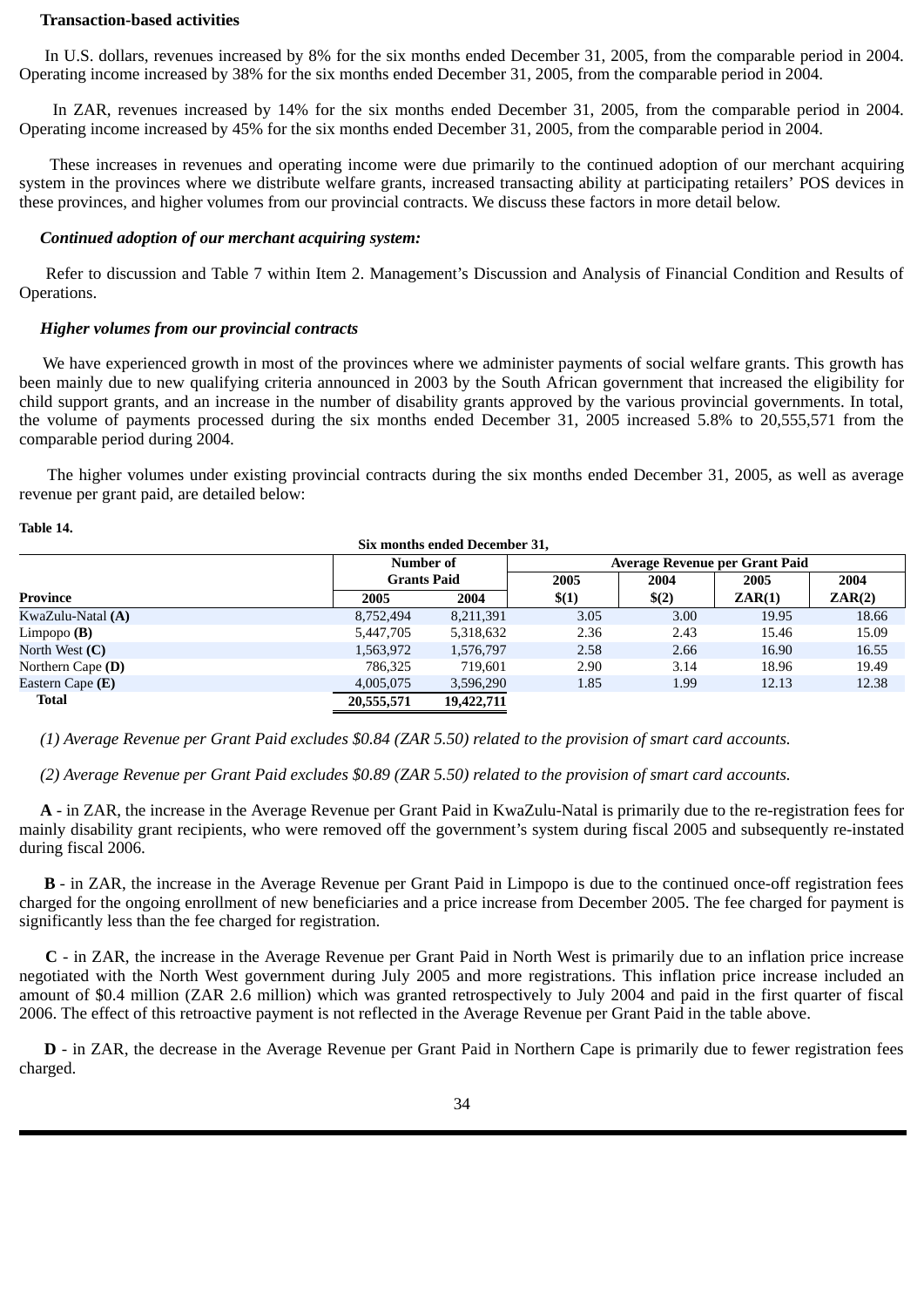**Transaction-based activities**

In U.S. dollars, revenues increased by 8% for the six months ended December 31, 2005, from the comparable period in 2004. Operating income increased by 38% for the six months ended December 31, 2005, from the comparable period in 2004.

In ZAR, revenues increased by 14% for the six months ended December 31, 2005, from the comparable period in 2004. Operating income increased by 45% for the six months ended December 31, 2005, from the comparable period in 2004.

These increases in revenues and operating income were due primarily to the continued adoption of our merchant acquiring system in the provinces where we distribute welfare grants, increased transacting ability at participating retailers' POS devices in these provinces, and higher volumes from our provincial contracts. We discuss these factors in more detail below.

***Continued adoption of our merchant acquiring system:***

Refer to discussion and Table 7 within Item 2. Management's Discussion and Analysis of Financial Condition and Results of Operations.

***Higher volumes from our provincial contracts***

We have experienced growth in most of the provinces where we administer payments of social welfare grants. This growth has been mainly due to new qualifying criteria announced in 2003 by the South African government that increased the eligibility for child support grants, and an increase in the number of disability grants approved by the various provincial governments. In total, the volume of payments processed during the six months ended December 31, 2005 increased 5.8% to 20,555,571 from the comparable period during 2004.

The higher volumes under existing provincial contracts during the six months ended December 31, 2005, as well as average revenue per grant paid, are detailed below:

**Table 14.**

| | Six months ended December 31, | | | | | |
|---|---|---|---|---|---|---|
| | Number of Grants Paid | | Average Revenue per Grant Paid | | | |
| **Province** | **2005** | **2004** | **2005 \$(1)** | **2004 \$(2)** | **2005 ZAR(1)** | **2004 ZAR(2)** |
| KwaZulu-Natal **(A)** | 8,752,494 | 8,211,391 | 3.05 | 3.00 | 19.95 | 18.66 |
| Limpopo **(B)** | 5,447,705 | 5,318,632 | 2.36 | 2.43 | 15.46 | 15.09 |
| North West **(C)** | 1,563,972 | 1,576,797 | 2.58 | 2.66 | 16.90 | 16.55 |
| Northern Cape **(D)** | 786,325 | 719,601 | 2.90 | 3.14 | 18.96 | 19.49 |
| Eastern Cape **(E)** | 4,005,075 | 3,596,290 | 1.85 | 1.99 | 12.13 | 12.38 |
| **Total** | **20,555,571** | **19,422,711** | | | | |

*(1) Average Revenue per Grant Paid excludes \$0.84 (ZAR 5.50) related to the provision of smart card accounts.*

*(2) Average Revenue per Grant Paid excludes \$0.89 (ZAR 5.50) related to the provision of smart card accounts.*

**A** - in ZAR, the increase in the Average Revenue per Grant Paid in KwaZulu-Natal is primarily due to the re-registration fees for mainly disability grant recipients, who were removed off the government's system during fiscal 2005 and subsequently re-instated during fiscal 2006.

**B** - in ZAR, the increase in the Average Revenue per Grant Paid in Limpopo is due to the continued once-off registration fees charged for the ongoing enrollment of new beneficiaries and a price increase from December 2005. The fee charged for payment is significantly less than the fee charged for registration.

**C** - in ZAR, the increase in the Average Revenue per Grant Paid in North West is primarily due to an inflation price increase negotiated with the North West government during July 2005 and more registrations. This inflation price increase included an amount of \$0.4 million (ZAR 2.6 million) which was granted retrospectively to July 2004 and paid in the first quarter of fiscal 2006. The effect of this retroactive payment is not reflected in the Average Revenue per Grant Paid in the table above.

**D** - in ZAR, the decrease in the Average Revenue per Grant Paid in Northern Cape is primarily due to fewer registration fees charged.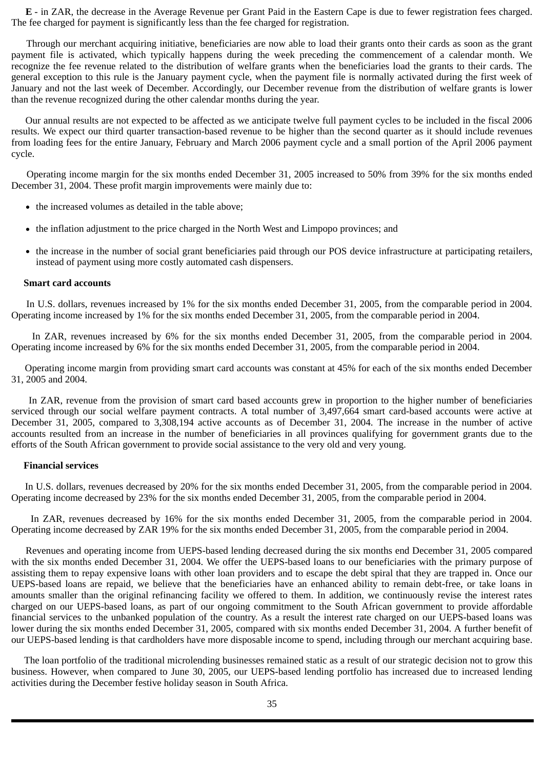**E** - in ZAR, the decrease in the Average Revenue per Grant Paid in the Eastern Cape is due to fewer registration fees charged. The fee charged for payment is significantly less than the fee charged for registration.

Through our merchant acquiring initiative, beneficiaries are now able to load their grants onto their cards as soon as the grant payment file is activated, which typically happens during the week preceding the commencement of a calendar month. We recognize the fee revenue related to the distribution of welfare grants when the beneficiaries load the grants to their cards. The general exception to this rule is the January payment cycle, when the payment file is normally activated during the first week of January and not the last week of December. Accordingly, our December revenue from the distribution of welfare grants is lower than the revenue recognized during the other calendar months during the year.

Our annual results are not expected to be affected as we anticipate twelve full payment cycles to be included in the fiscal 2006 results. We expect our third quarter transaction-based revenue to be higher than the second quarter as it should include revenues from loading fees for the entire January, February and March 2006 payment cycle and a small portion of the April 2006 payment cycle.

Operating income margin for the six months ended December 31, 2005 increased to 50% from 39% for the six months ended December 31, 2004. These profit margin improvements were mainly due to:

- the increased volumes as detailed in the table above;
- the inflation adjustment to the price charged in the North West and Limpopo provinces; and
- the increase in the number of social grant beneficiaries paid through our POS device infrastructure at participating retailers, instead of payment using more costly automated cash dispensers.

**Smart card accounts**

In U.S. dollars, revenues increased by 1% for the six months ended December 31, 2005, from the comparable period in 2004. Operating income increased by 1% for the six months ended December 31, 2005, from the comparable period in 2004.

In ZAR, revenues increased by 6% for the six months ended December 31, 2005, from the comparable period in 2004. Operating income increased by 6% for the six months ended December 31, 2005, from the comparable period in 2004.

Operating income margin from providing smart card accounts was constant at 45% for each of the six months ended December 31, 2005 and 2004.

In ZAR, revenue from the provision of smart card based accounts grew in proportion to the higher number of beneficiaries serviced through our social welfare payment contracts. A total number of 3,497,664 smart card-based accounts were active at December 31, 2005, compared to 3,308,194 active accounts as of December 31, 2004. The increase in the number of active accounts resulted from an increase in the number of beneficiaries in all provinces qualifying for government grants due to the efforts of the South African government to provide social assistance to the very old and very young.

**Financial services**

In U.S. dollars, revenues decreased by 20% for the six months ended December 31, 2005, from the comparable period in 2004. Operating income decreased by 23% for the six months ended December 31, 2005, from the comparable period in 2004.

In ZAR, revenues decreased by 16% for the six months ended December 31, 2005, from the comparable period in 2004. Operating income decreased by ZAR 19% for the six months ended December 31, 2005, from the comparable period in 2004.

Revenues and operating income from UEPS-based lending decreased during the six months end December 31, 2005 compared with the six months ended December 31, 2004. We offer the UEPS-based loans to our beneficiaries with the primary purpose of assisting them to repay expensive loans with other loan providers and to escape the debt spiral that they are trapped in. Once our UEPS-based loans are repaid, we believe that the beneficiaries have an enhanced ability to remain debt-free, or take loans in amounts smaller than the original refinancing facility we offered to them. In addition, we continuously revise the interest rates charged on our UEPS-based loans, as part of our ongoing commitment to the South African government to provide affordable financial services to the unbanked population of the country. As a result the interest rate charged on our UEPS-based loans was lower during the six months ended December 31, 2005, compared with six months ended December 31, 2004. A further benefit of our UEPS-based lending is that cardholders have more disposable income to spend, including through our merchant acquiring base.

The loan portfolio of the traditional microlending businesses remained static as a result of our strategic decision not to grow this business. However, when compared to June 30, 2005, our UEPS-based lending portfolio has increased due to increased lending activities during the December festive holiday season in South Africa.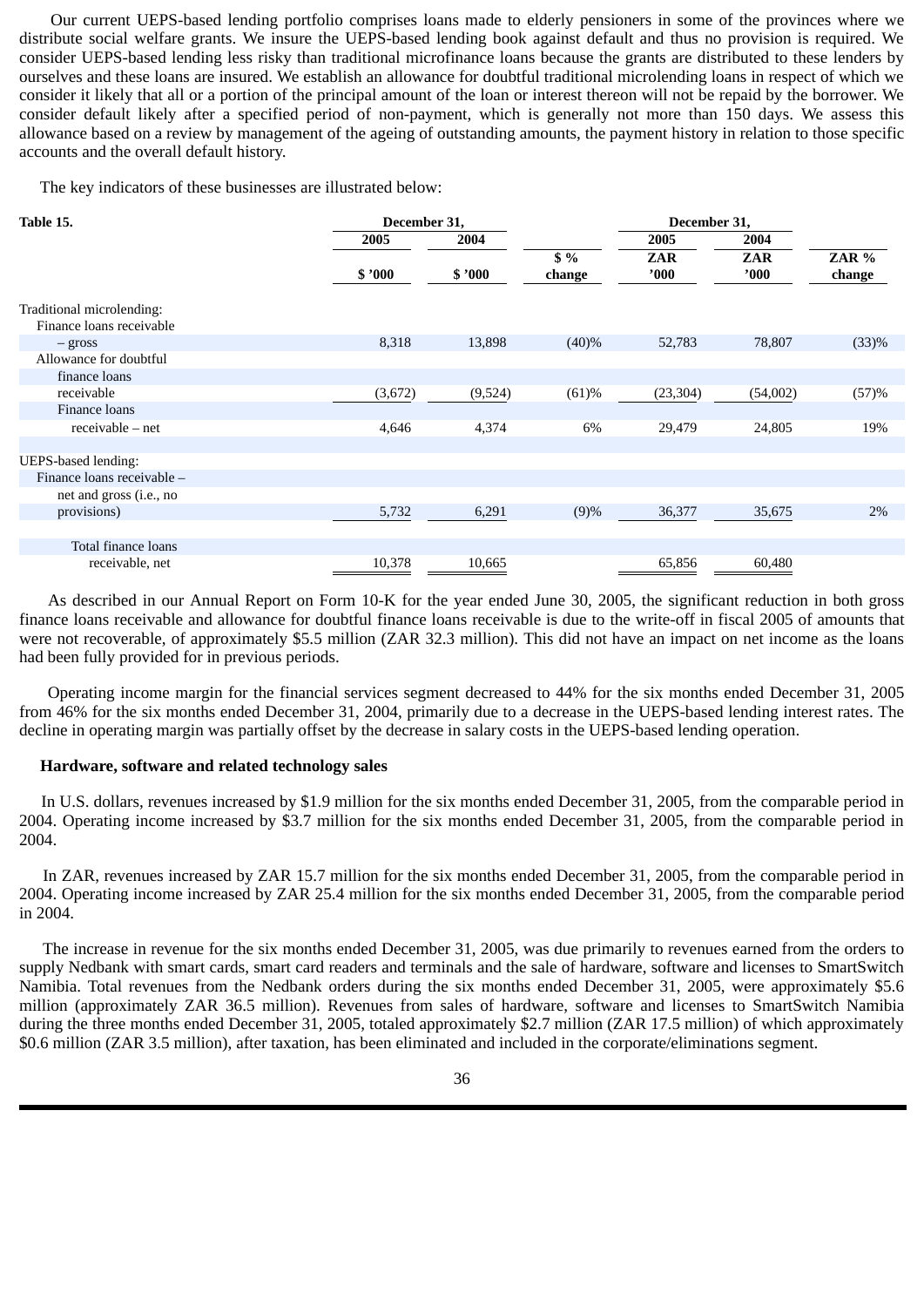Our current UEPS-based lending portfolio comprises loans made to elderly pensioners in some of the provinces where we distribute social welfare grants. We insure the UEPS-based lending book against default and thus no provision is required. We consider UEPS-based lending less risky than traditional microfinance loans because the grants are distributed to these lenders by ourselves and these loans are insured. We establish an allowance for doubtful traditional microlending loans in respect of which we consider it likely that all or a portion of the principal amount of the loan or interest thereon will not be repaid by the borrower. We consider default likely after a specified period of non-payment, which is generally not more than 150 days. We assess this allowance based on a review by management of the ageing of outstanding amounts, the payment history in relation to those specific accounts and the overall default history.

The key indicators of these businesses are illustrated below:

| Table 15. | December 31, 2005 | December 31, 2004 | | December 31, 2005 | December 31, 2004 | |
|---|---|---|---|---|---|---|
| | $ '000 | $ '000 | $ % change | ZAR '000 | ZAR '000 | ZAR % change |
| Traditional microlending: | | | | | | |
| Finance loans receivable – gross | 8,318 | 13,898 | (40)% | 52,783 | 78,807 | (33)% |
| Allowance for doubtful finance loans receivable | (3,672) | (9,524) | (61)% | (23,304) | (54,002) | (57)% |
| Finance loans receivable – net | 4,646 | 4,374 | 6% | 29,479 | 24,805 | 19% |
| UEPS-based lending: | | | | | | |
| Finance loans receivable – net and gross (i.e., no provisions) | 5,732 | 6,291 | (9)% | 36,377 | 35,675 | 2% |
| Total finance loans receivable, net | 10,378 | 10,665 | | 65,856 | 60,480 | |

As described in our Annual Report on Form 10-K for the year ended June 30, 2005, the significant reduction in both gross finance loans receivable and allowance for doubtful finance loans receivable is due to the write-off in fiscal 2005 of amounts that were not recoverable, of approximately $5.5 million (ZAR 32.3 million). This did not have an impact on net income as the loans had been fully provided for in previous periods.

Operating income margin for the financial services segment decreased to 44% for the six months ended December 31, 2005 from 46% for the six months ended December 31, 2004, primarily due to a decrease in the UEPS-based lending interest rates. The decline in operating margin was partially offset by the decrease in salary costs in the UEPS-based lending operation.

**Hardware, software and related technology sales**

In U.S. dollars, revenues increased by $1.9 million for the six months ended December 31, 2005, from the comparable period in 2004. Operating income increased by $3.7 million for the six months ended December 31, 2005, from the comparable period in 2004.

In ZAR, revenues increased by ZAR 15.7 million for the six months ended December 31, 2005, from the comparable period in 2004. Operating income increased by ZAR 25.4 million for the six months ended December 31, 2005, from the comparable period in 2004.

The increase in revenue for the six months ended December 31, 2005, was due primarily to revenues earned from the orders to supply Nedbank with smart cards, smart card readers and terminals and the sale of hardware, software and licenses to SmartSwitch Namibia. Total revenues from the Nedbank orders during the six months ended December 31, 2005, were approximately $5.6 million (approximately ZAR 36.5 million). Revenues from sales of hardware, software and licenses to SmartSwitch Namibia during the three months ended December 31, 2005, totaled approximately $2.7 million (ZAR 17.5 million) of which approximately $0.6 million (ZAR 3.5 million), after taxation, has been eliminated and included in the corporate/eliminations segment.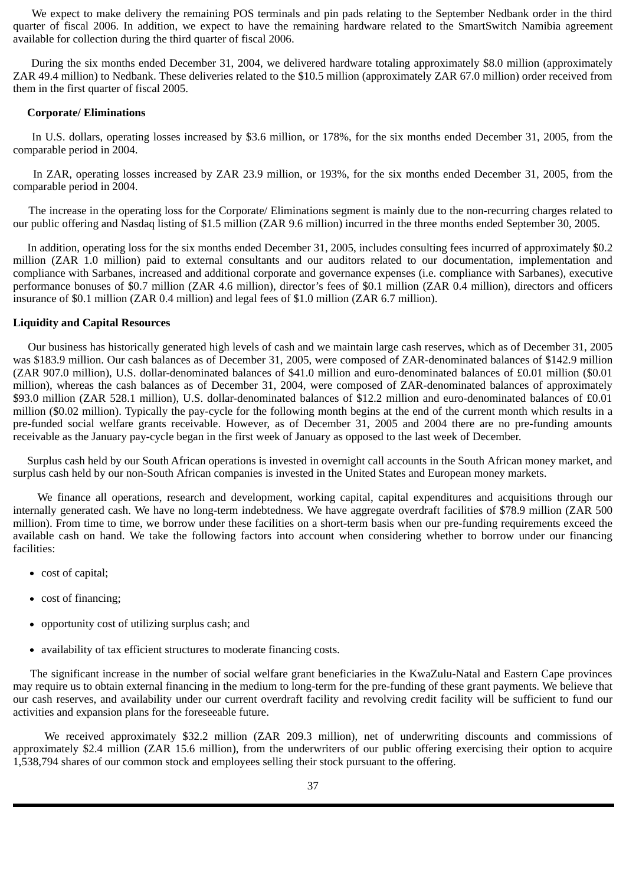We expect to make delivery the remaining POS terminals and pin pads relating to the September Nedbank order in the third quarter of fiscal 2006. In addition, we expect to have the remaining hardware related to the SmartSwitch Namibia agreement available for collection during the third quarter of fiscal 2006.

During the six months ended December 31, 2004, we delivered hardware totaling approximately $8.0 million (approximately ZAR 49.4 million) to Nedbank. These deliveries related to the $10.5 million (approximately ZAR 67.0 million) order received from them in the first quarter of fiscal 2005.

**Corporate/ Eliminations**

In U.S. dollars, operating losses increased by $3.6 million, or 178%, for the six months ended December 31, 2005, from the comparable period in 2004.

In ZAR, operating losses increased by ZAR 23.9 million, or 193%, for the six months ended December 31, 2005, from the comparable period in 2004.

The increase in the operating loss for the Corporate/ Eliminations segment is mainly due to the non-recurring charges related to our public offering and Nasdaq listing of $1.5 million (ZAR 9.6 million) incurred in the three months ended September 30, 2005.

In addition, operating loss for the six months ended December 31, 2005, includes consulting fees incurred of approximately $0.2 million (ZAR 1.0 million) paid to external consultants and our auditors related to our documentation, implementation and compliance with Sarbanes, increased and additional corporate and governance expenses (i.e. compliance with Sarbanes), executive performance bonuses of $0.7 million (ZAR 4.6 million), director's fees of $0.1 million (ZAR 0.4 million), directors and officers insurance of $0.1 million (ZAR 0.4 million) and legal fees of $1.0 million (ZAR 6.7 million).

**Liquidity and Capital Resources**

Our business has historically generated high levels of cash and we maintain large cash reserves, which as of December 31, 2005 was $183.9 million. Our cash balances as of December 31, 2005, were composed of ZAR-denominated balances of $142.9 million (ZAR 907.0 million), U.S. dollar-denominated balances of $41.0 million and euro-denominated balances of £0.01 million ($0.01 million), whereas the cash balances as of December 31, 2004, were composed of ZAR-denominated balances of approximately $93.0 million (ZAR 528.1 million), U.S. dollar-denominated balances of $12.2 million and euro-denominated balances of £0.01 million ($0.02 million). Typically the pay-cycle for the following month begins at the end of the current month which results in a pre-funded social welfare grants receivable. However, as of December 31, 2005 and 2004 there are no pre-funding amounts receivable as the January pay-cycle began in the first week of January as opposed to the last week of December.

Surplus cash held by our South African operations is invested in overnight call accounts in the South African money market, and surplus cash held by our non-South African companies is invested in the United States and European money markets.

We finance all operations, research and development, working capital, capital expenditures and acquisitions through our internally generated cash. We have no long-term indebtedness. We have aggregate overdraft facilities of $78.9 million (ZAR 500 million). From time to time, we borrow under these facilities on a short-term basis when our pre-funding requirements exceed the available cash on hand. We take the following factors into account when considering whether to borrow under our financing facilities:

- cost of capital;
- cost of financing;
- opportunity cost of utilizing surplus cash; and
- availability of tax efficient structures to moderate financing costs.

The significant increase in the number of social welfare grant beneficiaries in the KwaZulu-Natal and Eastern Cape provinces may require us to obtain external financing in the medium to long-term for the pre-funding of these grant payments. We believe that our cash reserves, and availability under our current overdraft facility and revolving credit facility will be sufficient to fund our activities and expansion plans for the foreseeable future.

We received approximately $32.2 million (ZAR 209.3 million), net of underwriting discounts and commissions of approximately $2.4 million (ZAR 15.6 million), from the underwriters of our public offering exercising their option to acquire 1,538,794 shares of our common stock and employees selling their stock pursuant to the offering.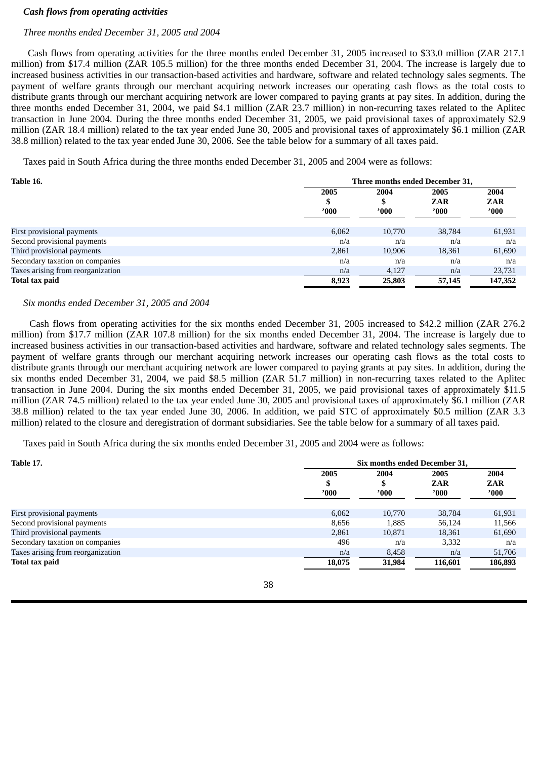***Cash flows from operating activities***

*Three months ended December 31, 2005 and 2004*

Cash flows from operating activities for the three months ended December 31, 2005 increased to $33.0 million (ZAR 217.1 million) from $17.4 million (ZAR 105.5 million) for the three months ended December 31, 2004. The increase is largely due to increased business activities in our transaction-based activities and hardware, software and related technology sales segments. The payment of welfare grants through our merchant acquiring network increases our operating cash flows as the total costs to distribute grants through our merchant acquiring network are lower compared to paying grants at pay sites. In addition, during the three months ended December 31, 2004, we paid $4.1 million (ZAR 23.7 million) in non-recurring taxes related to the Aplitec transaction in June 2004. During the three months ended December 31, 2005, we paid provisional taxes of approximately $2.9 million (ZAR 18.4 million) related to the tax year ended June 30, 2005 and provisional taxes of approximately $6.1 million (ZAR 38.8 million) related to the tax year ended June 30, 2006. See the table below for a summary of all taxes paid.

Taxes paid in South Africa during the three months ended December 31, 2005 and 2004 were as follows:

| **Table 16.** | **Three months ended December 31,** | | | |
|---|---|---|---|---|
| | **2005 $ '000** | **2004 $ '000** | **2005 ZAR '000** | **2004 ZAR '000** |
| First provisional payments | 6,062 | 10,770 | 38,784 | 61,931 |
| Second provisional payments | n/a | n/a | n/a | n/a |
| Third provisional payments | 2,861 | 10,906 | 18,361 | 61,690 |
| Secondary taxation on companies | n/a | n/a | n/a | n/a |
| Taxes arising from reorganization | n/a | 4,127 | n/a | 23,731 |
| **Total tax paid** | **8,923** | **25,803** | **57,145** | **147,352** |

*Six months ended December 31, 2005 and 2004*

Cash flows from operating activities for the six months ended December 31, 2005 increased to $42.2 million (ZAR 276.2 million) from $17.7 million (ZAR 107.8 million) for the six months ended December 31, 2004. The increase is largely due to increased business activities in our transaction-based activities and hardware, software and related technology sales segments. The payment of welfare grants through our merchant acquiring network increases our operating cash flows as the total costs to distribute grants through our merchant acquiring network are lower compared to paying grants at pay sites. In addition, during the six months ended December 31, 2004, we paid $8.5 million (ZAR 51.7 million) in non-recurring taxes related to the Aplitec transaction in June 2004. During the six months ended December 31, 2005, we paid provisional taxes of approximately $11.5 million (ZAR 74.5 million) related to the tax year ended June 30, 2005 and provisional taxes of approximately $6.1 million (ZAR 38.8 million) related to the tax year ended June 30, 2006. In addition, we paid STC of approximately $0.5 million (ZAR 3.3 million) related to the closure and deregistration of dormant subsidiaries. See the table below for a summary of all taxes paid.

Taxes paid in South Africa during the six months ended December 31, 2005 and 2004 were as follows:

| **Table 17.** | **Six months ended December 31,** | | | |
|---|---|---|---|---|
| | **2005 $ '000** | **2004 $ '000** | **2005 ZAR '000** | **2004 ZAR '000** |
| First provisional payments | 6,062 | 10,770 | 38,784 | 61,931 |
| Second provisional payments | 8,656 | 1,885 | 56,124 | 11,566 |
| Third provisional payments | 2,861 | 10,871 | 18,361 | 61,690 |
| Secondary taxation on companies | 496 | n/a | 3,332 | n/a |
| Taxes arising from reorganization | n/a | 8,458 | n/a | 51,706 |
| **Total tax paid** | **18,075** | **31,984** | **116,601** | **186,893** |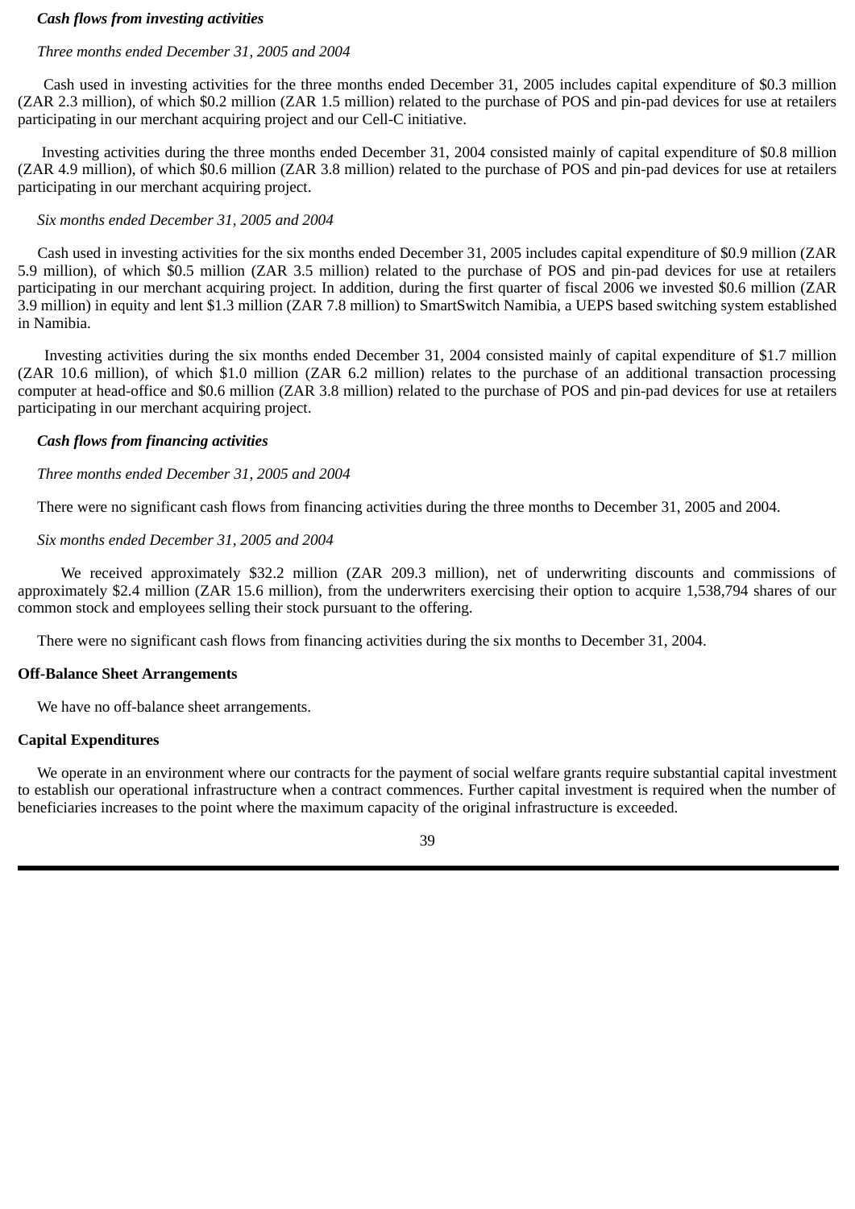***Cash flows from investing activities***

*Three months ended December 31, 2005 and 2004*

Cash used in investing activities for the three months ended December 31, 2005 includes capital expenditure of $0.3 million (ZAR 2.3 million), of which $0.2 million (ZAR 1.5 million) related to the purchase of POS and pin-pad devices for use at retailers participating in our merchant acquiring project and our Cell-C initiative.

Investing activities during the three months ended December 31, 2004 consisted mainly of capital expenditure of $0.8 million (ZAR 4.9 million), of which $0.6 million (ZAR 3.8 million) related to the purchase of POS and pin-pad devices for use at retailers participating in our merchant acquiring project.

*Six months ended December 31, 2005 and 2004*

Cash used in investing activities for the six months ended December 31, 2005 includes capital expenditure of $0.9 million (ZAR 5.9 million), of which $0.5 million (ZAR 3.5 million) related to the purchase of POS and pin-pad devices for use at retailers participating in our merchant acquiring project. In addition, during the first quarter of fiscal 2006 we invested $0.6 million (ZAR 3.9 million) in equity and lent $1.3 million (ZAR 7.8 million) to SmartSwitch Namibia, a UEPS based switching system established in Namibia.

Investing activities during the six months ended December 31, 2004 consisted mainly of capital expenditure of $1.7 million (ZAR 10.6 million), of which $1.0 million (ZAR 6.2 million) relates to the purchase of an additional transaction processing computer at head-office and $0.6 million (ZAR 3.8 million) related to the purchase of POS and pin-pad devices for use at retailers participating in our merchant acquiring project.

***Cash flows from financing activities***

*Three months ended December 31, 2005 and 2004*

There were no significant cash flows from financing activities during the three months to December 31, 2005 and 2004.

*Six months ended December 31, 2005 and 2004*

We received approximately $32.2 million (ZAR 209.3 million), net of underwriting discounts and commissions of approximately $2.4 million (ZAR 15.6 million), from the underwriters exercising their option to acquire 1,538,794 shares of our common stock and employees selling their stock pursuant to the offering.

There were no significant cash flows from financing activities during the six months to December 31, 2004.

**Off-Balance Sheet Arrangements**

We have no off-balance sheet arrangements.

**Capital Expenditures**

We operate in an environment where our contracts for the payment of social welfare grants require substantial capital investment to establish our operational infrastructure when a contract commences. Further capital investment is required when the number of beneficiaries increases to the point where the maximum capacity of the original infrastructure is exceeded.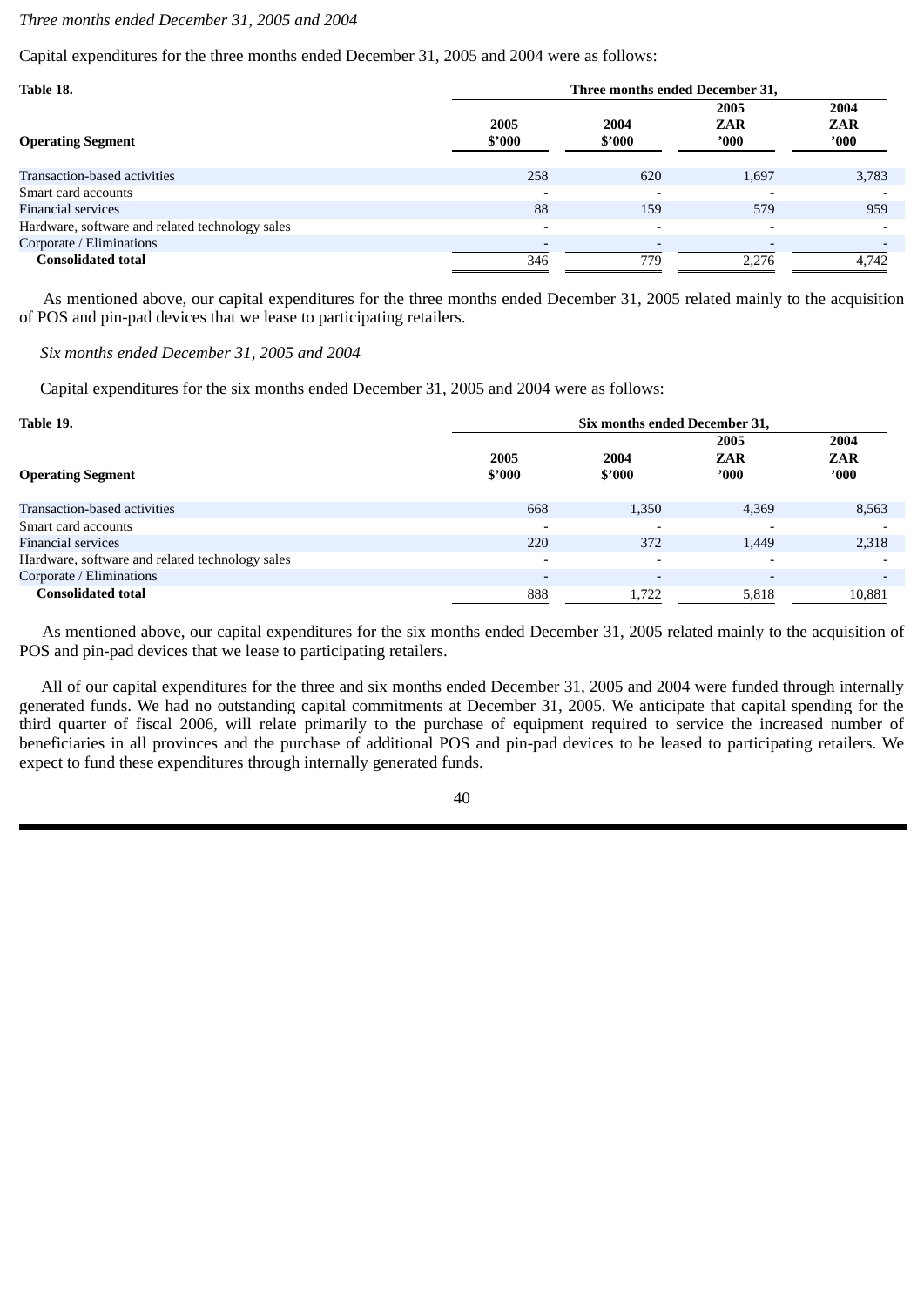*Three months ended December 31, 2005 and 2004*

Capital expenditures for the three months ended December 31, 2005 and 2004 were as follows:

| **Table 18.** | **Three months ended December 31,** | | | |
|---|---|---|---|---|
| **Operating Segment** | **2005 $'000** | **2004 $'000** | **2005 ZAR '000** | **2004 ZAR '000** |
| Transaction-based activities | 258 | 620 | 1,697 | 3,783 |
| Smart card accounts | - | - | - | - |
| Financial services | 88 | 159 | 579 | 959 |
| Hardware, software and related technology sales | - | - | - | - |
| Corporate / Eliminations | - | - | - | - |
| **Consolidated total** | 346 | 779 | 2,276 | 4,742 |

As mentioned above, our capital expenditures for the three months ended December 31, 2005 related mainly to the acquisition of POS and pin-pad devices that we lease to participating retailers.

*Six months ended December 31, 2005 and 2004*

Capital expenditures for the six months ended December 31, 2005 and 2004 were as follows:

| **Table 19.** | **Six months ended December 31,** | | | |
|---|---|---|---|---|
| **Operating Segment** | **2005 $'000** | **2004 $'000** | **2005 ZAR '000** | **2004 ZAR '000** |
| Transaction-based activities | 668 | 1,350 | 4,369 | 8,563 |
| Smart card accounts | - | - | - | - |
| Financial services | 220 | 372 | 1,449 | 2,318 |
| Hardware, software and related technology sales | - | - | - | - |
| Corporate / Eliminations | - | - | - | - |
| **Consolidated total** | 888 | 1,722 | 5,818 | 10,881 |

As mentioned above, our capital expenditures for the six months ended December 31, 2005 related mainly to the acquisition of POS and pin-pad devices that we lease to participating retailers.

All of our capital expenditures for the three and six months ended December 31, 2005 and 2004 were funded through internally generated funds. We had no outstanding capital commitments at December 31, 2005. We anticipate that capital spending for the third quarter of fiscal 2006, will relate primarily to the purchase of equipment required to service the increased number of beneficiaries in all provinces and the purchase of additional POS and pin-pad devices to be leased to participating retailers. We expect to fund these expenditures through internally generated funds.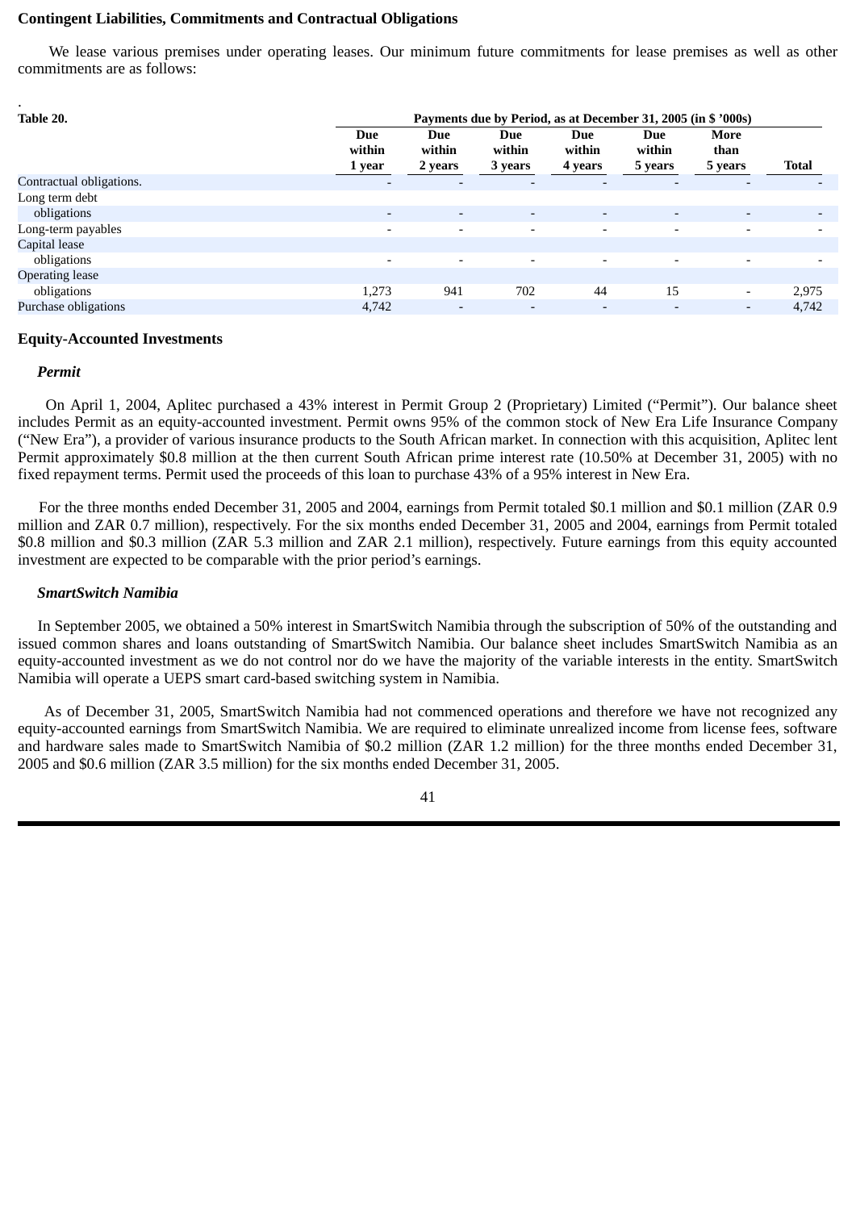**Contingent Liabilities, Commitments and Contractual Obligations**

We lease various premises under operating leases. Our minimum future commitments for lease premises as well as other commitments are as follows:

.

| Table 20. | Payments due by Period, as at December 31, 2005 (in $ '000s) | | | | | | |
|---|---|---|---|---|---|---|---|
| | Due within 1 year | Due within 2 years | Due within 3 years | Due within 4 years | Due within 5 years | More than 5 years | Total |
| Contractual obligations. | - | - | - | - | - | - | - |
| Long term debt obligations | - | - | - | - | - | - | - |
| Long-term payables | - | - | - | - | - | - | - |
| Capital lease obligations | - | - | - | - | - | - | - |
| Operating lease obligations | 1,273 | 941 | 702 | 44 | 15 | - | 2,975 |
| Purchase obligations | 4,742 | - | - | - | - | - | 4,742 |

**Equity-Accounted Investments**

***Permit***

On April 1, 2004, Aplitec purchased a 43% interest in Permit Group 2 (Proprietary) Limited ("Permit"). Our balance sheet includes Permit as an equity-accounted investment. Permit owns 95% of the common stock of New Era Life Insurance Company ("New Era"), a provider of various insurance products to the South African market. In connection with this acquisition, Aplitec lent Permit approximately $0.8 million at the then current South African prime interest rate (10.50% at December 31, 2005) with no fixed repayment terms. Permit used the proceeds of this loan to purchase 43% of a 95% interest in New Era.

For the three months ended December 31, 2005 and 2004, earnings from Permit totaled $0.1 million and $0.1 million (ZAR 0.9 million and ZAR 0.7 million), respectively. For the six months ended December 31, 2005 and 2004, earnings from Permit totaled $0.8 million and $0.3 million (ZAR 5.3 million and ZAR 2.1 million), respectively. Future earnings from this equity accounted investment are expected to be comparable with the prior period's earnings.

***SmartSwitch Namibia***

In September 2005, we obtained a 50% interest in SmartSwitch Namibia through the subscription of 50% of the outstanding and issued common shares and loans outstanding of SmartSwitch Namibia. Our balance sheet includes SmartSwitch Namibia as an equity-accounted investment as we do not control nor do we have the majority of the variable interests in the entity. SmartSwitch Namibia will operate a UEPS smart card-based switching system in Namibia.

As of December 31, 2005, SmartSwitch Namibia had not commenced operations and therefore we have not recognized any equity-accounted earnings from SmartSwitch Namibia. We are required to eliminate unrealized income from license fees, software and hardware sales made to SmartSwitch Namibia of $0.2 million (ZAR 1.2 million) for the three months ended December 31, 2005 and $0.6 million (ZAR 3.5 million) for the six months ended December 31, 2005.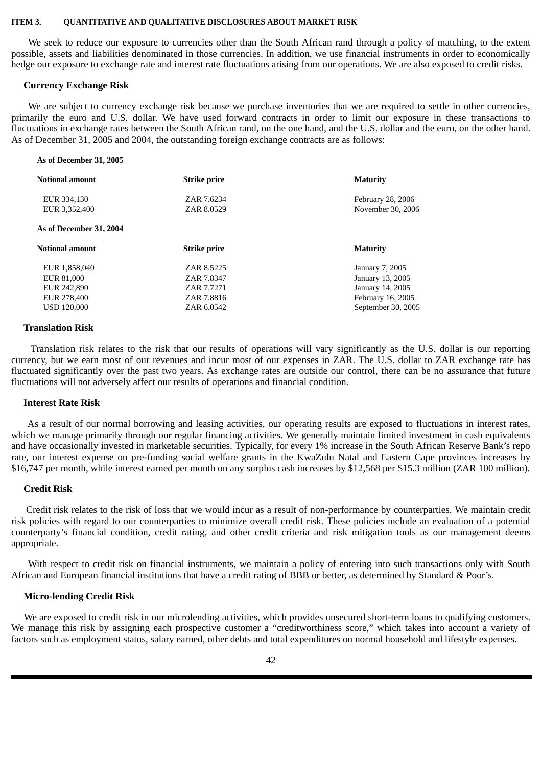## ITEM 3. QUANTITATIVE AND QUALITATIVE DISCLOSURES ABOUT MARKET RISK

We seek to reduce our exposure to currencies other than the South African rand through a policy of matching, to the extent possible, assets and liabilities denominated in those currencies. In addition, we use financial instruments in order to economically hedge our exposure to exchange rate and interest rate fluctuations arising from our operations. We are also exposed to credit risks.

### Currency Exchange Risk

We are subject to currency exchange risk because we purchase inventories that we are required to settle in other currencies, primarily the euro and U.S. dollar. We have used forward contracts in order to limit our exposure in these transactions to fluctuations in exchange rates between the South African rand, on the one hand, and the U.S. dollar and the euro, on the other hand. As of December 31, 2005 and 2004, the outstanding foreign exchange contracts are as follows:

**As of December 31, 2005**

| Notional amount | Strike price | Maturity |
|---|---|---|
| EUR 334,130 | ZAR 7.6234 | February 28, 2006 |
| EUR 3,352,400 | ZAR 8.0529 | November 30, 2006 |

**As of December 31, 2004**

| Notional amount | Strike price | Maturity |
|---|---|---|
| EUR 1,858,040 | ZAR 8.5225 | January 7, 2005 |
| EUR 81,000 | ZAR 7.8347 | January 13, 2005 |
| EUR 242,890 | ZAR 7.7271 | January 14, 2005 |
| EUR 278,400 | ZAR 7.8816 | February 16, 2005 |
| USD 120,000 | ZAR 6.0542 | September 30, 2005 |

### Translation Risk

Translation risk relates to the risk that our results of operations will vary significantly as the U.S. dollar is our reporting currency, but we earn most of our revenues and incur most of our expenses in ZAR. The U.S. dollar to ZAR exchange rate has fluctuated significantly over the past two years. As exchange rates are outside our control, there can be no assurance that future fluctuations will not adversely affect our results of operations and financial condition.

### Interest Rate Risk

As a result of our normal borrowing and leasing activities, our operating results are exposed to fluctuations in interest rates, which we manage primarily through our regular financing activities. We generally maintain limited investment in cash equivalents and have occasionally invested in marketable securities. Typically, for every 1% increase in the South African Reserve Bank's repo rate, our interest expense on pre-funding social welfare grants in the KwaZulu Natal and Eastern Cape provinces increases by $16,747 per month, while interest earned per month on any surplus cash increases by $12,568 per $15.3 million (ZAR 100 million).

### Credit Risk

Credit risk relates to the risk of loss that we would incur as a result of non-performance by counterparties. We maintain credit risk policies with regard to our counterparties to minimize overall credit risk. These policies include an evaluation of a potential counterparty's financial condition, credit rating, and other credit criteria and risk mitigation tools as our management deems appropriate.

With respect to credit risk on financial instruments, we maintain a policy of entering into such transactions only with South African and European financial institutions that have a credit rating of BBB or better, as determined by Standard & Poor's.

### Micro-lending Credit Risk

We are exposed to credit risk in our microlending activities, which provides unsecured short-term loans to qualifying customers. We manage this risk by assigning each prospective customer a "creditworthiness score," which takes into account a variety of factors such as employment status, salary earned, other debts and total expenditures on normal household and lifestyle expenses.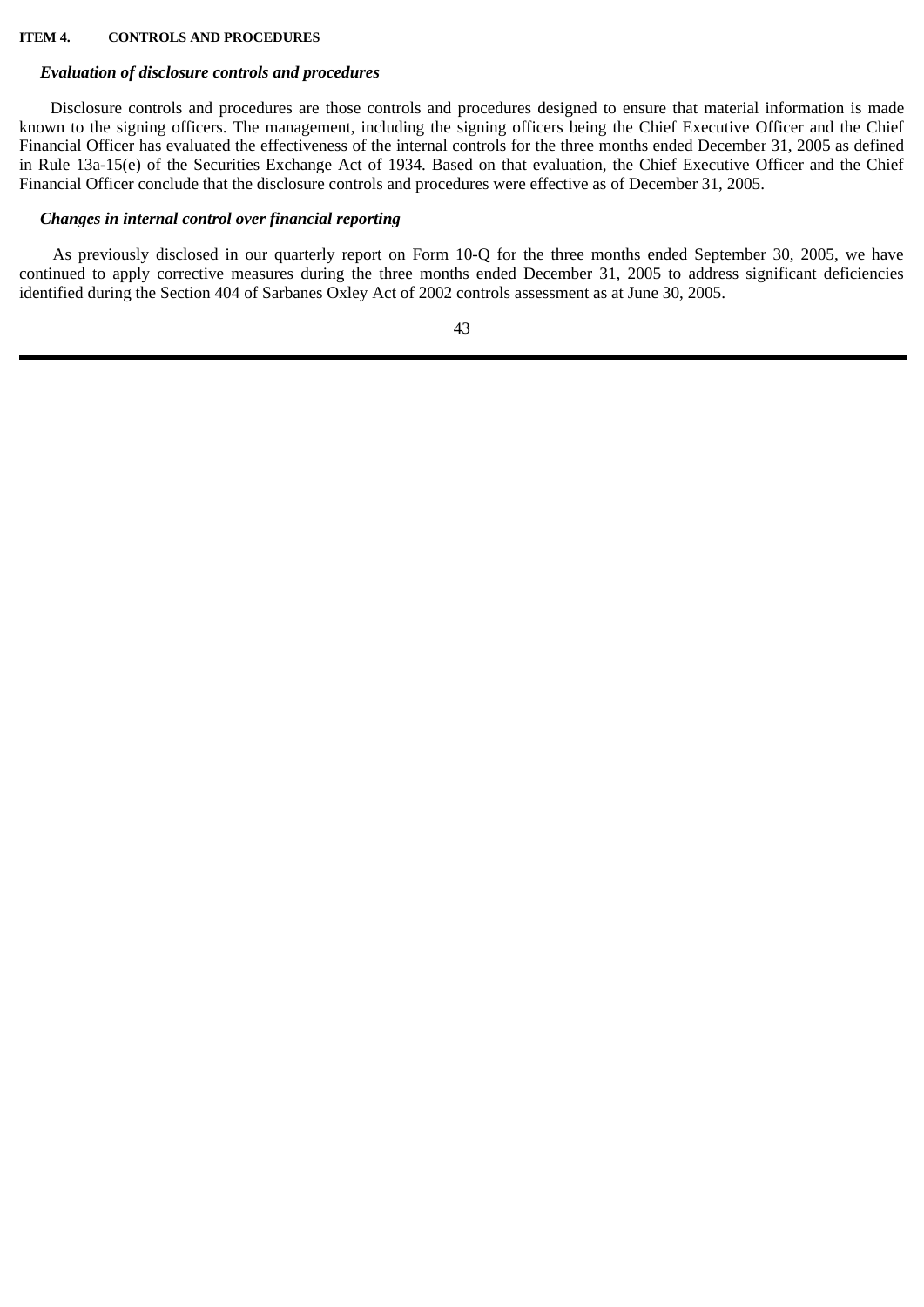## ITEM 4. CONTROLS AND PROCEDURES

### *Evaluation of disclosure controls and procedures*

Disclosure controls and procedures are those controls and procedures designed to ensure that material information is made known to the signing officers. The management, including the signing officers being the Chief Executive Officer and the Chief Financial Officer has evaluated the effectiveness of the internal controls for the three months ended December 31, 2005 as defined in Rule 13a-15(e) of the Securities Exchange Act of 1934. Based on that evaluation, the Chief Executive Officer and the Chief Financial Officer conclude that the disclosure controls and procedures were effective as of December 31, 2005.

### *Changes in internal control over financial reporting*

As previously disclosed in our quarterly report on Form 10-Q for the three months ended September 30, 2005, we have continued to apply corrective measures during the three months ended December 31, 2005 to address significant deficiencies identified during the Section 404 of Sarbanes Oxley Act of 2002 controls assessment as at June 30, 2005.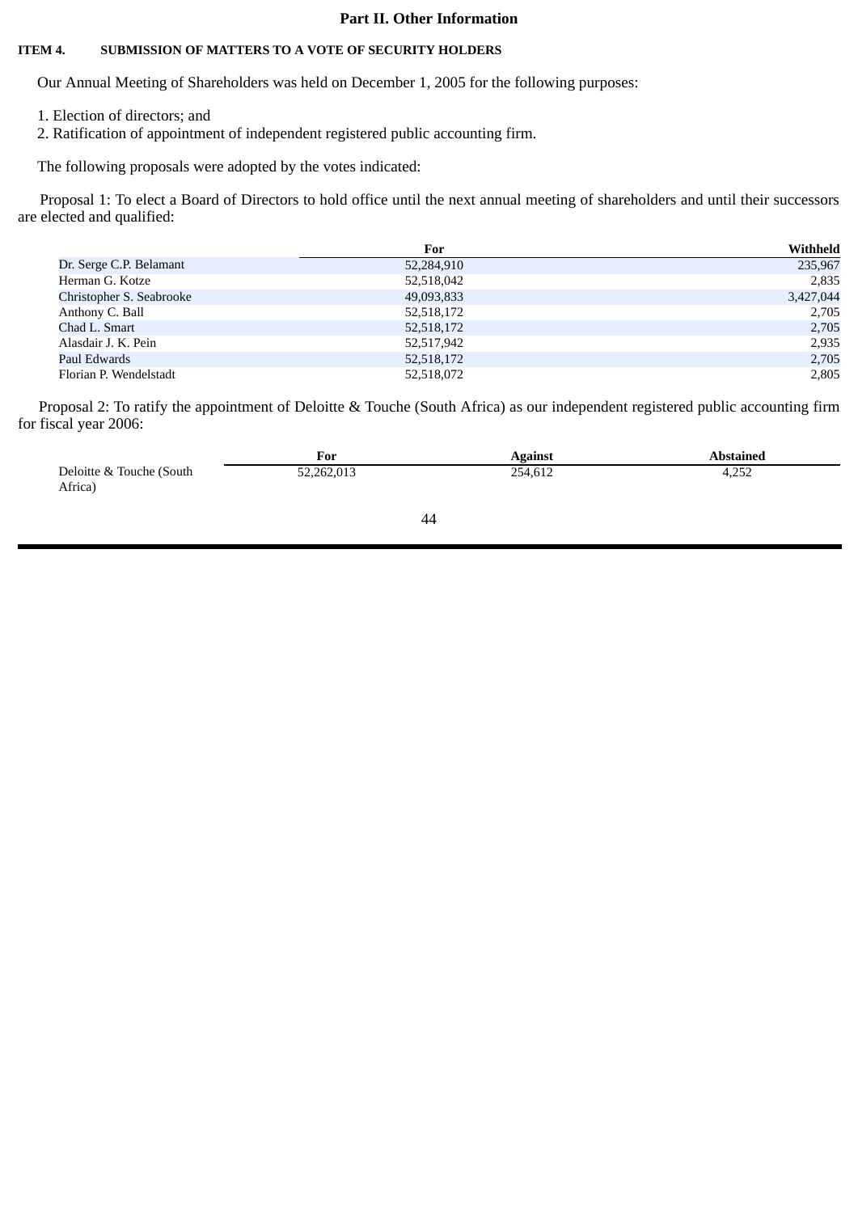# Part II. Other Information

## ITEM 4. SUBMISSION OF MATTERS TO A VOTE OF SECURITY HOLDERS

Our Annual Meeting of Shareholders was held on December 1, 2005 for the following purposes:

1. Election of directors; and
2. Ratification of appointment of independent registered public accounting firm.

The following proposals were adopted by the votes indicated:

Proposal 1: To elect a Board of Directors to hold office until the next annual meeting of shareholders and until their successors are elected and qualified:

| | For | Withheld |
|---|---|---|
| Dr. Serge C.P. Belamant | 52,284,910 | 235,967 |
| Herman G. Kotze | 52,518,042 | 2,835 |
| Christopher S. Seabrooke | 49,093,833 | 3,427,044 |
| Anthony C. Ball | 52,518,172 | 2,705 |
| Chad L. Smart | 52,518,172 | 2,705 |
| Alasdair J. K. Pein | 52,517,942 | 2,935 |
| Paul Edwards | 52,518,172 | 2,705 |
| Florian P. Wendelstadt | 52,518,072 | 2,805 |

Proposal 2: To ratify the appointment of Deloitte & Touche (South Africa) as our independent registered public accounting firm for fiscal year 2006:

| | For | Against | Abstained |
|---|---|---|---|
| Deloitte & Touche (South Africa) | 52,262,013 | 254,612 | 4,252 |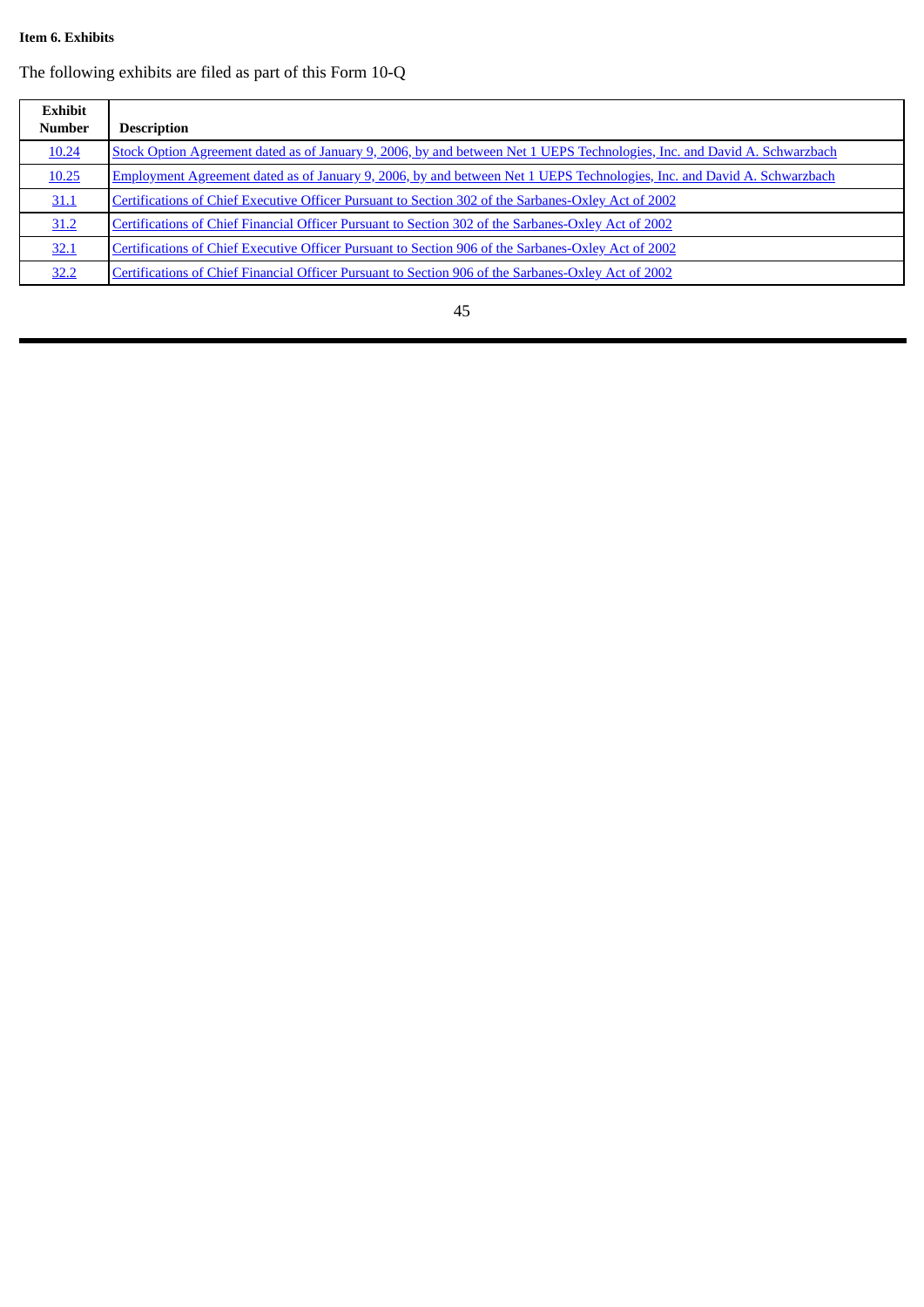**Item 6. Exhibits**

The following exhibits are filed as part of this Form 10-Q

| Exhibit Number | Description |
| --- | --- |
| 10.24 | Stock Option Agreement dated as of January 9, 2006, by and between Net 1 UEPS Technologies, Inc. and David A. Schwarzbach |
| 10.25 | Employment Agreement dated as of January 9, 2006, by and between Net 1 UEPS Technologies, Inc. and David A. Schwarzbach |
| 31.1 | Certifications of Chief Executive Officer Pursuant to Section 302 of the Sarbanes-Oxley Act of 2002 |
| 31.2 | Certifications of Chief Financial Officer Pursuant to Section 302 of the Sarbanes-Oxley Act of 2002 |
| 32.1 | Certifications of Chief Executive Officer Pursuant to Section 906 of the Sarbanes-Oxley Act of 2002 |
| 32.2 | Certifications of Chief Financial Officer Pursuant to Section 906 of the Sarbanes-Oxley Act of 2002 |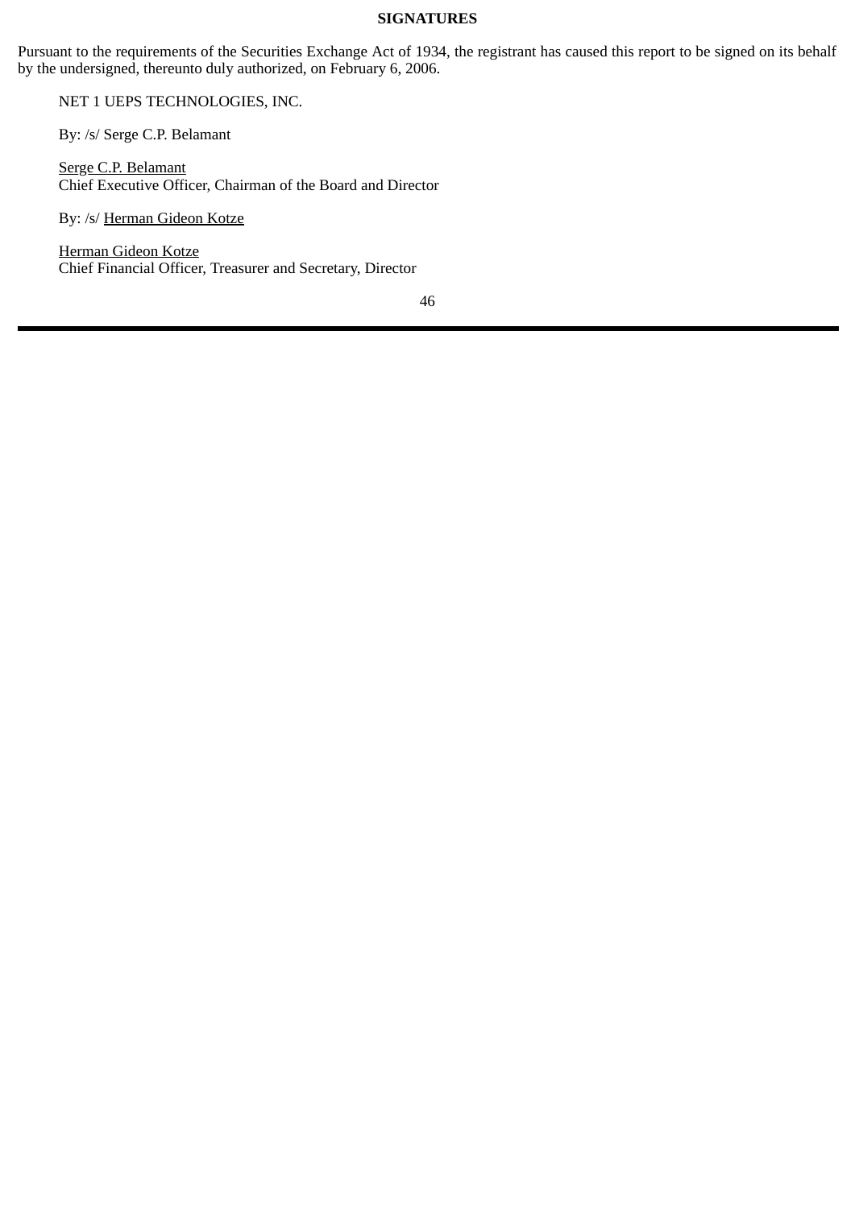**SIGNATURES**

Pursuant to the requirements of the Securities Exchange Act of 1934, the registrant has caused this report to be signed on its behalf by the undersigned, thereunto duly authorized, on February 6, 2006.

NET 1 UEPS TECHNOLOGIES, INC.

By: /s/ Serge C.P. Belamant

Serge C.P. Belamant
Chief Executive Officer, Chairman of the Board and Director

By: /s/ Herman Gideon Kotze

Herman Gideon Kotze
Chief Financial Officer, Treasurer and Secretary, Director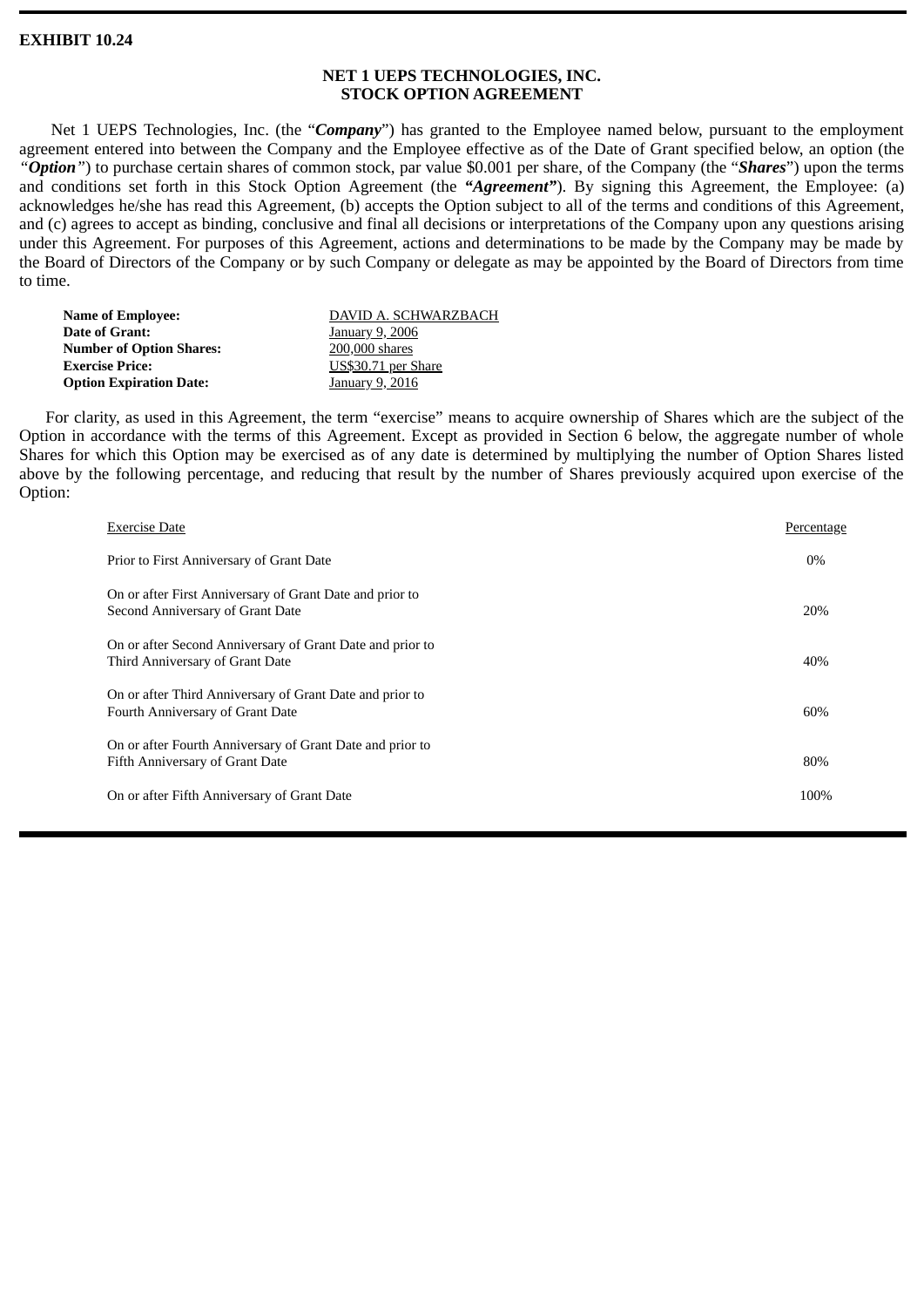**EXHIBIT 10.24**

# NET 1 UEPS TECHNOLOGIES, INC.
## STOCK OPTION AGREEMENT

Net 1 UEPS Technologies, Inc. (the "***Company***") has granted to the Employee named below, pursuant to the employment agreement entered into between the Company and the Employee effective as of the Date of Grant specified below, an option (the "***Option***") to purchase certain shares of common stock, par value $0.001 per share, of the Company (the "***Shares***") upon the terms and conditions set forth in this Stock Option Agreement (the ***"Agreement"***). By signing this Agreement, the Employee: (a) acknowledges he/she has read this Agreement, (b) accepts the Option subject to all of the terms and conditions of this Agreement, and (c) agrees to accept as binding, conclusive and final all decisions or interpretations of the Company upon any questions arising under this Agreement. For purposes of this Agreement, actions and determinations to be made by the Company may be made by the Board of Directors of the Company or by such Company or delegate as may be appointed by the Board of Directors from time to time.

| | |
|---|---|
| **Name of Employee:** | DAVID A. SCHWARZBACH |
| **Date of Grant:** | January 9, 2006 |
| **Number of Option Shares:** | 200,000 shares |
| **Exercise Price:** | US$30.71 per Share |
| **Option Expiration Date:** | January 9, 2016 |

For clarity, as used in this Agreement, the term "exercise" means to acquire ownership of Shares which are the subject of the Option in accordance with the terms of this Agreement. Except as provided in Section 6 below, the aggregate number of whole Shares for which this Option may be exercised as of any date is determined by multiplying the number of Option Shares listed above by the following percentage, and reducing that result by the number of Shares previously acquired upon exercise of the Option:

| Exercise Date | Percentage |
|---|---|
| Prior to First Anniversary of Grant Date | 0% |
| On or after First Anniversary of Grant Date and prior to Second Anniversary of Grant Date | 20% |
| On or after Second Anniversary of Grant Date and prior to Third Anniversary of Grant Date | 40% |
| On or after Third Anniversary of Grant Date and prior to Fourth Anniversary of Grant Date | 60% |
| On or after Fourth Anniversary of Grant Date and prior to Fifth Anniversary of Grant Date | 80% |
| On or after Fifth Anniversary of Grant Date | 100% |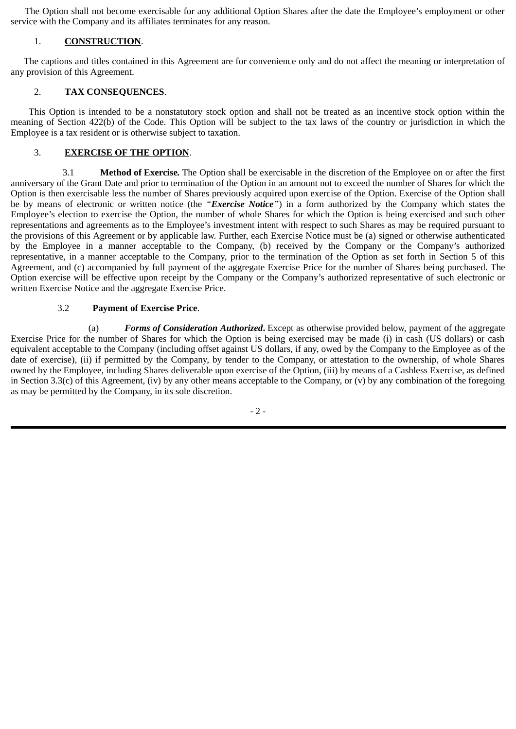The Option shall not become exercisable for any additional Option Shares after the date the Employee's employment or other service with the Company and its affiliates terminates for any reason.

1. **CONSTRUCTION**.

The captions and titles contained in this Agreement are for convenience only and do not affect the meaning or interpretation of any provision of this Agreement.

2. **TAX CONSEQUENCES**.

This Option is intended to be a nonstatutory stock option and shall not be treated as an incentive stock option within the meaning of Section 422(b) of the Code. This Option will be subject to the tax laws of the country or jurisdiction in which the Employee is a tax resident or is otherwise subject to taxation.

3. **EXERCISE OF THE OPTION**.

3.1 **Method of Exercise.** The Option shall be exercisable in the discretion of the Employee on or after the first anniversary of the Grant Date and prior to termination of the Option in an amount not to exceed the number of Shares for which the Option is then exercisable less the number of Shares previously acquired upon exercise of the Option. Exercise of the Option shall be by means of electronic or written notice (the "***Exercise Notice***") in a form authorized by the Company which states the Employee's election to exercise the Option, the number of whole Shares for which the Option is being exercised and such other representations and agreements as to the Employee's investment intent with respect to such Shares as may be required pursuant to the provisions of this Agreement or by applicable law. Further, each Exercise Notice must be (a) signed or otherwise authenticated by the Employee in a manner acceptable to the Company, (b) received by the Company or the Company's authorized representative, in a manner acceptable to the Company, prior to the termination of the Option as set forth in Section 5 of this Agreement, and (c) accompanied by full payment of the aggregate Exercise Price for the number of Shares being purchased. The Option exercise will be effective upon receipt by the Company or the Company's authorized representative of such electronic or written Exercise Notice and the aggregate Exercise Price.

3.2 **Payment of Exercise Price**.

(a) ***Forms of Consideration Authorized*****.** Except as otherwise provided below, payment of the aggregate Exercise Price for the number of Shares for which the Option is being exercised may be made (i) in cash (US dollars) or cash equivalent acceptable to the Company (including offset against US dollars, if any, owed by the Company to the Employee as of the date of exercise), (ii) if permitted by the Company, by tender to the Company, or attestation to the ownership, of whole Shares owned by the Employee, including Shares deliverable upon exercise of the Option, (iii) by means of a Cashless Exercise, as defined in Section 3.3(c) of this Agreement, (iv) by any other means acceptable to the Company, or (v) by any combination of the foregoing as may be permitted by the Company, in its sole discretion.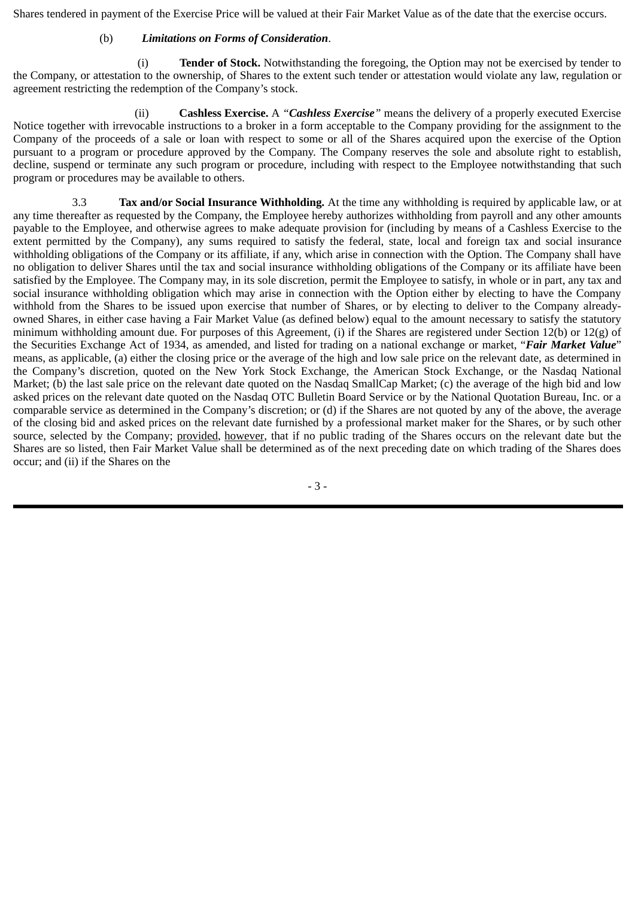Shares tendered in payment of the Exercise Price will be valued at their Fair Market Value as of the date that the exercise occurs.

(b) ***Limitations on Forms of Consideration***.

(i) **Tender of Stock.** Notwithstanding the foregoing, the Option may not be exercised by tender to the Company, or attestation to the ownership, of Shares to the extent such tender or attestation would violate any law, regulation or agreement restricting the redemption of the Company's stock.

(ii) **Cashless Exercise.** A "***Cashless Exercise***" means the delivery of a properly executed Exercise Notice together with irrevocable instructions to a broker in a form acceptable to the Company providing for the assignment to the Company of the proceeds of a sale or loan with respect to some or all of the Shares acquired upon the exercise of the Option pursuant to a program or procedure approved by the Company. The Company reserves the sole and absolute right to establish, decline, suspend or terminate any such program or procedure, including with respect to the Employee notwithstanding that such program or procedures may be available to others.

3.3 **Tax and/or Social Insurance Withholding.** At the time any withholding is required by applicable law, or at any time thereafter as requested by the Company, the Employee hereby authorizes withholding from payroll and any other amounts payable to the Employee, and otherwise agrees to make adequate provision for (including by means of a Cashless Exercise to the extent permitted by the Company), any sums required to satisfy the federal, state, local and foreign tax and social insurance withholding obligations of the Company or its affiliate, if any, which arise in connection with the Option. The Company shall have no obligation to deliver Shares until the tax and social insurance withholding obligations of the Company or its affiliate have been satisfied by the Employee. The Company may, in its sole discretion, permit the Employee to satisfy, in whole or in part, any tax and social insurance withholding obligation which may arise in connection with the Option either by electing to have the Company withhold from the Shares to be issued upon exercise that number of Shares, or by electing to deliver to the Company already-owned Shares, in either case having a Fair Market Value (as defined below) equal to the amount necessary to satisfy the statutory minimum withholding amount due. For purposes of this Agreement, (i) if the Shares are registered under Section 12(b) or 12(g) of the Securities Exchange Act of 1934, as amended, and listed for trading on a national exchange or market, "***Fair Market Value***" means, as applicable, (a) either the closing price or the average of the high and low sale price on the relevant date, as determined in the Company's discretion, quoted on the New York Stock Exchange, the American Stock Exchange, or the Nasdaq National Market; (b) the last sale price on the relevant date quoted on the Nasdaq SmallCap Market; (c) the average of the high bid and low asked prices on the relevant date quoted on the Nasdaq OTC Bulletin Board Service or by the National Quotation Bureau, Inc. or a comparable service as determined in the Company's discretion; or (d) if the Shares are not quoted by any of the above, the average of the closing bid and asked prices on the relevant date furnished by a professional market maker for the Shares, or by such other source, selected by the Company; provided, however, that if no public trading of the Shares occurs on the relevant date but the Shares are so listed, then Fair Market Value shall be determined as of the next preceding date on which trading of the Shares does occur; and (ii) if the Shares on the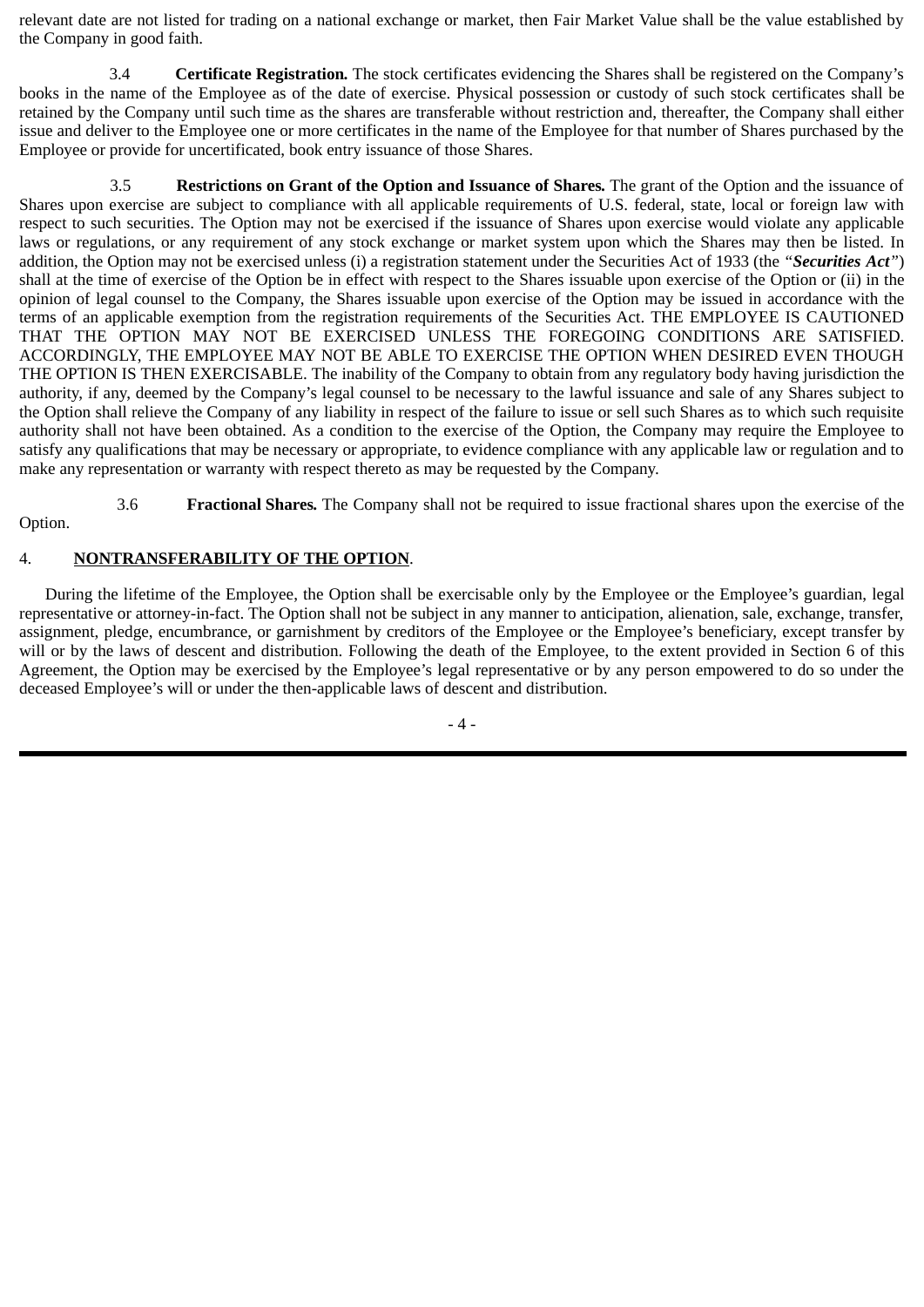relevant date are not listed for trading on a national exchange or market, then Fair Market Value shall be the value established by the Company in good faith.

3.4 **Certificate Registration.** The stock certificates evidencing the Shares shall be registered on the Company's books in the name of the Employee as of the date of exercise. Physical possession or custody of such stock certificates shall be retained by the Company until such time as the shares are transferable without restriction and, thereafter, the Company shall either issue and deliver to the Employee one or more certificates in the name of the Employee for that number of Shares purchased by the Employee or provide for uncertificated, book entry issuance of those Shares.

3.5 **Restrictions on Grant of the Option and Issuance of Shares.** The grant of the Option and the issuance of Shares upon exercise are subject to compliance with all applicable requirements of U.S. federal, state, local or foreign law with respect to such securities. The Option may not be exercised if the issuance of Shares upon exercise would violate any applicable laws or regulations, or any requirement of any stock exchange or market system upon which the Shares may then be listed. In addition, the Option may not be exercised unless (i) a registration statement under the Securities Act of 1933 (the "***Securities Act***") shall at the time of exercise of the Option be in effect with respect to the Shares issuable upon exercise of the Option or (ii) in the opinion of legal counsel to the Company, the Shares issuable upon exercise of the Option may be issued in accordance with the terms of an applicable exemption from the registration requirements of the Securities Act. THE EMPLOYEE IS CAUTIONED THAT THE OPTION MAY NOT BE EXERCISED UNLESS THE FOREGOING CONDITIONS ARE SATISFIED. ACCORDINGLY, THE EMPLOYEE MAY NOT BE ABLE TO EXERCISE THE OPTION WHEN DESIRED EVEN THOUGH THE OPTION IS THEN EXERCISABLE. The inability of the Company to obtain from any regulatory body having jurisdiction the authority, if any, deemed by the Company's legal counsel to be necessary to the lawful issuance and sale of any Shares subject to the Option shall relieve the Company of any liability in respect of the failure to issue or sell such Shares as to which such requisite authority shall not have been obtained. As a condition to the exercise of the Option, the Company may require the Employee to satisfy any qualifications that may be necessary or appropriate, to evidence compliance with any applicable law or regulation and to make any representation or warranty with respect thereto as may be requested by the Company.

3.6 **Fractional Shares.** The Company shall not be required to issue fractional shares upon the exercise of the Option.

## 4. <u>NONTRANSFERABILITY OF THE OPTION</u>.

During the lifetime of the Employee, the Option shall be exercisable only by the Employee or the Employee's guardian, legal representative or attorney-in-fact. The Option shall not be subject in any manner to anticipation, alienation, sale, exchange, transfer, assignment, pledge, encumbrance, or garnishment by creditors of the Employee or the Employee's beneficiary, except transfer by will or by the laws of descent and distribution. Following the death of the Employee, to the extent provided in Section 6 of this Agreement, the Option may be exercised by the Employee's legal representative or by any person empowered to do so under the deceased Employee's will or under the then-applicable laws of descent and distribution.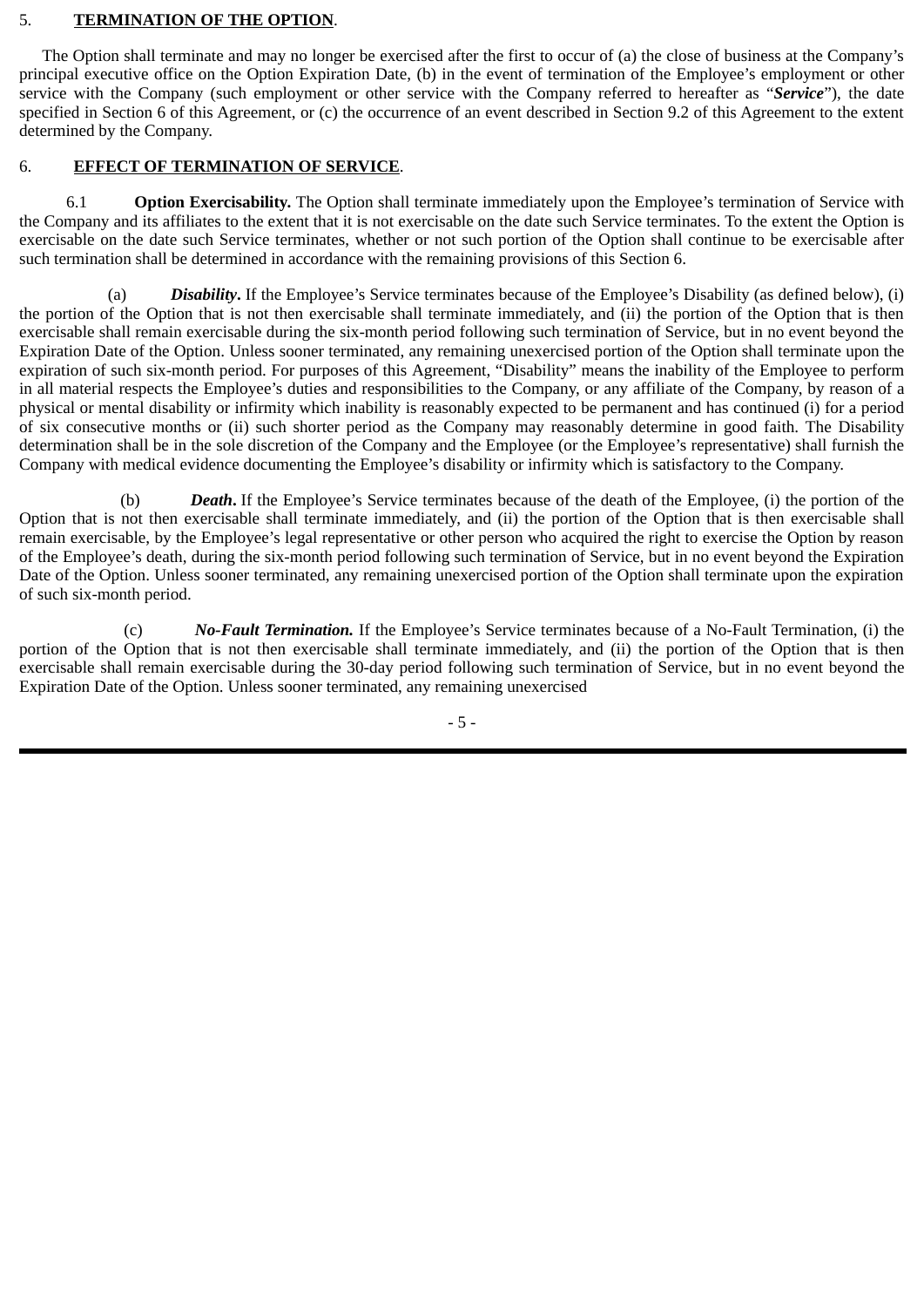## 5. **TERMINATION OF THE OPTION**.

The Option shall terminate and may no longer be exercised after the first to occur of (a) the close of business at the Company's principal executive office on the Option Expiration Date, (b) in the event of termination of the Employee's employment or other service with the Company (such employment or other service with the Company referred to hereafter as "***Service***"), the date specified in Section 6 of this Agreement, or (c) the occurrence of an event described in Section 9.2 of this Agreement to the extent determined by the Company.

## 6. **EFFECT OF TERMINATION OF SERVICE**.

6.1 **Option Exercisability.** The Option shall terminate immediately upon the Employee's termination of Service with the Company and its affiliates to the extent that it is not exercisable on the date such Service terminates. To the extent the Option is exercisable on the date such Service terminates, whether or not such portion of the Option shall continue to be exercisable after such termination shall be determined in accordance with the remaining provisions of this Section 6.

(a) ***Disability***. If the Employee's Service terminates because of the Employee's Disability (as defined below), (i) the portion of the Option that is not then exercisable shall terminate immediately, and (ii) the portion of the Option that is then exercisable shall remain exercisable during the six-month period following such termination of Service, but in no event beyond the Expiration Date of the Option. Unless sooner terminated, any remaining unexercised portion of the Option shall terminate upon the expiration of such six-month period. For purposes of this Agreement, "Disability" means the inability of the Employee to perform in all material respects the Employee's duties and responsibilities to the Company, or any affiliate of the Company, by reason of a physical or mental disability or infirmity which inability is reasonably expected to be permanent and has continued (i) for a period of six consecutive months or (ii) such shorter period as the Company may reasonably determine in good faith. The Disability determination shall be in the sole discretion of the Company and the Employee (or the Employee's representative) shall furnish the Company with medical evidence documenting the Employee's disability or infirmity which is satisfactory to the Company.

(b) ***Death***. If the Employee's Service terminates because of the death of the Employee, (i) the portion of the Option that is not then exercisable shall terminate immediately, and (ii) the portion of the Option that is then exercisable shall remain exercisable, by the Employee's legal representative or other person who acquired the right to exercise the Option by reason of the Employee's death, during the six-month period following such termination of Service, but in no event beyond the Expiration Date of the Option. Unless sooner terminated, any remaining unexercised portion of the Option shall terminate upon the expiration of such six-month period.

(c) ***No-Fault Termination.*** If the Employee's Service terminates because of a No-Fault Termination, (i) the portion of the Option that is not then exercisable shall terminate immediately, and (ii) the portion of the Option that is then exercisable shall remain exercisable during the 30-day period following such termination of Service, but in no event beyond the Expiration Date of the Option. Unless sooner terminated, any remaining unexercised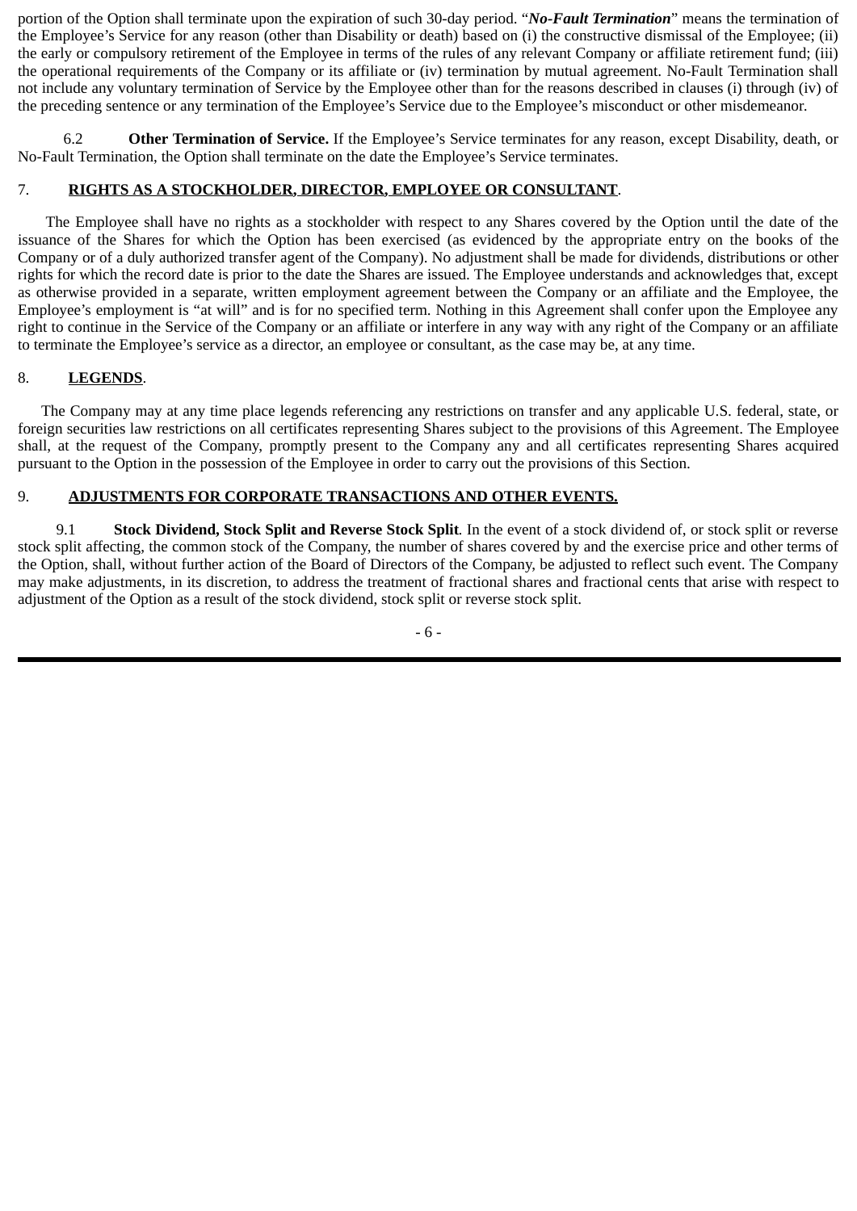portion of the Option shall terminate upon the expiration of such 30-day period. "***No-Fault Termination***" means the termination of the Employee's Service for any reason (other than Disability or death) based on (i) the constructive dismissal of the Employee; (ii) the early or compulsory retirement of the Employee in terms of the rules of any relevant Company or affiliate retirement fund; (iii) the operational requirements of the Company or its affiliate or (iv) termination by mutual agreement. No-Fault Termination shall not include any voluntary termination of Service by the Employee other than for the reasons described in clauses (i) through (iv) of the preceding sentence or any termination of the Employee's Service due to the Employee's misconduct or other misdemeanor.

6.2 **Other Termination of Service.** If the Employee's Service terminates for any reason, except Disability, death, or No-Fault Termination, the Option shall terminate on the date the Employee's Service terminates.

7. **RIGHTS AS A STOCKHOLDER, DIRECTOR, EMPLOYEE OR CONSULTANT**.

The Employee shall have no rights as a stockholder with respect to any Shares covered by the Option until the date of the issuance of the Shares for which the Option has been exercised (as evidenced by the appropriate entry on the books of the Company or of a duly authorized transfer agent of the Company). No adjustment shall be made for dividends, distributions or other rights for which the record date is prior to the date the Shares are issued. The Employee understands and acknowledges that, except as otherwise provided in a separate, written employment agreement between the Company or an affiliate and the Employee, the Employee's employment is "at will" and is for no specified term. Nothing in this Agreement shall confer upon the Employee any right to continue in the Service of the Company or an affiliate or interfere in any way with any right of the Company or an affiliate to terminate the Employee's service as a director, an employee or consultant, as the case may be, at any time.

8. **LEGENDS**.

The Company may at any time place legends referencing any restrictions on transfer and any applicable U.S. federal, state, or foreign securities law restrictions on all certificates representing Shares subject to the provisions of this Agreement. The Employee shall, at the request of the Company, promptly present to the Company any and all certificates representing Shares acquired pursuant to the Option in the possession of the Employee in order to carry out the provisions of this Section.

9. **ADJUSTMENTS FOR CORPORATE TRANSACTIONS AND OTHER EVENTS.**

9.1 **Stock Dividend, Stock Split and Reverse Stock Split**. In the event of a stock dividend of, or stock split or reverse stock split affecting, the common stock of the Company, the number of shares covered by and the exercise price and other terms of the Option, shall, without further action of the Board of Directors of the Company, be adjusted to reflect such event. The Company may make adjustments, in its discretion, to address the treatment of fractional shares and fractional cents that arise with respect to adjustment of the Option as a result of the stock dividend, stock split or reverse stock split.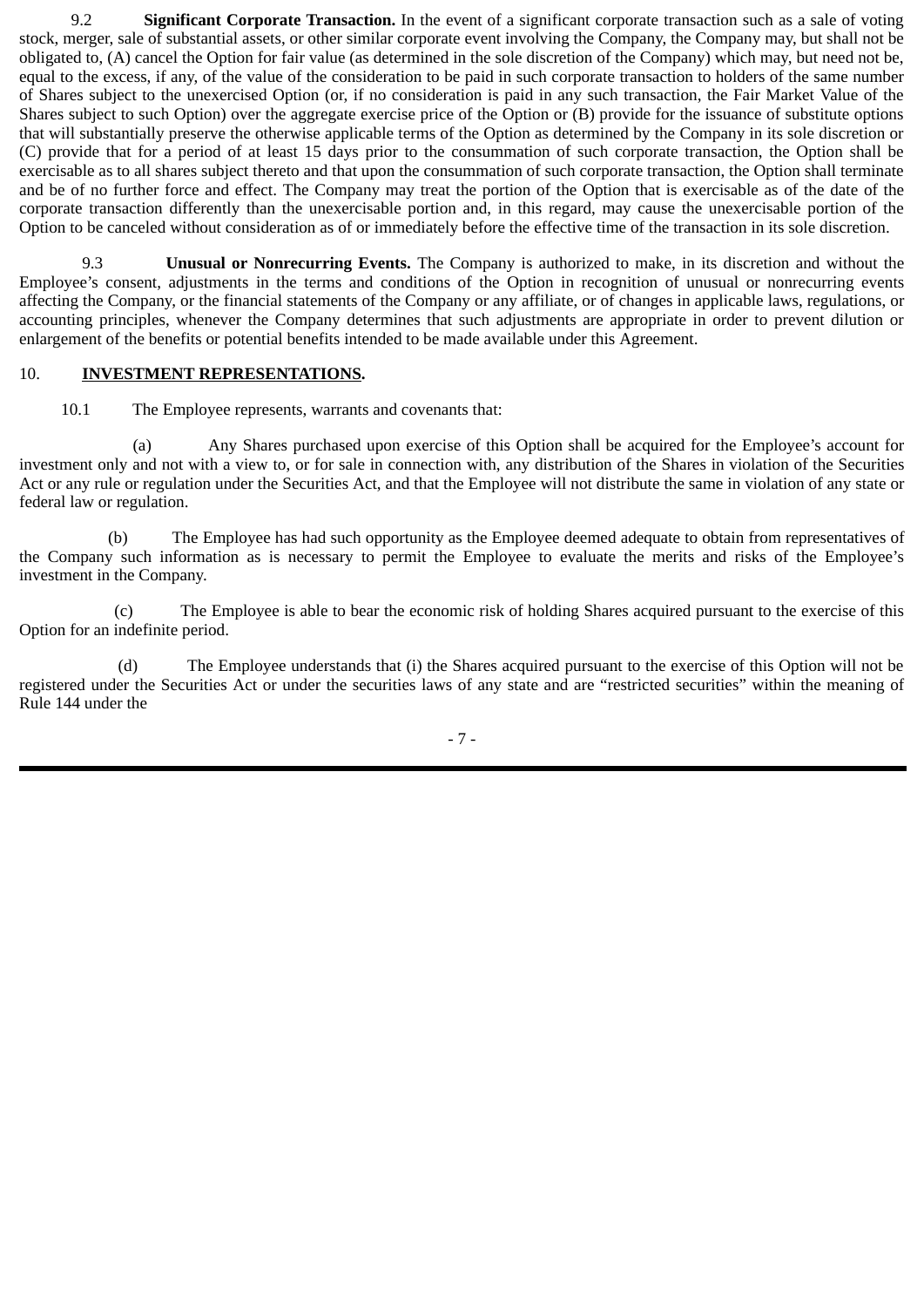9.2 **Significant Corporate Transaction.** In the event of a significant corporate transaction such as a sale of voting stock, merger, sale of substantial assets, or other similar corporate event involving the Company, the Company may, but shall not be obligated to, (A) cancel the Option for fair value (as determined in the sole discretion of the Company) which may, but need not be, equal to the excess, if any, of the value of the consideration to be paid in such corporate transaction to holders of the same number of Shares subject to the unexercised Option (or, if no consideration is paid in any such transaction, the Fair Market Value of the Shares subject to such Option) over the aggregate exercise price of the Option or (B) provide for the issuance of substitute options that will substantially preserve the otherwise applicable terms of the Option as determined by the Company in its sole discretion or (C) provide that for a period of at least 15 days prior to the consummation of such corporate transaction, the Option shall be exercisable as to all shares subject thereto and that upon the consummation of such corporate transaction, the Option shall terminate and be of no further force and effect. The Company may treat the portion of the Option that is exercisable as of the date of the corporate transaction differently than the unexercisable portion and, in this regard, may cause the unexercisable portion of the Option to be canceled without consideration as of or immediately before the effective time of the transaction in its sole discretion.

9.3 **Unusual or Nonrecurring Events.** The Company is authorized to make, in its discretion and without the Employee's consent, adjustments in the terms and conditions of the Option in recognition of unusual or nonrecurring events affecting the Company, or the financial statements of the Company or any affiliate, or of changes in applicable laws, regulations, or accounting principles, whenever the Company determines that such adjustments are appropriate in order to prevent dilution or enlargement of the benefits or potential benefits intended to be made available under this Agreement.

10. **INVESTMENT REPRESENTATIONS.**

10.1 The Employee represents, warrants and covenants that:

(a) Any Shares purchased upon exercise of this Option shall be acquired for the Employee's account for investment only and not with a view to, or for sale in connection with, any distribution of the Shares in violation of the Securities Act or any rule or regulation under the Securities Act, and that the Employee will not distribute the same in violation of any state or federal law or regulation.

(b) The Employee has had such opportunity as the Employee deemed adequate to obtain from representatives of the Company such information as is necessary to permit the Employee to evaluate the merits and risks of the Employee's investment in the Company.

(c) The Employee is able to bear the economic risk of holding Shares acquired pursuant to the exercise of this Option for an indefinite period.

(d) The Employee understands that (i) the Shares acquired pursuant to the exercise of this Option will not be registered under the Securities Act or under the securities laws of any state and are "restricted securities" within the meaning of Rule 144 under the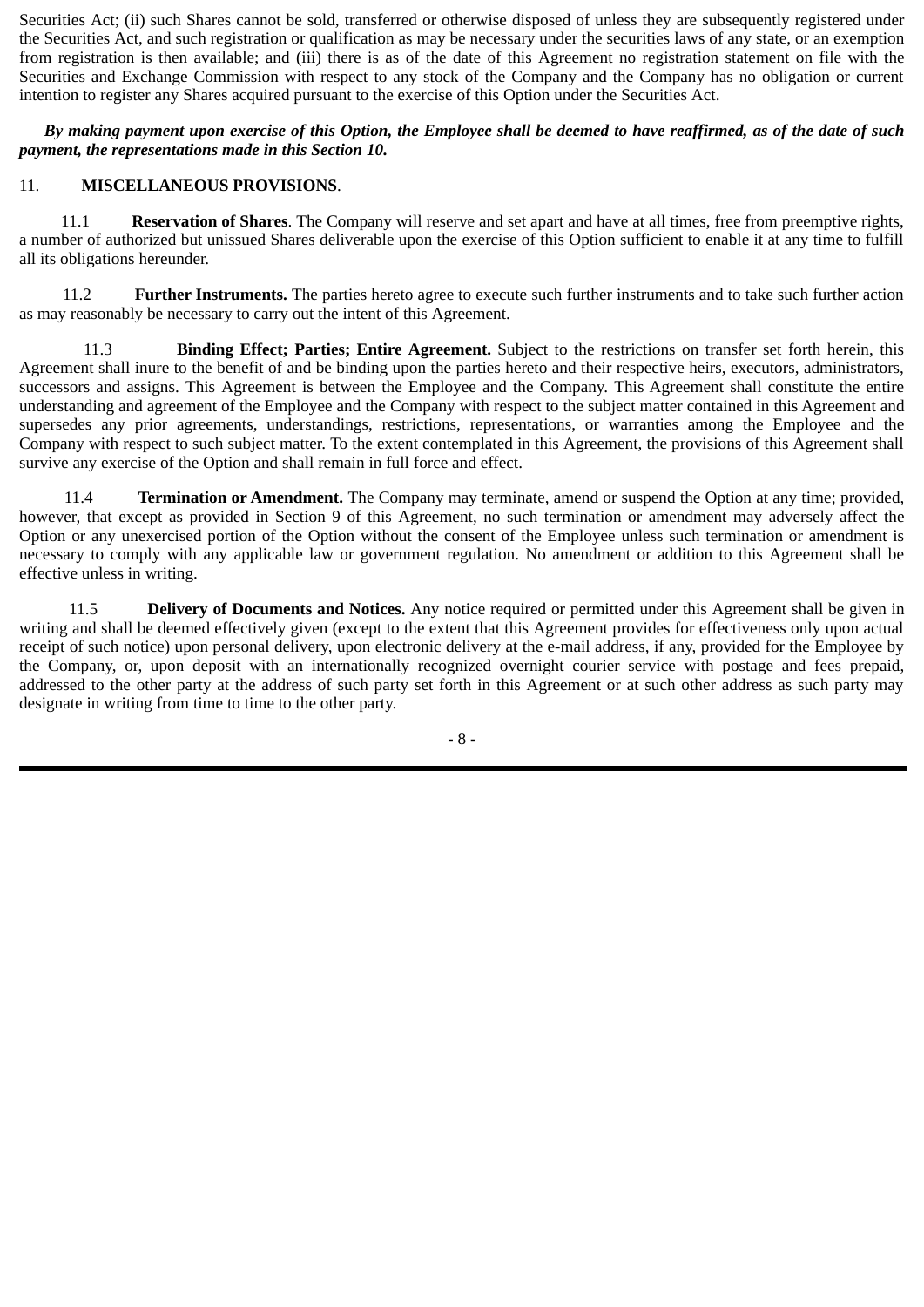Securities Act; (ii) such Shares cannot be sold, transferred or otherwise disposed of unless they are subsequently registered under the Securities Act, and such registration or qualification as may be necessary under the securities laws of any state, or an exemption from registration is then available; and (iii) there is as of the date of this Agreement no registration statement on file with the Securities and Exchange Commission with respect to any stock of the Company and the Company has no obligation or current intention to register any Shares acquired pursuant to the exercise of this Option under the Securities Act.

***By making payment upon exercise of this Option, the Employee shall be deemed to have reaffirmed, as of the date of such payment, the representations made in this Section 10.***

11. **MISCELLANEOUS PROVISIONS**.

11.1 **Reservation of Shares**. The Company will reserve and set apart and have at all times, free from preemptive rights, a number of authorized but unissued Shares deliverable upon the exercise of this Option sufficient to enable it at any time to fulfill all its obligations hereunder.

11.2 **Further Instruments.** The parties hereto agree to execute such further instruments and to take such further action as may reasonably be necessary to carry out the intent of this Agreement.

11.3 **Binding Effect; Parties; Entire Agreement.** Subject to the restrictions on transfer set forth herein, this Agreement shall inure to the benefit of and be binding upon the parties hereto and their respective heirs, executors, administrators, successors and assigns. This Agreement is between the Employee and the Company. This Agreement shall constitute the entire understanding and agreement of the Employee and the Company with respect to the subject matter contained in this Agreement and supersedes any prior agreements, understandings, restrictions, representations, or warranties among the Employee and the Company with respect to such subject matter. To the extent contemplated in this Agreement, the provisions of this Agreement shall survive any exercise of the Option and shall remain in full force and effect.

11.4 **Termination or Amendment.** The Company may terminate, amend or suspend the Option at any time; provided, however, that except as provided in Section 9 of this Agreement, no such termination or amendment may adversely affect the Option or any unexercised portion of the Option without the consent of the Employee unless such termination or amendment is necessary to comply with any applicable law or government regulation. No amendment or addition to this Agreement shall be effective unless in writing.

11.5 **Delivery of Documents and Notices.** Any notice required or permitted under this Agreement shall be given in writing and shall be deemed effectively given (except to the extent that this Agreement provides for effectiveness only upon actual receipt of such notice) upon personal delivery, upon electronic delivery at the e-mail address, if any, provided for the Employee by the Company, or, upon deposit with an internationally recognized overnight courier service with postage and fees prepaid, addressed to the other party at the address of such party set forth in this Agreement or at such other address as such party may designate in writing from time to time to the other party.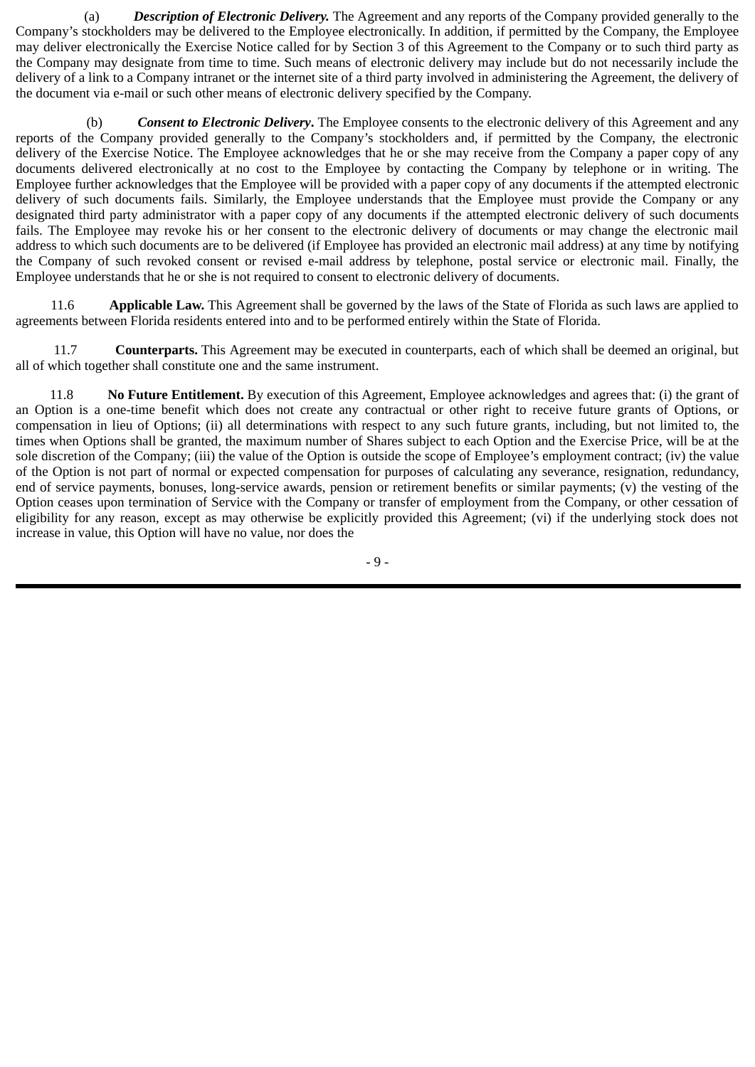(a) ***Description of Electronic Delivery.*** The Agreement and any reports of the Company provided generally to the Company's stockholders may be delivered to the Employee electronically. In addition, if permitted by the Company, the Employee may deliver electronically the Exercise Notice called for by Section 3 of this Agreement to the Company or to such third party as the Company may designate from time to time. Such means of electronic delivery may include but do not necessarily include the delivery of a link to a Company intranet or the internet site of a third party involved in administering the Agreement, the delivery of the document via e-mail or such other means of electronic delivery specified by the Company.

(b) ***Consent to Electronic Delivery*.** The Employee consents to the electronic delivery of this Agreement and any reports of the Company provided generally to the Company's stockholders and, if permitted by the Company, the electronic delivery of the Exercise Notice. The Employee acknowledges that he or she may receive from the Company a paper copy of any documents delivered electronically at no cost to the Employee by contacting the Company by telephone or in writing. The Employee further acknowledges that the Employee will be provided with a paper copy of any documents if the attempted electronic delivery of such documents fails. Similarly, the Employee understands that the Employee must provide the Company or any designated third party administrator with a paper copy of any documents if the attempted electronic delivery of such documents fails. The Employee may revoke his or her consent to the electronic delivery of documents or may change the electronic mail address to which such documents are to be delivered (if Employee has provided an electronic mail address) at any time by notifying the Company of such revoked consent or revised e-mail address by telephone, postal service or electronic mail. Finally, the Employee understands that he or she is not required to consent to electronic delivery of documents.

11.6 **Applicable Law.** This Agreement shall be governed by the laws of the State of Florida as such laws are applied to agreements between Florida residents entered into and to be performed entirely within the State of Florida.

11.7 **Counterparts.** This Agreement may be executed in counterparts, each of which shall be deemed an original, but all of which together shall constitute one and the same instrument.

11.8 **No Future Entitlement.** By execution of this Agreement, Employee acknowledges and agrees that: (i) the grant of an Option is a one-time benefit which does not create any contractual or other right to receive future grants of Options, or compensation in lieu of Options; (ii) all determinations with respect to any such future grants, including, but not limited to, the times when Options shall be granted, the maximum number of Shares subject to each Option and the Exercise Price, will be at the sole discretion of the Company; (iii) the value of the Option is outside the scope of Employee's employment contract; (iv) the value of the Option is not part of normal or expected compensation for purposes of calculating any severance, resignation, redundancy, end of service payments, bonuses, long-service awards, pension or retirement benefits or similar payments; (v) the vesting of the Option ceases upon termination of Service with the Company or transfer of employment from the Company, or other cessation of eligibility for any reason, except as may otherwise be explicitly provided this Agreement; (vi) if the underlying stock does not increase in value, this Option will have no value, nor does the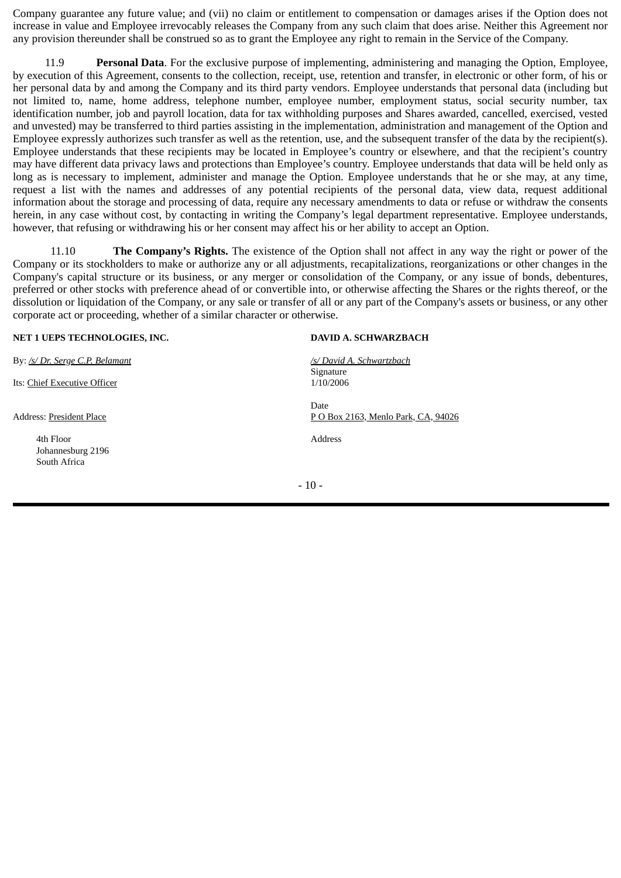Company guarantee any future value; and (vii) no claim or entitlement to compensation or damages arises if the Option does not increase in value and Employee irrevocably releases the Company from any such claim that does arise. Neither this Agreement nor any provision thereunder shall be construed so as to grant the Employee any right to remain in the Service of the Company.

11.9 **Personal Data**. For the exclusive purpose of implementing, administering and managing the Option, Employee, by execution of this Agreement, consents to the collection, receipt, use, retention and transfer, in electronic or other form, of his or her personal data by and among the Company and its third party vendors. Employee understands that personal data (including but not limited to, name, home address, telephone number, employee number, employment status, social security number, tax identification number, job and payroll location, data for tax withholding purposes and Shares awarded, cancelled, exercised, vested and unvested) may be transferred to third parties assisting in the implementation, administration and management of the Option and Employee expressly authorizes such transfer as well as the retention, use, and the subsequent transfer of the data by the recipient(s). Employee understands that these recipients may be located in Employee's country or elsewhere, and that the recipient's country may have different data privacy laws and protections than Employee's country. Employee understands that data will be held only as long as is necessary to implement, administer and manage the Option. Employee understands that he or she may, at any time, request a list with the names and addresses of any potential recipients of the personal data, view data, request additional information about the storage and processing of data, require any necessary amendments to data or refuse or withdraw the consents herein, in any case without cost, by contacting in writing the Company's legal department representative. Employee understands, however, that refusing or withdrawing his or her consent may affect his or her ability to accept an Option.

11.10 **The Company's Rights.** The existence of the Option shall not affect in any way the right or power of the Company or its stockholders to make or authorize any or all adjustments, recapitalizations, reorganizations or other changes in the Company's capital structure or its business, or any merger or consolidation of the Company, or any issue of bonds, debentures, preferred or other stocks with preference ahead of or convertible into, or otherwise affecting the Shares or the rights thereof, or the dissolution or liquidation of the Company, or any sale or transfer of all or any part of the Company's assets or business, or any other corporate act or proceeding, whether of a similar character or otherwise.

**NET 1 UEPS TECHNOLOGIES, INC.**

By: */s/ Dr. Serge C.P. Belamant*

Its: Chief Executive Officer

Address: President Place

4th Floor
Johannesburg 2196
South Africa

**DAVID A. SCHWARZBACH**

*/s/ David A. Schwartzbach*
Signature

1/10/2006
Date

P O Box 2163, Menlo Park, CA, 94026
Address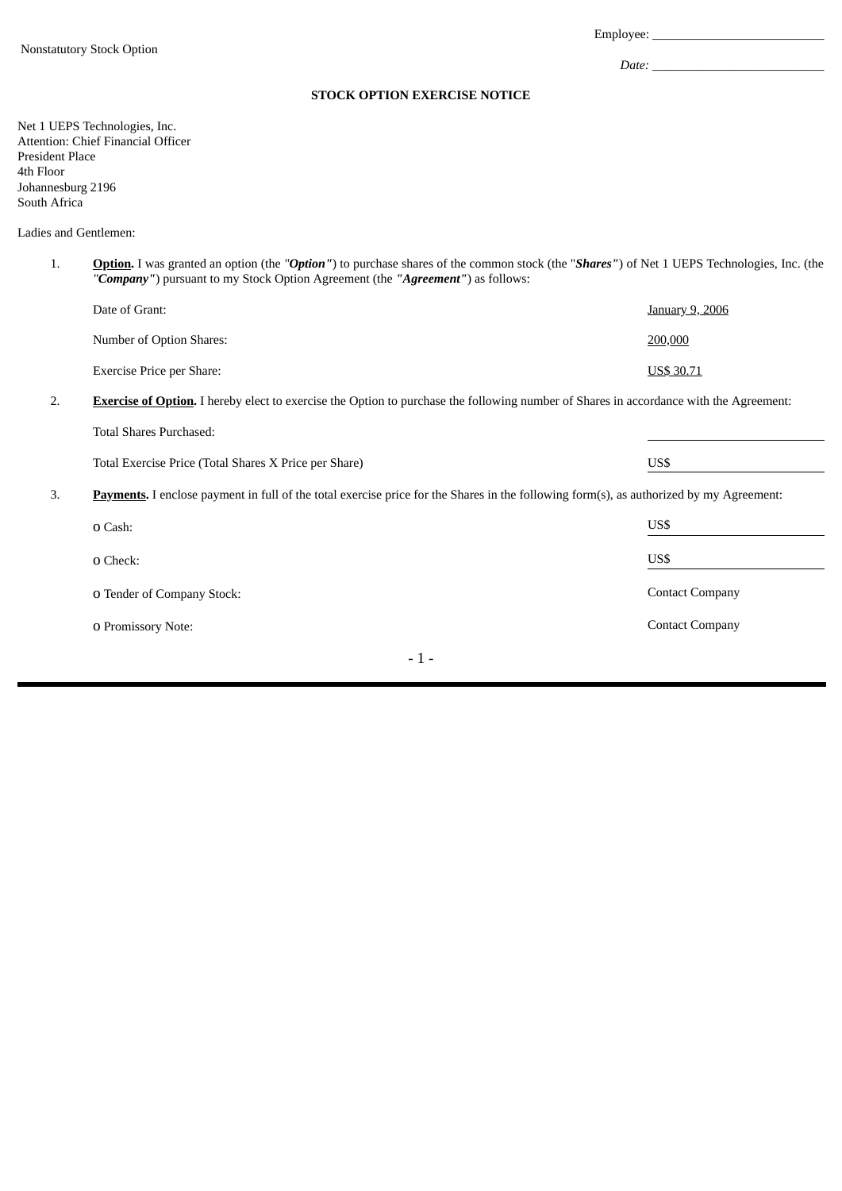Nonstatutory Stock Option

Employee: ___________________________

*Date:* ___________________________

**STOCK OPTION EXERCISE NOTICE**

Net 1 UEPS Technologies, Inc.
Attention: Chief Financial Officer
President Place
4th Floor
Johannesburg 2196
South Africa

Ladies and Gentlemen:

1. **Option.** I was granted an option (the ***"Option"***) to purchase shares of the common stock (the "***Shares"***) of Net 1 UEPS Technologies, Inc. (the ***"Company"***) pursuant to my Stock Option Agreement (the ***"Agreement"***) as follows:

| | |
|---|---|
| Date of Grant: | January 9, 2006 |
| Number of Option Shares: | 200,000 |
| Exercise Price per Share: | US$ 30.71 |

2. **Exercise of Option.** I hereby elect to exercise the Option to purchase the following number of Shares in accordance with the Agreement:

| | |
|---|---|
| Total Shares Purchased: | ___________________ |
| Total Exercise Price (Total Shares X Price per Share) | US$ ________________ |

3. **Payments.** I enclose payment in full of the total exercise price for the Shares in the following form(s), as authorized by my Agreement:

| | |
|---|---|
| o Cash: | US$ ________________ |
| o Check: | US$ ________________ |
| o Tender of Company Stock: | Contact Company |
| o Promissory Note: | Contact Company |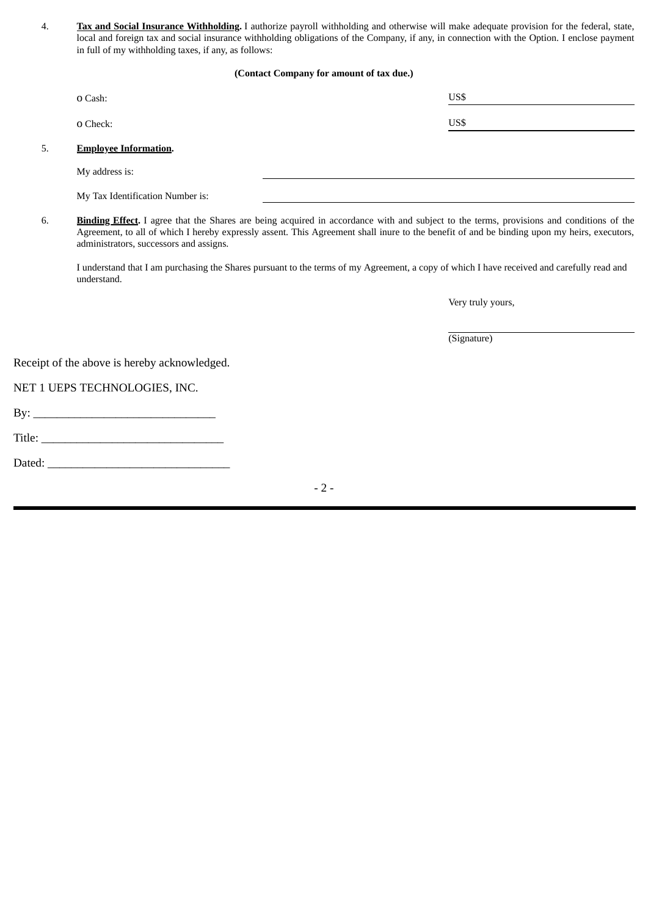4. **Tax and Social Insurance Withholding.** I authorize payroll withholding and otherwise will make adequate provision for the federal, state, local and foreign tax and social insurance withholding obligations of the Company, if any, in connection with the Option. I enclose payment in full of my withholding taxes, if any, as follows:

**(Contact Company for amount of tax due.)**

o Cash: US$ ______________________

o Check: US$ ______________________

5. **Employee Information.**

My address is: ______________________________________________

My Tax Identification Number is: ______________________________________________

6. **Binding Effect.** I agree that the Shares are being acquired in accordance with and subject to the terms, provisions and conditions of the Agreement, to all of which I hereby expressly assent. This Agreement shall inure to the benefit of and be binding upon my heirs, executors, administrators, successors and assigns.

I understand that I am purchasing the Shares pursuant to the terms of my Agreement, a copy of which I have received and carefully read and understand.

Very truly yours,

______________________________
(Signature)

Receipt of the above is hereby acknowledged.

NET 1 UEPS TECHNOLOGIES, INC.

By: _______________________________

Title: _______________________________

Dated: _______________________________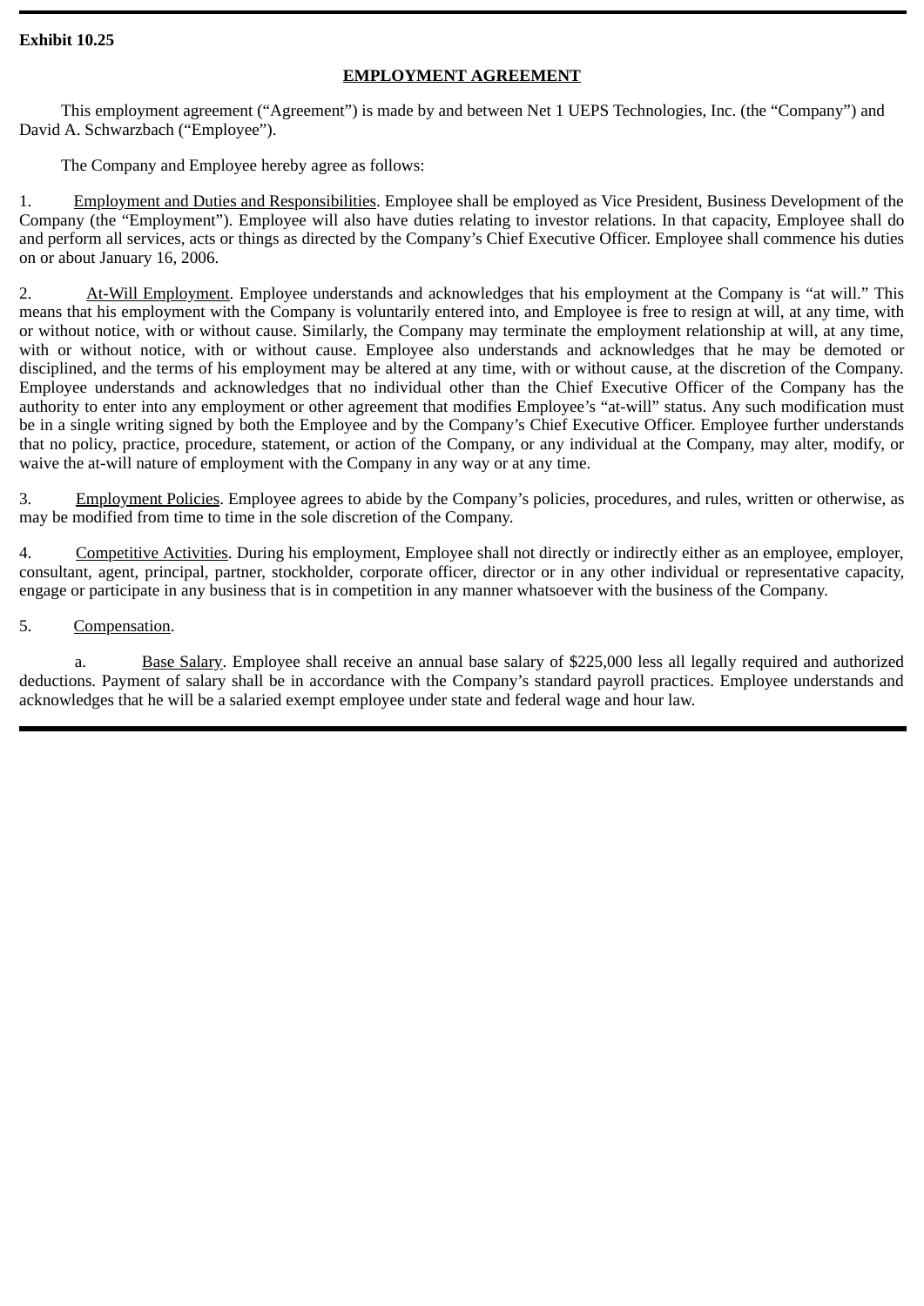**Exhibit 10.25**

## EMPLOYMENT AGREEMENT

This employment agreement ("Agreement") is made by and between Net 1 UEPS Technologies, Inc. (the "Company") and David A. Schwarzbach ("Employee").

The Company and Employee hereby agree as follows:

1. Employment and Duties and Responsibilities. Employee shall be employed as Vice President, Business Development of the Company (the "Employment"). Employee will also have duties relating to investor relations. In that capacity, Employee shall do and perform all services, acts or things as directed by the Company's Chief Executive Officer. Employee shall commence his duties on or about January 16, 2006.

2. At-Will Employment. Employee understands and acknowledges that his employment at the Company is "at will." This means that his employment with the Company is voluntarily entered into, and Employee is free to resign at will, at any time, with or without notice, with or without cause. Similarly, the Company may terminate the employment relationship at will, at any time, with or without notice, with or without cause. Employee also understands and acknowledges that he may be demoted or disciplined, and the terms of his employment may be altered at any time, with or without cause, at the discretion of the Company. Employee understands and acknowledges that no individual other than the Chief Executive Officer of the Company has the authority to enter into any employment or other agreement that modifies Employee's "at-will" status. Any such modification must be in a single writing signed by both the Employee and by the Company's Chief Executive Officer. Employee further understands that no policy, practice, procedure, statement, or action of the Company, or any individual at the Company, may alter, modify, or waive the at-will nature of employment with the Company in any way or at any time.

3. Employment Policies. Employee agrees to abide by the Company's policies, procedures, and rules, written or otherwise, as may be modified from time to time in the sole discretion of the Company.

4. Competitive Activities. During his employment, Employee shall not directly or indirectly either as an employee, employer, consultant, agent, principal, partner, stockholder, corporate officer, director or in any other individual or representative capacity, engage or participate in any business that is in competition in any manner whatsoever with the business of the Company.

5. Compensation.

a. Base Salary. Employee shall receive an annual base salary of $225,000 less all legally required and authorized deductions. Payment of salary shall be in accordance with the Company's standard payroll practices. Employee understands and acknowledges that he will be a salaried exempt employee under state and federal wage and hour law.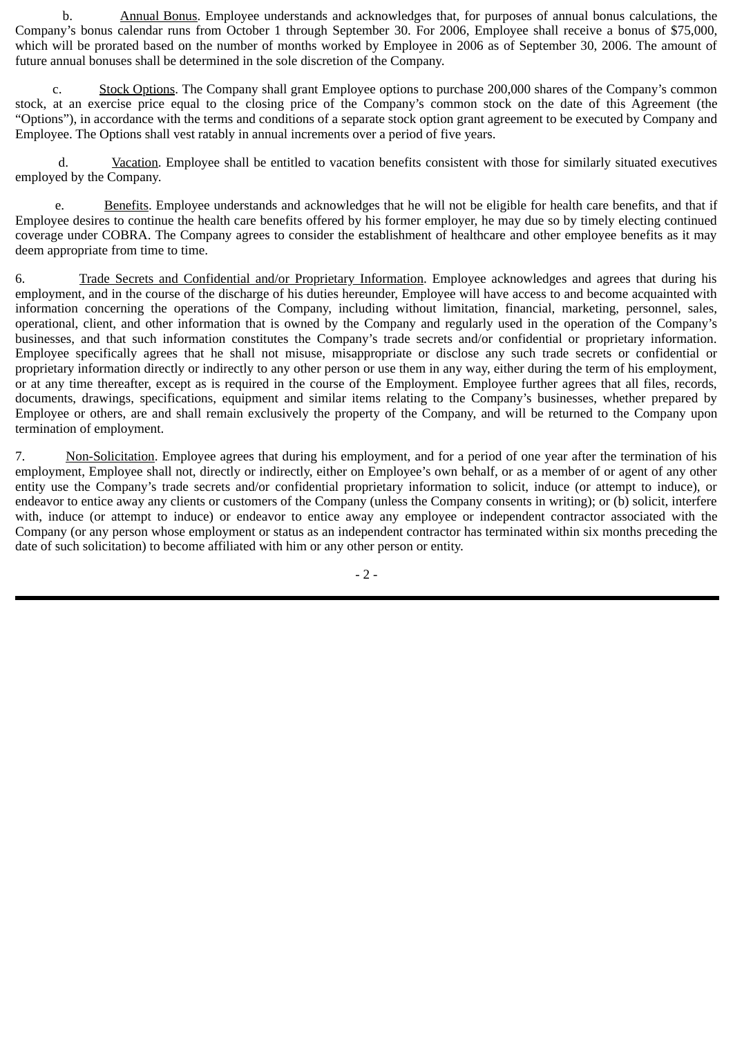b. Annual Bonus. Employee understands and acknowledges that, for purposes of annual bonus calculations, the Company's bonus calendar runs from October 1 through September 30. For 2006, Employee shall receive a bonus of $75,000, which will be prorated based on the number of months worked by Employee in 2006 as of September 30, 2006. The amount of future annual bonuses shall be determined in the sole discretion of the Company.

c. Stock Options. The Company shall grant Employee options to purchase 200,000 shares of the Company's common stock, at an exercise price equal to the closing price of the Company's common stock on the date of this Agreement (the "Options"), in accordance with the terms and conditions of a separate stock option grant agreement to be executed by Company and Employee. The Options shall vest ratably in annual increments over a period of five years.

d. Vacation. Employee shall be entitled to vacation benefits consistent with those for similarly situated executives employed by the Company.

e. Benefits. Employee understands and acknowledges that he will not be eligible for health care benefits, and that if Employee desires to continue the health care benefits offered by his former employer, he may due so by timely electing continued coverage under COBRA. The Company agrees to consider the establishment of healthcare and other employee benefits as it may deem appropriate from time to time.

6. Trade Secrets and Confidential and/or Proprietary Information. Employee acknowledges and agrees that during his employment, and in the course of the discharge of his duties hereunder, Employee will have access to and become acquainted with information concerning the operations of the Company, including without limitation, financial, marketing, personnel, sales, operational, client, and other information that is owned by the Company and regularly used in the operation of the Company's businesses, and that such information constitutes the Company's trade secrets and/or confidential or proprietary information. Employee specifically agrees that he shall not misuse, misappropriate or disclose any such trade secrets or confidential or proprietary information directly or indirectly to any other person or use them in any way, either during the term of his employment, or at any time thereafter, except as is required in the course of the Employment. Employee further agrees that all files, records, documents, drawings, specifications, equipment and similar items relating to the Company's businesses, whether prepared by Employee or others, are and shall remain exclusively the property of the Company, and will be returned to the Company upon termination of employment.

7. Non-Solicitation. Employee agrees that during his employment, and for a period of one year after the termination of his employment, Employee shall not, directly or indirectly, either on Employee's own behalf, or as a member of or agent of any other entity use the Company's trade secrets and/or confidential proprietary information to solicit, induce (or attempt to induce), or endeavor to entice away any clients or customers of the Company (unless the Company consents in writing); or (b) solicit, interfere with, induce (or attempt to induce) or endeavor to entice away any employee or independent contractor associated with the Company (or any person whose employment or status as an independent contractor has terminated within six months preceding the date of such solicitation) to become affiliated with him or any other person or entity.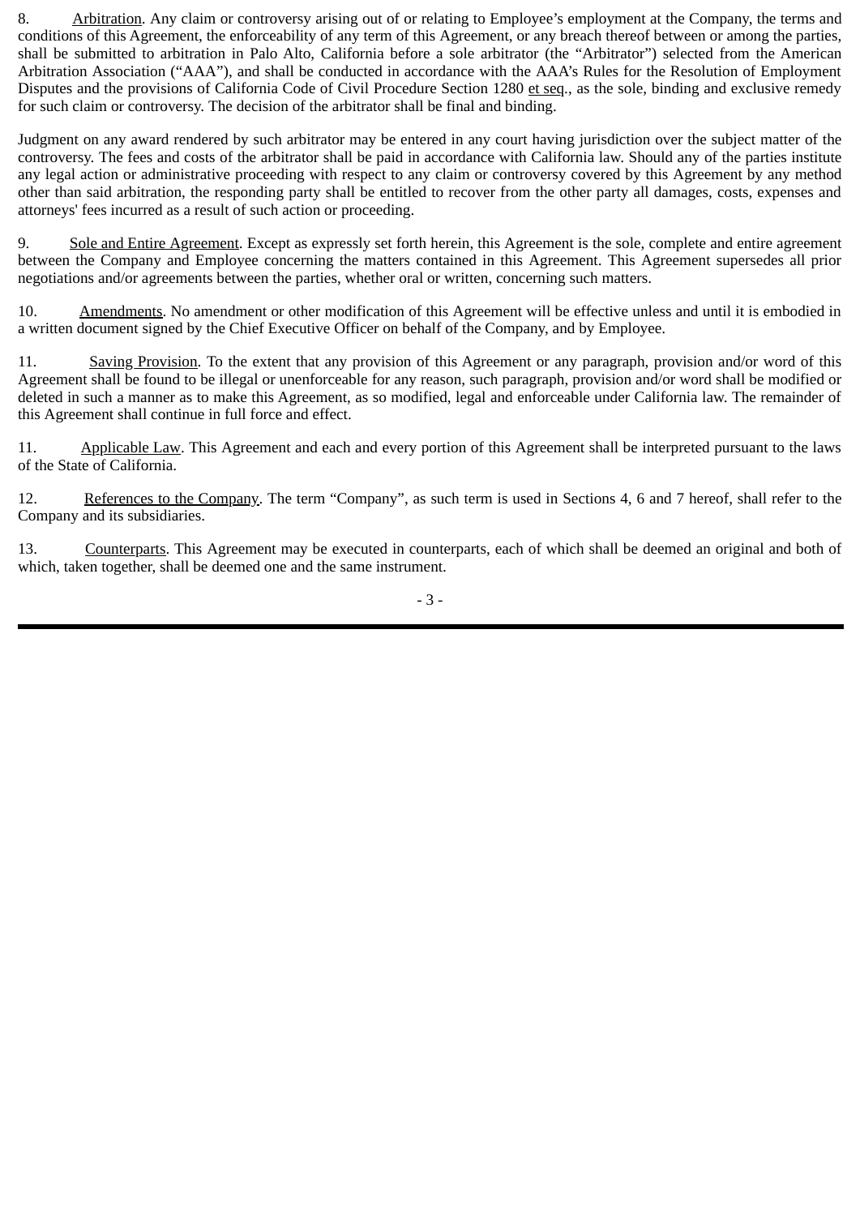8. Arbitration. Any claim or controversy arising out of or relating to Employee's employment at the Company, the terms and conditions of this Agreement, the enforceability of any term of this Agreement, or any breach thereof between or among the parties, shall be submitted to arbitration in Palo Alto, California before a sole arbitrator (the "Arbitrator") selected from the American Arbitration Association ("AAA"), and shall be conducted in accordance with the AAA's Rules for the Resolution of Employment Disputes and the provisions of California Code of Civil Procedure Section 1280 et seq., as the sole, binding and exclusive remedy for such claim or controversy. The decision of the arbitrator shall be final and binding.

Judgment on any award rendered by such arbitrator may be entered in any court having jurisdiction over the subject matter of the controversy. The fees and costs of the arbitrator shall be paid in accordance with California law. Should any of the parties institute any legal action or administrative proceeding with respect to any claim or controversy covered by this Agreement by any method other than said arbitration, the responding party shall be entitled to recover from the other party all damages, costs, expenses and attorneys' fees incurred as a result of such action or proceeding.

9. Sole and Entire Agreement. Except as expressly set forth herein, this Agreement is the sole, complete and entire agreement between the Company and Employee concerning the matters contained in this Agreement. This Agreement supersedes all prior negotiations and/or agreements between the parties, whether oral or written, concerning such matters.

10. Amendments. No amendment or other modification of this Agreement will be effective unless and until it is embodied in a written document signed by the Chief Executive Officer on behalf of the Company, and by Employee.

11. Saving Provision. To the extent that any provision of this Agreement or any paragraph, provision and/or word of this Agreement shall be found to be illegal or unenforceable for any reason, such paragraph, provision and/or word shall be modified or deleted in such a manner as to make this Agreement, as so modified, legal and enforceable under California law. The remainder of this Agreement shall continue in full force and effect.

11. Applicable Law. This Agreement and each and every portion of this Agreement shall be interpreted pursuant to the laws of the State of California.

12. References to the Company. The term "Company", as such term is used in Sections 4, 6 and 7 hereof, shall refer to the Company and its subsidiaries.

13. Counterparts. This Agreement may be executed in counterparts, each of which shall be deemed an original and both of which, taken together, shall be deemed one and the same instrument.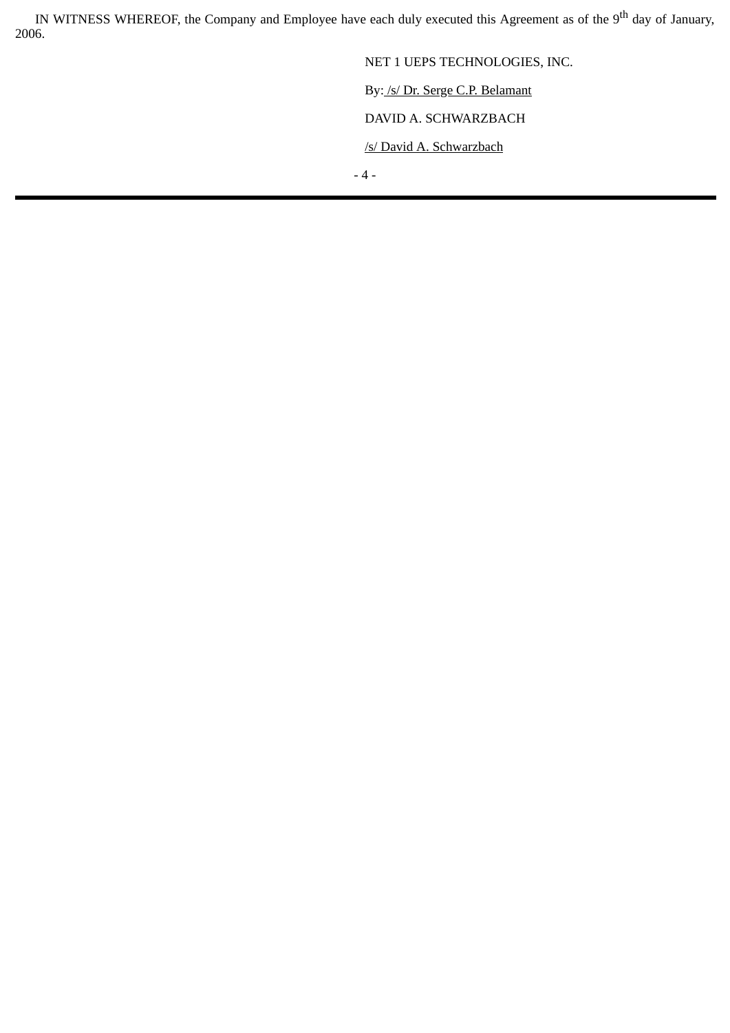IN WITNESS WHEREOF, the Company and Employee have each duly executed this Agreement as of the 9th day of January, 2006.

NET 1 UEPS TECHNOLOGIES, INC.

By: /s/ Dr. Serge C.P. Belamant

DAVID A. SCHWARZBACH

/s/ David A. Schwarzbach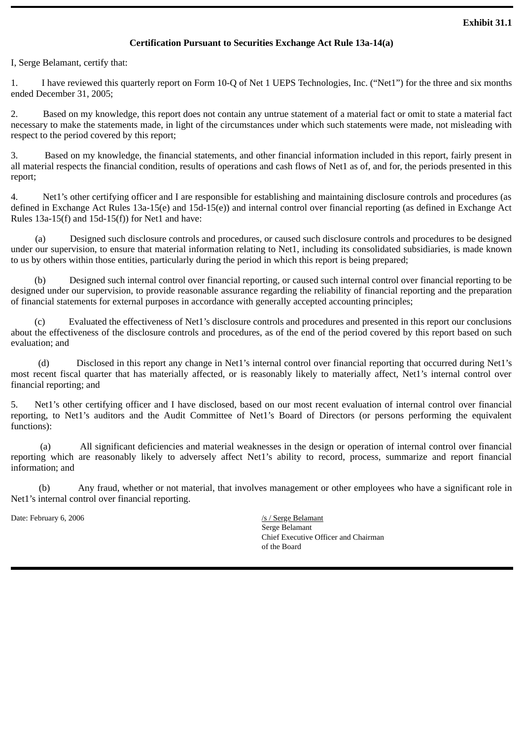**Exhibit 31.1**

**Certification Pursuant to Securities Exchange Act Rule 13a-14(a)**

I, Serge Belamant, certify that:

1. I have reviewed this quarterly report on Form 10-Q of Net 1 UEPS Technologies, Inc. ("Net1") for the three and six months ended December 31, 2005;

2. Based on my knowledge, this report does not contain any untrue statement of a material fact or omit to state a material fact necessary to make the statements made, in light of the circumstances under which such statements were made, not misleading with respect to the period covered by this report;

3. Based on my knowledge, the financial statements, and other financial information included in this report, fairly present in all material respects the financial condition, results of operations and cash flows of Net1 as of, and for, the periods presented in this report;

4. Net1's other certifying officer and I are responsible for establishing and maintaining disclosure controls and procedures (as defined in Exchange Act Rules 13a-15(e) and 15d-15(e)) and internal control over financial reporting (as defined in Exchange Act Rules 13a-15(f) and 15d-15(f)) for Net1 and have:

(a) Designed such disclosure controls and procedures, or caused such disclosure controls and procedures to be designed under our supervision, to ensure that material information relating to Net1, including its consolidated subsidiaries, is made known to us by others within those entities, particularly during the period in which this report is being prepared;

(b) Designed such internal control over financial reporting, or caused such internal control over financial reporting to be designed under our supervision, to provide reasonable assurance regarding the reliability of financial reporting and the preparation of financial statements for external purposes in accordance with generally accepted accounting principles;

(c) Evaluated the effectiveness of Net1's disclosure controls and procedures and presented in this report our conclusions about the effectiveness of the disclosure controls and procedures, as of the end of the period covered by this report based on such evaluation; and

(d) Disclosed in this report any change in Net1's internal control over financial reporting that occurred during Net1's most recent fiscal quarter that has materially affected, or is reasonably likely to materially affect, Net1's internal control over financial reporting; and

5. Net1's other certifying officer and I have disclosed, based on our most recent evaluation of internal control over financial reporting, to Net1's auditors and the Audit Committee of Net1's Board of Directors (or persons performing the equivalent functions):

(a) All significant deficiencies and material weaknesses in the design or operation of internal control over financial reporting which are reasonably likely to adversely affect Net1's ability to record, process, summarize and report financial information; and

(b) Any fraud, whether or not material, that involves management or other employees who have a significant role in Net1's internal control over financial reporting.

Date: February 6, 2006

/s / Serge Belamant
Serge Belamant
Chief Executive Officer and Chairman of the Board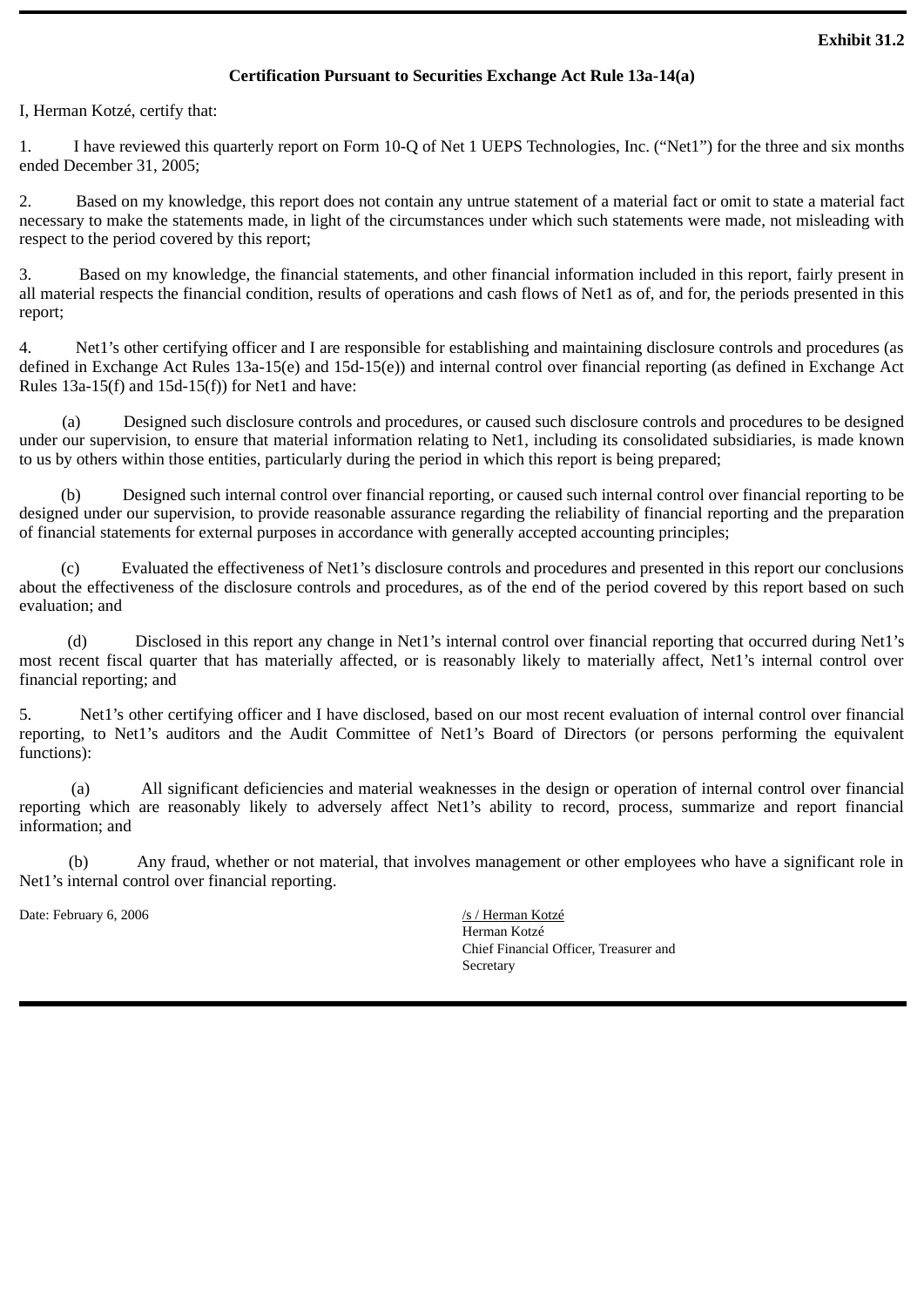**Exhibit 31.2**

**Certification Pursuant to Securities Exchange Act Rule 13a-14(a)**

I, Herman Kotzé, certify that:

1. I have reviewed this quarterly report on Form 10-Q of Net 1 UEPS Technologies, Inc. (“Net1”) for the three and six months ended December 31, 2005;

2. Based on my knowledge, this report does not contain any untrue statement of a material fact or omit to state a material fact necessary to make the statements made, in light of the circumstances under which such statements were made, not misleading with respect to the period covered by this report;

3. Based on my knowledge, the financial statements, and other financial information included in this report, fairly present in all material respects the financial condition, results of operations and cash flows of Net1 as of, and for, the periods presented in this report;

4. Net1’s other certifying officer and I are responsible for establishing and maintaining disclosure controls and procedures (as defined in Exchange Act Rules 13a-15(e) and 15d-15(e)) and internal control over financial reporting (as defined in Exchange Act Rules 13a-15(f) and 15d-15(f)) for Net1 and have:

(a) Designed such disclosure controls and procedures, or caused such disclosure controls and procedures to be designed under our supervision, to ensure that material information relating to Net1, including its consolidated subsidiaries, is made known to us by others within those entities, particularly during the period in which this report is being prepared;

(b) Designed such internal control over financial reporting, or caused such internal control over financial reporting to be designed under our supervision, to provide reasonable assurance regarding the reliability of financial reporting and the preparation of financial statements for external purposes in accordance with generally accepted accounting principles;

(c) Evaluated the effectiveness of Net1’s disclosure controls and procedures and presented in this report our conclusions about the effectiveness of the disclosure controls and procedures, as of the end of the period covered by this report based on such evaluation; and

(d) Disclosed in this report any change in Net1’s internal control over financial reporting that occurred during Net1’s most recent fiscal quarter that has materially affected, or is reasonably likely to materially affect, Net1’s internal control over financial reporting; and

5. Net1’s other certifying officer and I have disclosed, based on our most recent evaluation of internal control over financial reporting, to Net1’s auditors and the Audit Committee of Net1’s Board of Directors (or persons performing the equivalent functions):

(a) All significant deficiencies and material weaknesses in the design or operation of internal control over financial reporting which are reasonably likely to adversely affect Net1’s ability to record, process, summarize and report financial information; and

(b) Any fraud, whether or not material, that involves management or other employees who have a significant role in Net1’s internal control over financial reporting.

Date: February 6, 2006

/s / Herman Kotzé
Herman Kotzé
Chief Financial Officer, Treasurer and Secretary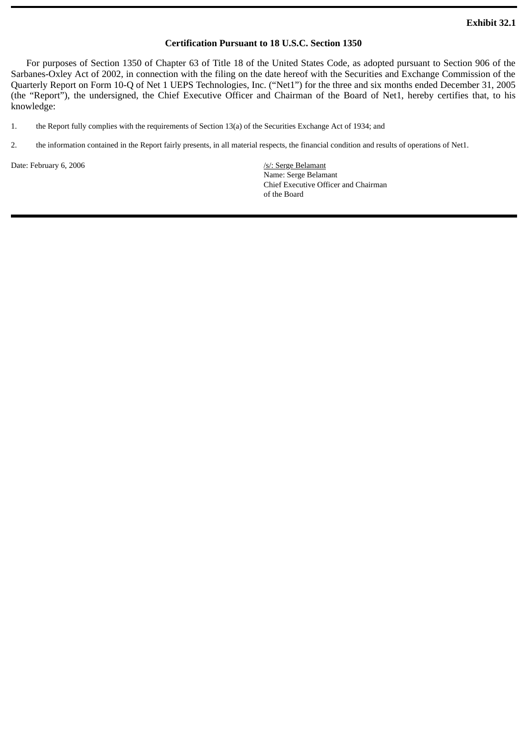**Exhibit 32.1**

**Certification Pursuant to 18 U.S.C. Section 1350**

For purposes of Section 1350 of Chapter 63 of Title 18 of the United States Code, as adopted pursuant to Section 906 of the Sarbanes-Oxley Act of 2002, in connection with the filing on the date hereof with the Securities and Exchange Commission of the Quarterly Report on Form 10-Q of Net 1 UEPS Technologies, Inc. (“Net1”) for the three and six months ended December 31, 2005 (the “Report”), the undersigned, the Chief Executive Officer and Chairman of the Board of Net1, hereby certifies that, to his knowledge:

1. the Report fully complies with the requirements of Section 13(a) of the Securities Exchange Act of 1934; and

2. the information contained in the Report fairly presents, in all material respects, the financial condition and results of operations of Net1.

Date: February 6, 2006

/s/: Serge Belamant
Name: Serge Belamant
Chief Executive Officer and Chairman
of the Board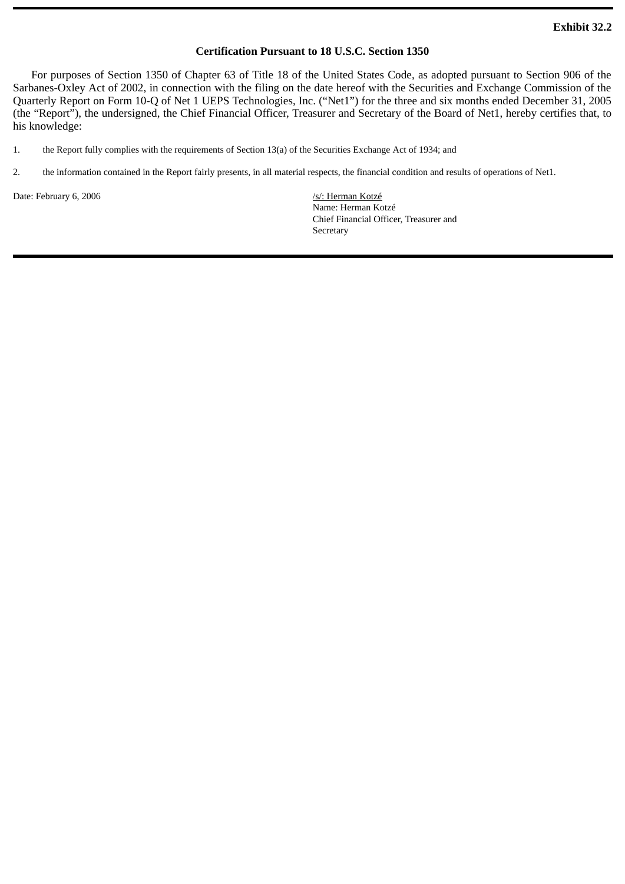**Exhibit 32.2**

**Certification Pursuant to 18 U.S.C. Section 1350**

For purposes of Section 1350 of Chapter 63 of Title 18 of the United States Code, as adopted pursuant to Section 906 of the Sarbanes-Oxley Act of 2002, in connection with the filing on the date hereof with the Securities and Exchange Commission of the Quarterly Report on Form 10-Q of Net 1 UEPS Technologies, Inc. ("Net1") for the three and six months ended December 31, 2005 (the "Report"), the undersigned, the Chief Financial Officer, Treasurer and Secretary of the Board of Net1, hereby certifies that, to his knowledge:

1. the Report fully complies with the requirements of Section 13(a) of the Securities Exchange Act of 1934; and

2. the information contained in the Report fairly presents, in all material respects, the financial condition and results of operations of Net1.

Date: February 6, 2006

/s/: Herman Kotzé
Name: Herman Kotzé
Chief Financial Officer, Treasurer and Secretary